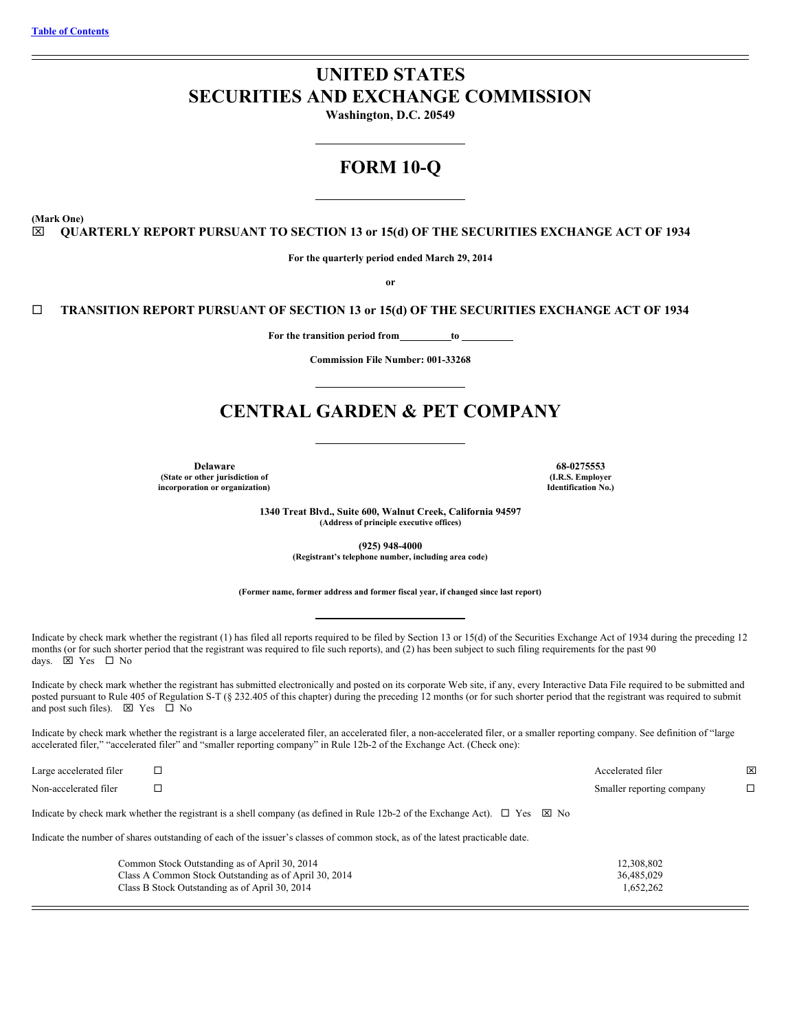Table of Contents

# UNITED STATES
# SECURITIES AND EXCHANGE COMMISSION

**Washington, D.C. 20549**

# FORM 10-Q

**(Mark One)**

☒ **QUARTERLY REPORT PURSUANT TO SECTION 13 or 15(d) OF THE SECURITIES EXCHANGE ACT OF 1934**

**For the quarterly period ended March 29, 2014**

**or**

☐ **TRANSITION REPORT PURSUANT OF SECTION 13 or 15(d) OF THE SECURITIES EXCHANGE ACT OF 1934**

**For the transition period from \_\_\_\_\_\_\_\_\_\_ to \_\_\_\_\_\_\_\_\_\_**

**Commission File Number: 001-33268**

# CENTRAL GARDEN & PET COMPANY

| **Delaware** | **68-0275553** |
|---|---|
| **(State or other jurisdiction of incorporation or organization)** | **(I.R.S. Employer Identification No.)** |

**1340 Treat Blvd., Suite 600, Walnut Creek, California 94597**
**(Address of principle executive offices)**

**(925) 948-4000**
**(Registrant's telephone number, including area code)**

**(Former name, former address and former fiscal year, if changed since last report)**

Indicate by check mark whether the registrant (1) has filed all reports required to be filed by Section 13 or 15(d) of the Securities Exchange Act of 1934 during the preceding 12 months (or for such shorter period that the registrant was required to file such reports), and (2) has been subject to such filing requirements for the past 90 days. ☒ Yes ☐ No

Indicate by check mark whether the registrant has submitted electronically and posted on its corporate Web site, if any, every Interactive Data File required to be submitted and posted pursuant to Rule 405 of Regulation S-T (§ 232.405 of this chapter) during the preceding 12 months (or for such shorter period that the registrant was required to submit and post such files). ☒ Yes ☐ No

Indicate by check mark whether the registrant is a large accelerated filer, an accelerated filer, a non-accelerated filer, or a smaller reporting company. See definition of "large accelerated filer," "accelerated filer" and "smaller reporting company" in Rule 12b-2 of the Exchange Act. (Check one):

| | | | |
|---|---|---|---|
| Large accelerated filer | ☐ | Accelerated filer | ☒ |
| Non-accelerated filer | ☐ | Smaller reporting company | ☐ |

Indicate by check mark whether the registrant is a shell company (as defined in Rule 12b-2 of the Exchange Act). ☐ Yes ☒ No

Indicate the number of shares outstanding of each of the issuer's classes of common stock, as of the latest practicable date.

| | |
|---|---|
| Common Stock Outstanding as of April 30, 2014 | 12,308,802 |
| Class A Common Stock Outstanding as of April 30, 2014 | 36,485,029 |
| Class B Stock Outstanding as of April 30, 2014 | 1,652,262 |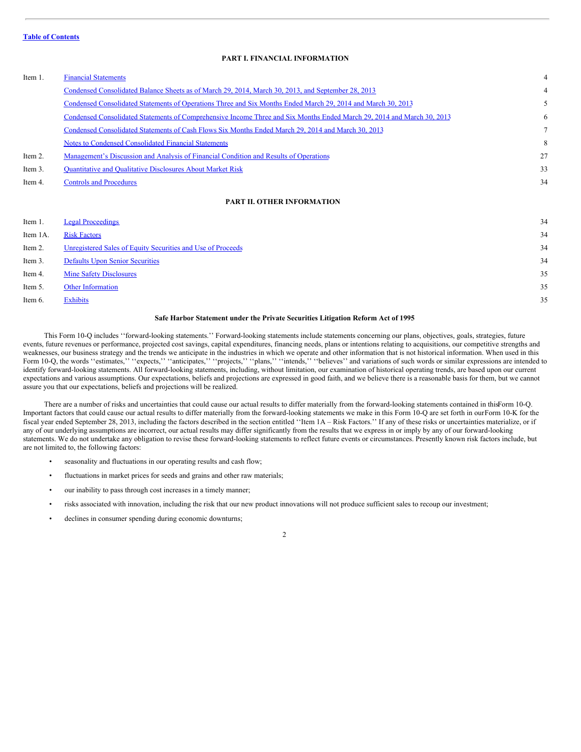**Table of Contents**

## PART I. FINANCIAL INFORMATION

| | | |
|---|---|---|
| Item 1. | Financial Statements | 4 |
| | Condensed Consolidated Balance Sheets as of March 29, 2014, March 30, 2013, and September 28, 2013 | 4 |
| | Condensed Consolidated Statements of Operations Three and Six Months Ended March 29, 2014 and March 30, 2013 | 5 |
| | Condensed Consolidated Statements of Comprehensive Income Three and Six Months Ended March 29, 2014 and March 30, 2013 | 6 |
| | Condensed Consolidated Statements of Cash Flows Six Months Ended March 29, 2014 and March 30, 2013 | 7 |
| | Notes to Condensed Consolidated Financial Statements | 8 |
| Item 2. | Management's Discussion and Analysis of Financial Condition and Results of Operations | 27 |
| Item 3. | Quantitative and Qualitative Disclosures About Market Risk | 33 |
| Item 4. | Controls and Procedures | 34 |

## PART II. OTHER INFORMATION

| | | |
|---|---|---|
| Item 1. | Legal Proceedings | 34 |
| Item 1A. | Risk Factors | 34 |
| Item 2. | Unregistered Sales of Equity Securities and Use of Proceeds | 34 |
| Item 3. | Defaults Upon Senior Securities | 34 |
| Item 4. | Mine Safety Disclosures | 35 |
| Item 5. | Other Information | 35 |
| Item 6. | Exhibits | 35 |

### Safe Harbor Statement under the Private Securities Litigation Reform Act of 1995

This Form 10-Q includes ''forward-looking statements.'' Forward-looking statements include statements concerning our plans, objectives, goals, strategies, future events, future revenues or performance, projected cost savings, capital expenditures, financing needs, plans or intentions relating to acquisitions, our competitive strengths and weaknesses, our business strategy and the trends we anticipate in the industries in which we operate and other information that is not historical information. When used in this Form 10-Q, the words ''estimates,'' ''expects,'' ''anticipates,'' ''projects,'' ''plans,'' ''intends,'' ''believes'' and variations of such words or similar expressions are intended to identify forward-looking statements. All forward-looking statements, including, without limitation, our examination of historical operating trends, are based upon our current expectations and various assumptions. Our expectations, beliefs and projections are expressed in good faith, and we believe there is a reasonable basis for them, but we cannot assure you that our expectations, beliefs and projections will be realized.

There are a number of risks and uncertainties that could cause our actual results to differ materially from the forward-looking statements contained in this Form 10-Q. Important factors that could cause our actual results to differ materially from the forward-looking statements we make in this Form 10-Q are set forth in our Form 10-K for the fiscal year ended September 28, 2013, including the factors described in the section entitled ''Item 1A – Risk Factors.'' If any of these risks or uncertainties materialize, or if any of our underlying assumptions are incorrect, our actual results may differ significantly from the results that we express in or imply by any of our forward-looking statements. We do not undertake any obligation to revise these forward-looking statements to reflect future events or circumstances. Presently known risk factors include, but are not limited to, the following factors:

- seasonality and fluctuations in our operating results and cash flow;
- fluctuations in market prices for seeds and grains and other raw materials;
- our inability to pass through cost increases in a timely manner;
- risks associated with innovation, including the risk that our new product innovations will not produce sufficient sales to recoup our investment;
- declines in consumer spending during economic downturns;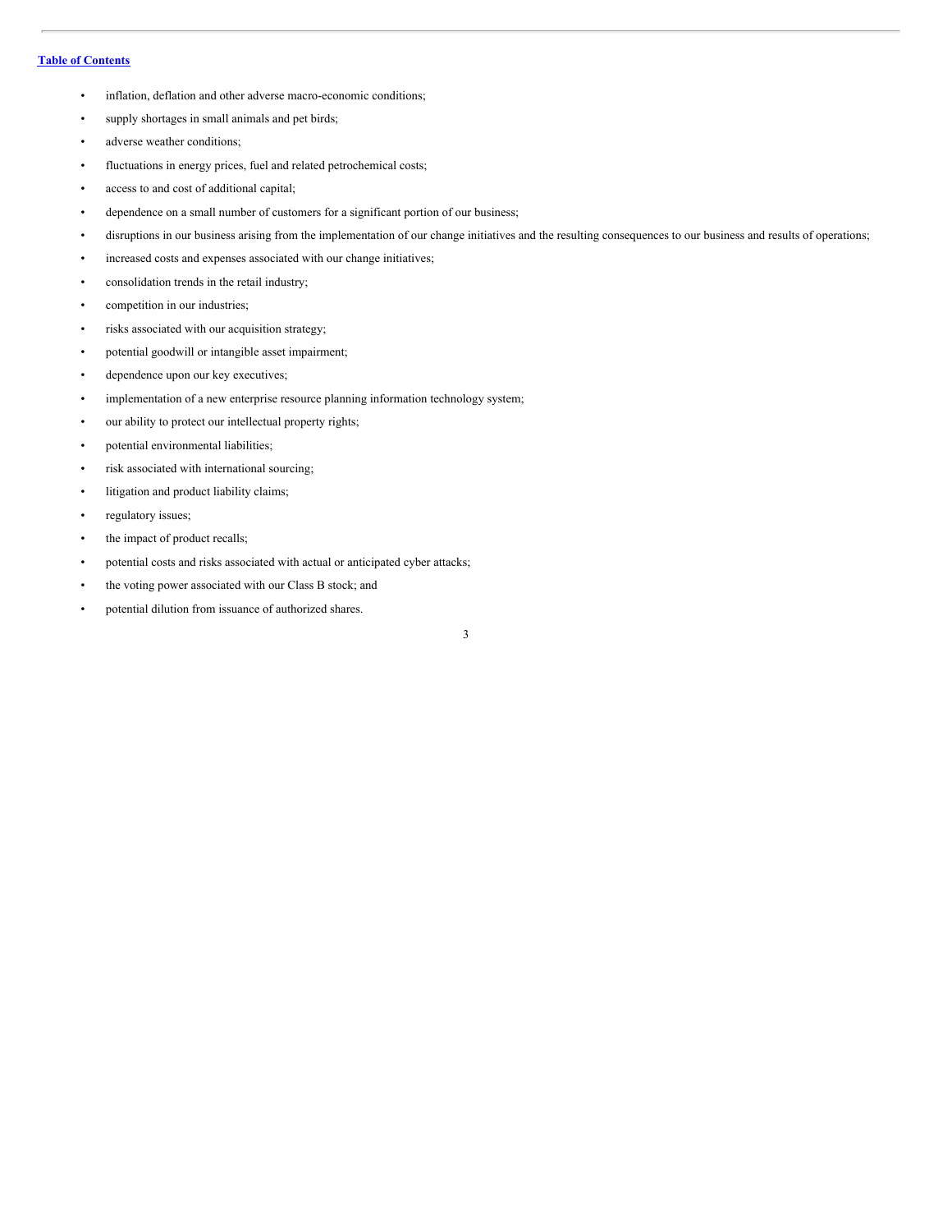- inflation, deflation and other adverse macro-economic conditions;
- supply shortages in small animals and pet birds;
- adverse weather conditions;
- fluctuations in energy prices, fuel and related petrochemical costs;
- access to and cost of additional capital;
- dependence on a small number of customers for a significant portion of our business;
- disruptions in our business arising from the implementation of our change initiatives and the resulting consequences to our business and results of operations;
- increased costs and expenses associated with our change initiatives;
- consolidation trends in the retail industry;
- competition in our industries;
- risks associated with our acquisition strategy;
- potential goodwill or intangible asset impairment;
- dependence upon our key executives;
- implementation of a new enterprise resource planning information technology system;
- our ability to protect our intellectual property rights;
- potential environmental liabilities;
- risk associated with international sourcing;
- litigation and product liability claims;
- regulatory issues;
- the impact of product recalls;
- potential costs and risks associated with actual or anticipated cyber attacks;
- the voting power associated with our Class B stock; and
- potential dilution from issuance of authorized shares.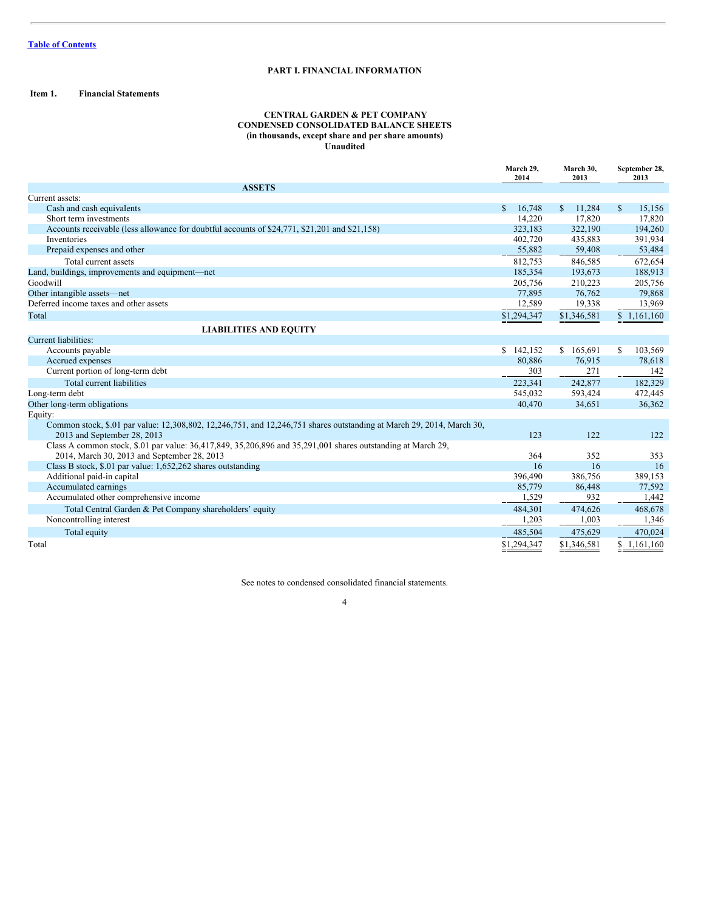Table of Contents

# PART I. FINANCIAL INFORMATION

## Item 1. Financial Statements

### CENTRAL GARDEN & PET COMPANY
### CONDENSED CONSOLIDATED BALANCE SHEETS
### (in thousands, except share and per share amounts)
### Unaudited

| | March 29, 2014 | March 30, 2013 | September 28, 2013 |
|---|---|---|---|
| **ASSETS** | | | |
| Current assets: | | | |
| Cash and cash equivalents | $ 16,748 | $ 11,284 | $ 15,156 |
| Short term investments | 14,220 | 17,820 | 17,820 |
| Accounts receivable (less allowance for doubtful accounts of $24,771, $21,201 and $21,158) | 323,183 | 322,190 | 194,260 |
| Inventories | 402,720 | 435,883 | 391,934 |
| Prepaid expenses and other | 55,882 | 59,408 | 53,484 |
| Total current assets | 812,753 | 846,585 | 672,654 |
| Land, buildings, improvements and equipment—net | 185,354 | 193,673 | 188,913 |
| Goodwill | 205,756 | 210,223 | 205,756 |
| Other intangible assets—net | 77,895 | 76,762 | 79,868 |
| Deferred income taxes and other assets | 12,589 | 19,338 | 13,969 |
| Total | $1,294,347 | $1,346,581 | $ 1,161,160 |
| **LIABILITIES AND EQUITY** | | | |
| Current liabilities: | | | |
| Accounts payable | $ 142,152 | $ 165,691 | $ 103,569 |
| Accrued expenses | 80,886 | 76,915 | 78,618 |
| Current portion of long-term debt | 303 | 271 | 142 |
| Total current liabilities | 223,341 | 242,877 | 182,329 |
| Long-term debt | 545,032 | 593,424 | 472,445 |
| Other long-term obligations | 40,470 | 34,651 | 36,362 |
| Equity: | | | |
| Common stock, $.01 par value: 12,308,802, 12,246,751, and 12,246,751 shares outstanding at March 29, 2014, March 30, 2013 and September 28, 2013 | 123 | 122 | 122 |
| Class A common stock, $.01 par value: 36,417,849, 35,206,896 and 35,291,001 shares outstanding at March 29, 2014, March 30, 2013 and September 28, 2013 | 364 | 352 | 353 |
| Class B stock, $.01 par value: 1,652,262 shares outstanding | 16 | 16 | 16 |
| Additional paid-in capital | 396,490 | 386,756 | 389,153 |
| Accumulated earnings | 85,779 | 86,448 | 77,592 |
| Accumulated other comprehensive income | 1,529 | 932 | 1,442 |
| Total Central Garden & Pet Company shareholders' equity | 484,301 | 474,626 | 468,678 |
| Noncontrolling interest | 1,203 | 1,003 | 1,346 |
| Total equity | 485,504 | 475,629 | 470,024 |
| Total | $1,294,347 | $1,346,581 | $ 1,161,160 |

See notes to condensed consolidated financial statements.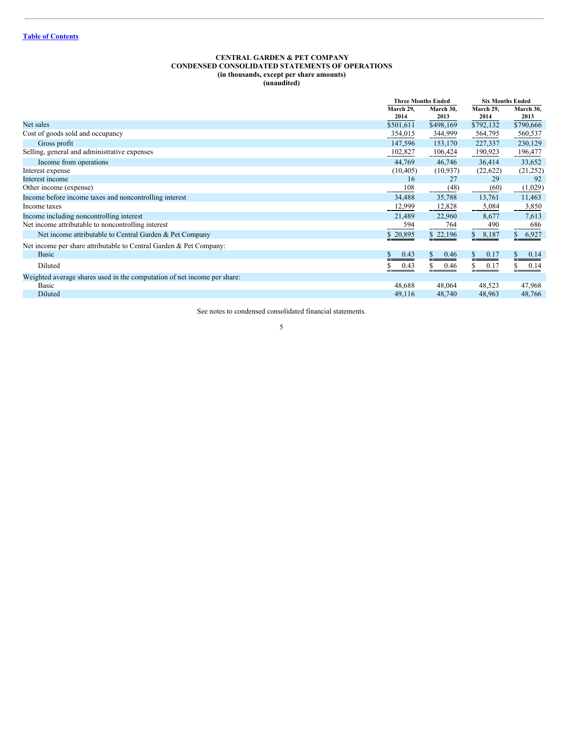[Table of Contents](#)

# CENTRAL GARDEN & PET COMPANY
## CONDENSED CONSOLIDATED STATEMENTS OF OPERATIONS
### (in thousands, except per share amounts)
### (unaudited)

| | Three Months Ended | | Six Months Ended | |
|---|---|---|---|---|
| | March 29, 2014 | March 30, 2013 | March 29, 2014 | March 30, 2013 |
| Net sales | $501,611 | $498,169 | $792,132 | $790,666 |
| Cost of goods sold and occupancy | 354,015 | 344,999 | 564,795 | 560,537 |
| Gross profit | 147,596 | 153,170 | 227,337 | 230,129 |
| Selling, general and administrative expenses | 102,827 | 106,424 | 190,923 | 196,477 |
| Income from operations | 44,769 | 46,746 | 36,414 | 33,652 |
| Interest expense | (10,405) | (10,937) | (22,622) | (21,252) |
| Interest income | 16 | 27 | 29 | 92 |
| Other income (expense) | 108 | (48) | (60) | (1,029) |
| Income before income taxes and noncontrolling interest | 34,488 | 35,788 | 13,761 | 11,463 |
| Income taxes | 12,999 | 12,828 | 5,084 | 3,850 |
| Income including noncontrolling interest | 21,489 | 22,960 | 8,677 | 7,613 |
| Net income attributable to noncontrolling interest | 594 | 764 | 490 | 686 |
| Net income attributable to Central Garden & Pet Company | $ 20,895 | $ 22,196 | $ 8,187 | $ 6,927 |
| Net income per share attributable to Central Garden & Pet Company: | | | | |
| Basic | $ 0.43 | $ 0.46 | $ 0.17 | $ 0.14 |
| Diluted | $ 0.43 | $ 0.46 | $ 0.17 | $ 0.14 |
| Weighted average shares used in the computation of net income per share: | | | | |
| Basic | 48,688 | 48,064 | 48,523 | 47,968 |
| Diluted | 49,116 | 48,740 | 48,963 | 48,766 |

See notes to condensed consolidated financial statements.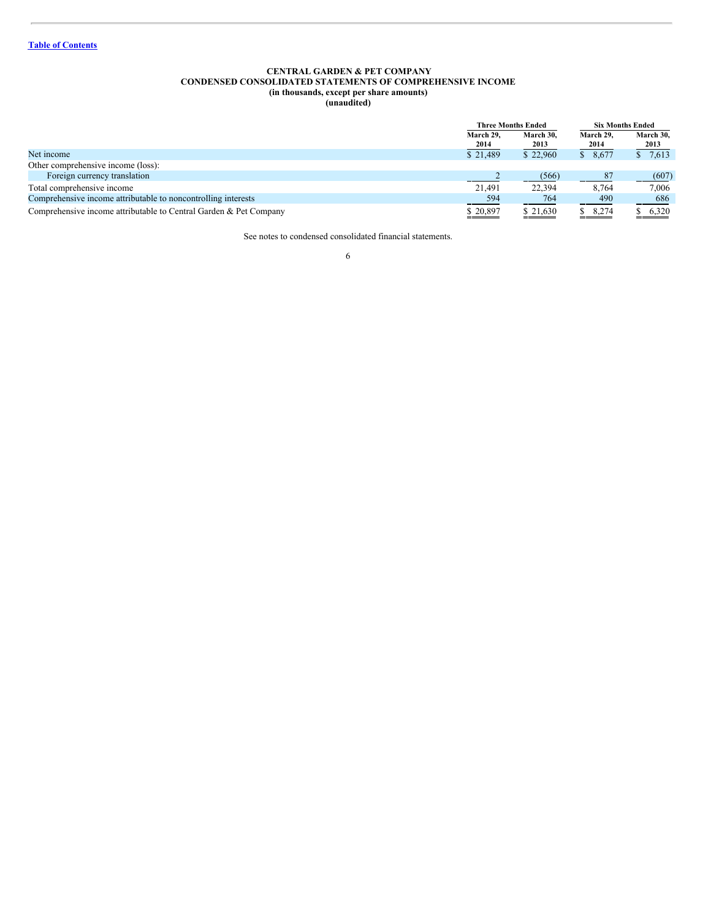**Table of Contents**

**CENTRAL GARDEN & PET COMPANY**
**CONDENSED CONSOLIDATED STATEMENTS OF COMPREHENSIVE INCOME**
**(in thousands, except per share amounts)**
**(unaudited)**

| | Three Months Ended | | Six Months Ended | |
|---|---|---|---|---|
| | March 29, 2014 | March 30, 2013 | March 29, 2014 | March 30, 2013 |
| Net income | $ 21,489 | $ 22,960 | $ 8,677 | $ 7,613 |
| Other comprehensive income (loss): | | | | |
| Foreign currency translation | 2 | (566) | 87 | (607) |
| Total comprehensive income | 21,491 | 22,394 | 8,764 | 7,006 |
| Comprehensive income attributable to noncontrolling interests | 594 | 764 | 490 | 686 |
| Comprehensive income attributable to Central Garden & Pet Company | $ 20,897 | $ 21,630 | $ 8,274 | $ 6,320 |

See notes to condensed consolidated financial statements.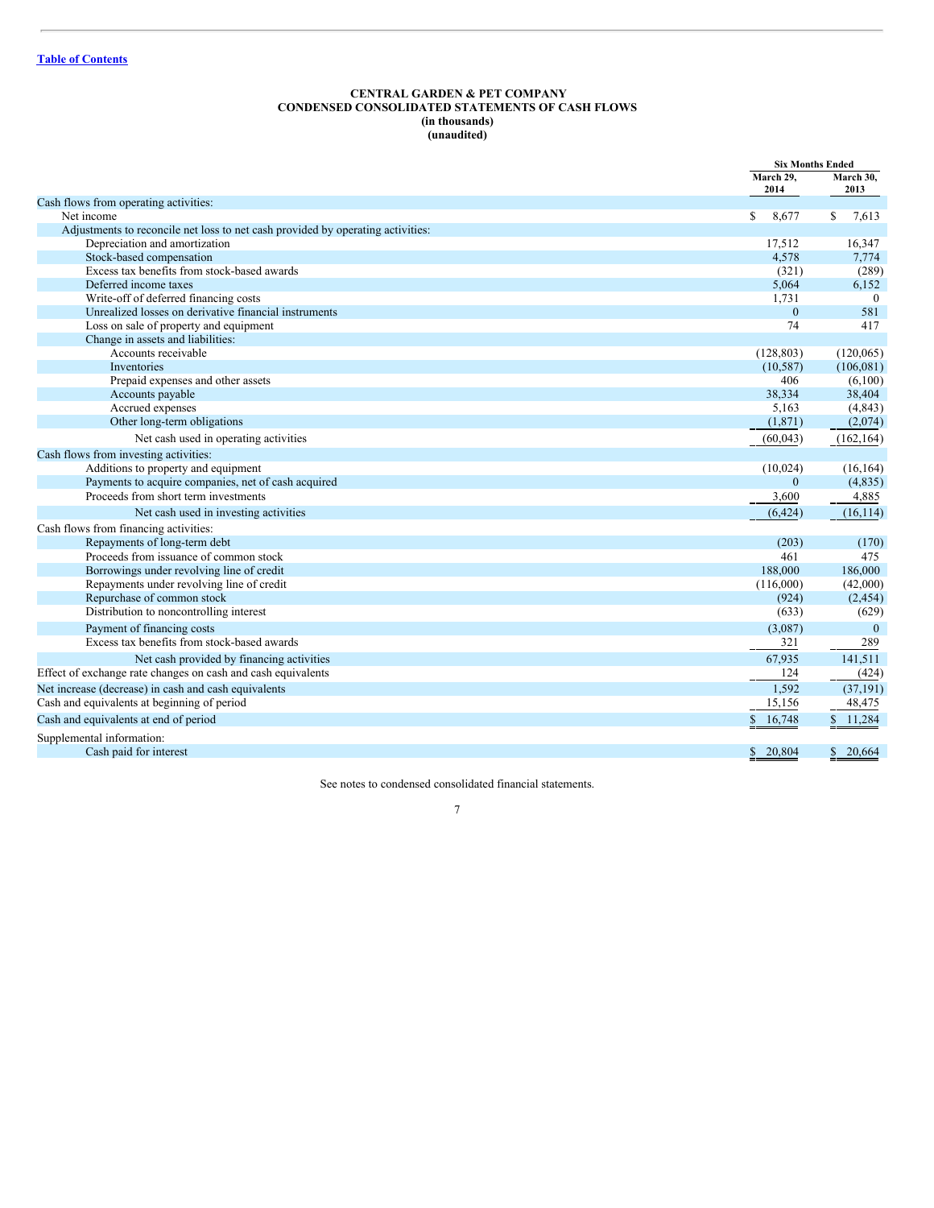# CENTRAL GARDEN & PET COMPANY
## CONDENSED CONSOLIDATED STATEMENTS OF CASH FLOWS
### (in thousands)
### (unaudited)

| | Six Months Ended | |
|---|---|---|
| | March 29, 2014 | March 30, 2013 |
| Cash flows from operating activities: | | |
| Net income | $ 8,677 | $ 7,613 |
| Adjustments to reconcile net loss to net cash provided by operating activities: | | |
| Depreciation and amortization | 17,512 | 16,347 |
| Stock-based compensation | 4,578 | 7,774 |
| Excess tax benefits from stock-based awards | (321) | (289) |
| Deferred income taxes | 5,064 | 6,152 |
| Write-off of deferred financing costs | 1,731 | 0 |
| Unrealized losses on derivative financial instruments | 0 | 581 |
| Loss on sale of property and equipment | 74 | 417 |
| Change in assets and liabilities: | | |
| Accounts receivable | (128,803) | (120,065) |
| Inventories | (10,587) | (106,081) |
| Prepaid expenses and other assets | 406 | (6,100) |
| Accounts payable | 38,334 | 38,404 |
| Accrued expenses | 5,163 | (4,843) |
| Other long-term obligations | (1,871) | (2,074) |
| Net cash used in operating activities | (60,043) | (162,164) |
| Cash flows from investing activities: | | |
| Additions to property and equipment | (10,024) | (16,164) |
| Payments to acquire companies, net of cash acquired | 0 | (4,835) |
| Proceeds from short term investments | 3,600 | 4,885 |
| Net cash used in investing activities | (6,424) | (16,114) |
| Cash flows from financing activities: | | |
| Repayments of long-term debt | (203) | (170) |
| Proceeds from issuance of common stock | 461 | 475 |
| Borrowings under revolving line of credit | 188,000 | 186,000 |
| Repayments under revolving line of credit | (116,000) | (42,000) |
| Repurchase of common stock | (924) | (2,454) |
| Distribution to noncontrolling interest | (633) | (629) |
| Payment of financing costs | (3,087) | 0 |
| Excess tax benefits from stock-based awards | 321 | 289 |
| Net cash provided by financing activities | 67,935 | 141,511 |
| Effect of exchange rate changes on cash and cash equivalents | 124 | (424) |
| Net increase (decrease) in cash and cash equivalents | 1,592 | (37,191) |
| Cash and equivalents at beginning of period | 15,156 | 48,475 |
| Cash and equivalents at end of period | $ 16,748 | $ 11,284 |
| Supplemental information: | | |
| Cash paid for interest | $ 20,804 | $ 20,664 |

See notes to condensed consolidated financial statements.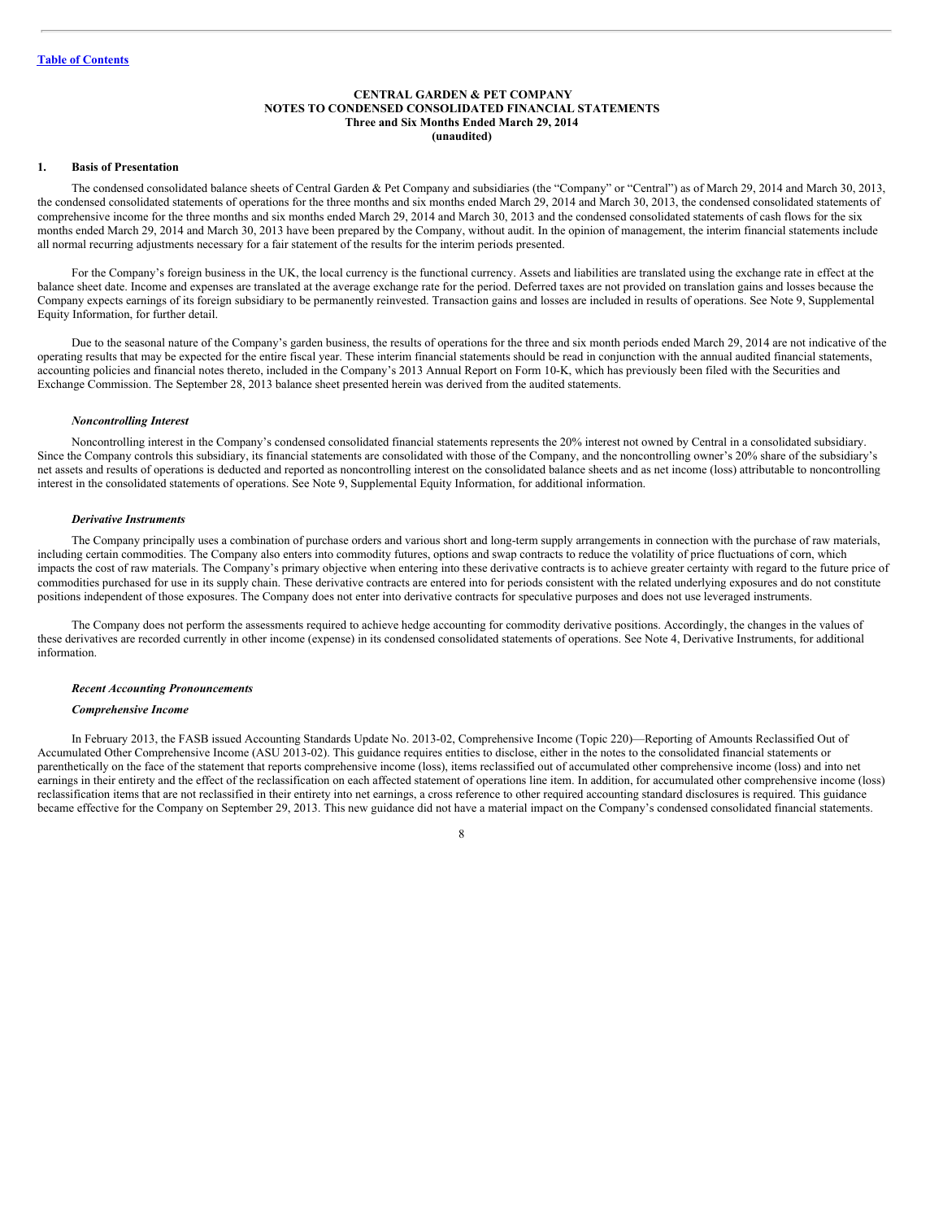**CENTRAL GARDEN & PET COMPANY**
**NOTES TO CONDENSED CONSOLIDATED FINANCIAL STATEMENTS**
**Three and Six Months Ended March 29, 2014**
**(unaudited)**

## 1. Basis of Presentation

The condensed consolidated balance sheets of Central Garden & Pet Company and subsidiaries (the "Company" or "Central") as of March 29, 2014 and March 30, 2013, the condensed consolidated statements of operations for the three months and six months ended March 29, 2014 and March 30, 2013, the condensed consolidated statements of comprehensive income for the three months and six months ended March 29, 2014 and March 30, 2013 and the condensed consolidated statements of cash flows for the six months ended March 29, 2014 and March 30, 2013 have been prepared by the Company, without audit. In the opinion of management, the interim financial statements include all normal recurring adjustments necessary for a fair statement of the results for the interim periods presented.

For the Company's foreign business in the UK, the local currency is the functional currency. Assets and liabilities are translated using the exchange rate in effect at the balance sheet date. Income and expenses are translated at the average exchange rate for the period. Deferred taxes are not provided on translation gains and losses because the Company expects earnings of its foreign subsidiary to be permanently reinvested. Transaction gains and losses are included in results of operations. See Note 9, Supplemental Equity Information, for further detail.

Due to the seasonal nature of the Company's garden business, the results of operations for the three and six month periods ended March 29, 2014 are not indicative of the operating results that may be expected for the entire fiscal year. These interim financial statements should be read in conjunction with the annual audited financial statements, accounting policies and financial notes thereto, included in the Company's 2013 Annual Report on Form 10-K, which has previously been filed with the Securities and Exchange Commission. The September 28, 2013 balance sheet presented herein was derived from the audited statements.

### *Noncontrolling Interest*

Noncontrolling interest in the Company's condensed consolidated financial statements represents the 20% interest not owned by Central in a consolidated subsidiary. Since the Company controls this subsidiary, its financial statements are consolidated with those of the Company, and the noncontrolling owner's 20% share of the subsidiary's net assets and results of operations is deducted and reported as noncontrolling interest on the consolidated balance sheets and as net income (loss) attributable to noncontrolling interest in the consolidated statements of operations. See Note 9, Supplemental Equity Information, for additional information.

### *Derivative Instruments*

The Company principally uses a combination of purchase orders and various short and long-term supply arrangements in connection with the purchase of raw materials, including certain commodities. The Company also enters into commodity futures, options and swap contracts to reduce the volatility of price fluctuations of corn, which impacts the cost of raw materials. The Company's primary objective when entering into these derivative contracts is to achieve greater certainty with regard to the future price of commodities purchased for use in its supply chain. These derivative contracts are entered into for periods consistent with the related underlying exposures and do not constitute positions independent of those exposures. The Company does not enter into derivative contracts for speculative purposes and does not use leveraged instruments.

The Company does not perform the assessments required to achieve hedge accounting for commodity derivative positions. Accordingly, the changes in the values of these derivatives are recorded currently in other income (expense) in its condensed consolidated statements of operations. See Note 4, Derivative Instruments, for additional information.

### *Recent Accounting Pronouncements*

#### *Comprehensive Income*

In February 2013, the FASB issued Accounting Standards Update No. 2013-02, Comprehensive Income (Topic 220)—Reporting of Amounts Reclassified Out of Accumulated Other Comprehensive Income (ASU 2013-02). This guidance requires entities to disclose, either in the notes to the consolidated financial statements or parenthetically on the face of the statement that reports comprehensive income (loss), items reclassified out of accumulated other comprehensive income (loss) and into net earnings in their entirety and the effect of the reclassification on each affected statement of operations line item. In addition, for accumulated other comprehensive income (loss) reclassification items that are not reclassified in their entirety into net earnings, a cross reference to other required accounting standard disclosures is required. This guidance became effective for the Company on September 29, 2013. This new guidance did not have a material impact on the Company's condensed consolidated financial statements.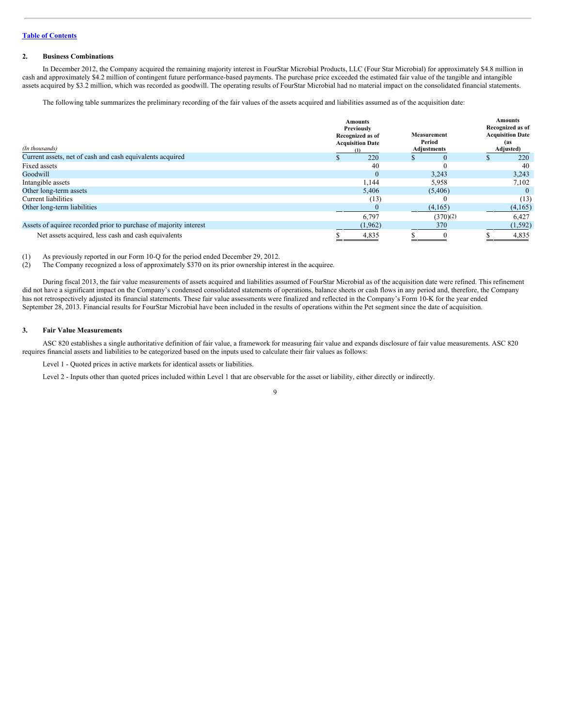[Table of Contents](#)

## 2. Business Combinations

In December 2012, the Company acquired the remaining majority interest in FourStar Microbial Products, LLC (Four Star Microbial) for approximately $4.8 million in cash and approximately $4.2 million of contingent future performance-based payments. The purchase price exceeded the estimated fair value of the tangible and intangible assets acquired by $3.2 million, which was recorded as goodwill. The operating results of FourStar Microbial had no material impact on the consolidated financial statements.

The following table summarizes the preliminary recording of the fair values of the assets acquired and liabilities assumed as of the acquisition date:

| *(In thousands)* | Amounts Previously Recognized as of Acquisition Date (1) | Measurement Period Adjustments | Amounts Recognized as of Acquisition Date (as Adjusted) |
|---|---|---|---|
| Current assets, net of cash and cash equivalents acquired | $ 220 | $ 0 | $ 220 |
| Fixed assets | 40 | 0 | 40 |
| Goodwill | 0 | 3,243 | 3,243 |
| Intangible assets | 1,144 | 5,958 | 7,102 |
| Other long-term assets | 5,406 | (5,406) | 0 |
| Current liabilities | (13) | 0 | (13) |
| Other long-term liabilities | 0 | (4,165) | (4,165) |
| | 6,797 | (370)(2) | 6,427 |
| Assets of aquiree recorded prior to purchase of majority interest | (1,962) | 370 | (1,592) |
| Net assets acquired, less cash and cash equivalents | $ 4,835 | $ 0 | $ 4,835 |

(1) As previously reported in our Form 10-Q for the period ended December 29, 2012.

(2) The Company recognized a loss of approximately $370 on its prior ownership interest in the acquiree.

During fiscal 2013, the fair value measurements of assets acquired and liabilities assumed of FourStar Microbial as of the acquisition date were refined. This refinement did not have a significant impact on the Company's condensed consolidated statements of operations, balance sheets or cash flows in any period and, therefore, the Company has not retrospectively adjusted its financial statements. These fair value assessments were finalized and reflected in the Company's Form 10-K for the year ended September 28, 2013. Financial results for FourStar Microbial have been included in the results of operations within the Pet segment since the date of acquisition.

## 3. Fair Value Measurements

ASC 820 establishes a single authoritative definition of fair value, a framework for measuring fair value and expands disclosure of fair value measurements. ASC 820 requires financial assets and liabilities to be categorized based on the inputs used to calculate their fair values as follows:

Level 1 - Quoted prices in active markets for identical assets or liabilities.

Level 2 - Inputs other than quoted prices included within Level 1 that are observable for the asset or liability, either directly or indirectly.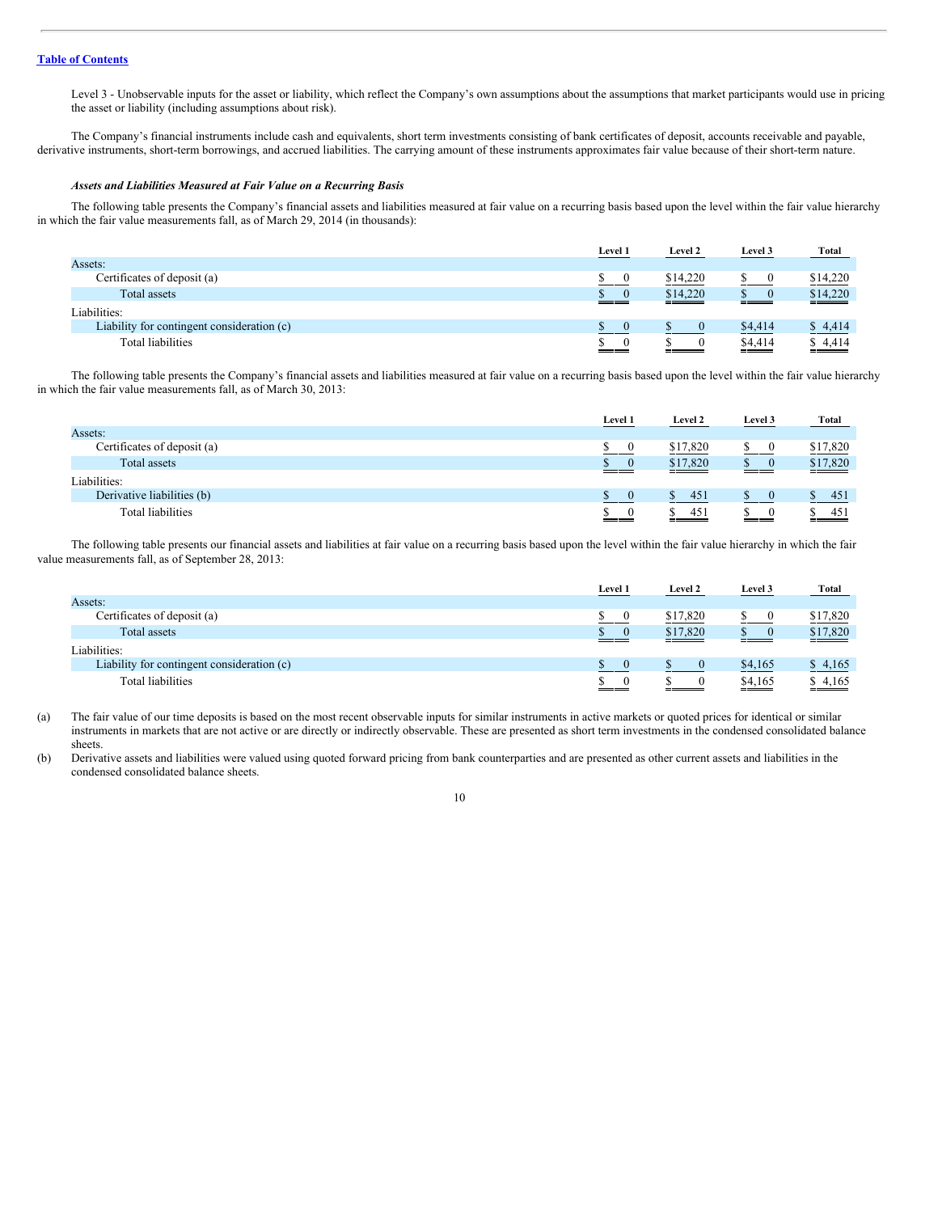Level 3 - Unobservable inputs for the asset or liability, which reflect the Company's own assumptions about the assumptions that market participants would use in pricing the asset or liability (including assumptions about risk).

The Company's financial instruments include cash and equivalents, short term investments consisting of bank certificates of deposit, accounts receivable and payable, derivative instruments, short-term borrowings, and accrued liabilities. The carrying amount of these instruments approximates fair value because of their short-term nature.

***Assets and Liabilities Measured at Fair Value on a Recurring Basis***

The following table presents the Company's financial assets and liabilities measured at fair value on a recurring basis based upon the level within the fair value hierarchy in which the fair value measurements fall, as of March 29, 2014 (in thousands):

| | Level 1 | Level 2 | Level 3 | Total |
|---|---|---|---|---|
| Assets: | | | | |
| Certificates of deposit (a) | $ 0 | $14,220 | $ 0 | $14,220 |
| Total assets | $ 0 | $14,220 | $ 0 | $14,220 |
| Liabilities: | | | | |
| Liability for contingent consideration (c) | $ 0 | $ 0 | $4,414 | $ 4,414 |
| Total liabilities | $ 0 | $ 0 | $4,414 | $ 4,414 |

The following table presents the Company's financial assets and liabilities measured at fair value on a recurring basis based upon the level within the fair value hierarchy in which the fair value measurements fall, as of March 30, 2013:

| | Level 1 | Level 2 | Level 3 | Total |
|---|---|---|---|---|
| Assets: | | | | |
| Certificates of deposit (a) | $ 0 | $17,820 | $ 0 | $17,820 |
| Total assets | $ 0 | $17,820 | $ 0 | $17,820 |
| Liabilities: | | | | |
| Derivative liabilities (b) | $ 0 | $ 451 | $ 0 | $ 451 |
| Total liabilities | $ 0 | $ 451 | $ 0 | $ 451 |

The following table presents our financial assets and liabilities at fair value on a recurring basis based upon the level within the fair value hierarchy in which the fair value measurements fall, as of September 28, 2013:

| | Level 1 | Level 2 | Level 3 | Total |
|---|---|---|---|---|
| Assets: | | | | |
| Certificates of deposit (a) | $ 0 | $17,820 | $ 0 | $17,820 |
| Total assets | $ 0 | $17,820 | $ 0 | $17,820 |
| Liabilities: | | | | |
| Liability for contingent consideration (c) | $ 0 | $ 0 | $4,165 | $ 4,165 |
| Total liabilities | $ 0 | $ 0 | $4,165 | $ 4,165 |

(a) The fair value of our time deposits is based on the most recent observable inputs for similar instruments in active markets or quoted prices for identical or similar instruments in markets that are not active or are directly or indirectly observable. These are presented as short term investments in the condensed consolidated balance sheets.

(b) Derivative assets and liabilities were valued using quoted forward pricing from bank counterparties and are presented as other current assets and liabilities in the condensed consolidated balance sheets.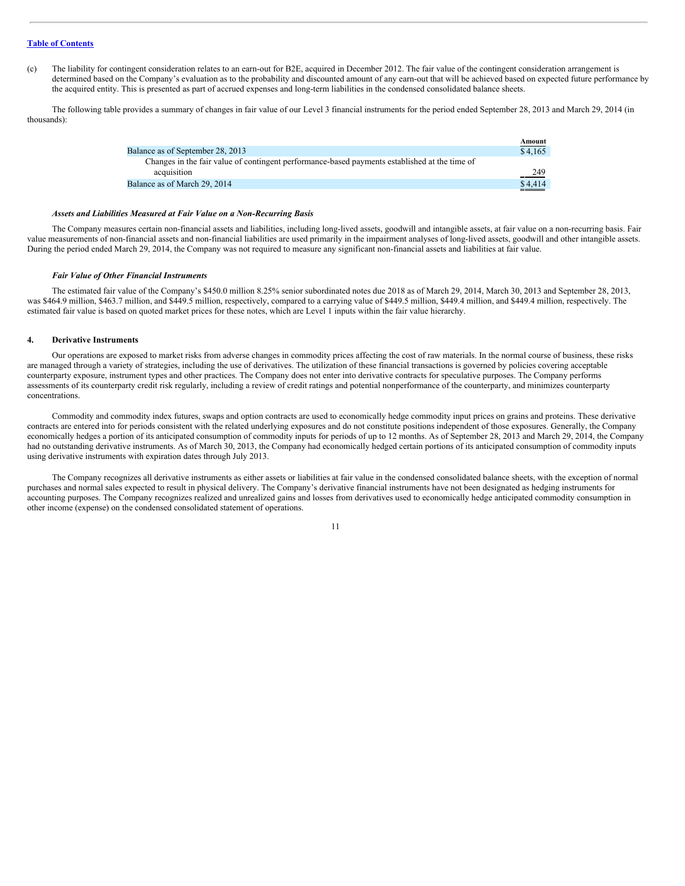Table of Contents

(c) The liability for contingent consideration relates to an earn-out for B2E, acquired in December 2012. The fair value of the contingent consideration arrangement is determined based on the Company's evaluation as to the probability and discounted amount of any earn-out that will be achieved based on expected future performance by the acquired entity. This is presented as part of accrued expenses and long-term liabilities in the condensed consolidated balance sheets.

The following table provides a summary of changes in fair value of our Level 3 financial instruments for the period ended September 28, 2013 and March 29, 2014 (in thousands):

| | Amount |
|---|---|
| Balance as of September 28, 2013 | $ 4,165 |
| Changes in the fair value of contingent performance-based payments established at the time of acquisition | 249 |
| Balance as of March 29, 2014 | $ 4,414 |

***Assets and Liabilities Measured at Fair Value on a Non-Recurring Basis***

The Company measures certain non-financial assets and liabilities, including long-lived assets, goodwill and intangible assets, at fair value on a non-recurring basis. Fair value measurements of non-financial assets and non-financial liabilities are used primarily in the impairment analyses of long-lived assets, goodwill and other intangible assets. During the period ended March 29, 2014, the Company was not required to measure any significant non-financial assets and liabilities at fair value.

***Fair Value of Other Financial Instruments***

The estimated fair value of the Company's $450.0 million 8.25% senior subordinated notes due 2018 as of March 29, 2014, March 30, 2013 and September 28, 2013, was $464.9 million, $463.7 million, and $449.5 million, respectively, compared to a carrying value of $449.5 million, $449.4 million, and $449.4 million, respectively. The estimated fair value is based on quoted market prices for these notes, which are Level 1 inputs within the fair value hierarchy.

## 4. Derivative Instruments

Our operations are exposed to market risks from adverse changes in commodity prices affecting the cost of raw materials. In the normal course of business, these risks are managed through a variety of strategies, including the use of derivatives. The utilization of these financial transactions is governed by policies covering acceptable counterparty exposure, instrument types and other practices. The Company does not enter into derivative contracts for speculative purposes. The Company performs assessments of its counterparty credit risk regularly, including a review of credit ratings and potential nonperformance of the counterparty, and minimizes counterparty concentrations.

Commodity and commodity index futures, swaps and option contracts are used to economically hedge commodity input prices on grains and proteins. These derivative contracts are entered into for periods consistent with the related underlying exposures and do not constitute positions independent of those exposures. Generally, the Company economically hedges a portion of its anticipated consumption of commodity inputs for periods of up to 12 months. As of September 28, 2013 and March 29, 2014, the Company had no outstanding derivative instruments. As of March 30, 2013, the Company had economically hedged certain portions of its anticipated consumption of commodity inputs using derivative instruments with expiration dates through July 2013.

The Company recognizes all derivative instruments as either assets or liabilities at fair value in the condensed consolidated balance sheets, with the exception of normal purchases and normal sales expected to result in physical delivery. The Company's derivative financial instruments have not been designated as hedging instruments for accounting purposes. The Company recognizes realized and unrealized gains and losses from derivatives used to economically hedge anticipated commodity consumption in other income (expense) on the condensed consolidated statement of operations.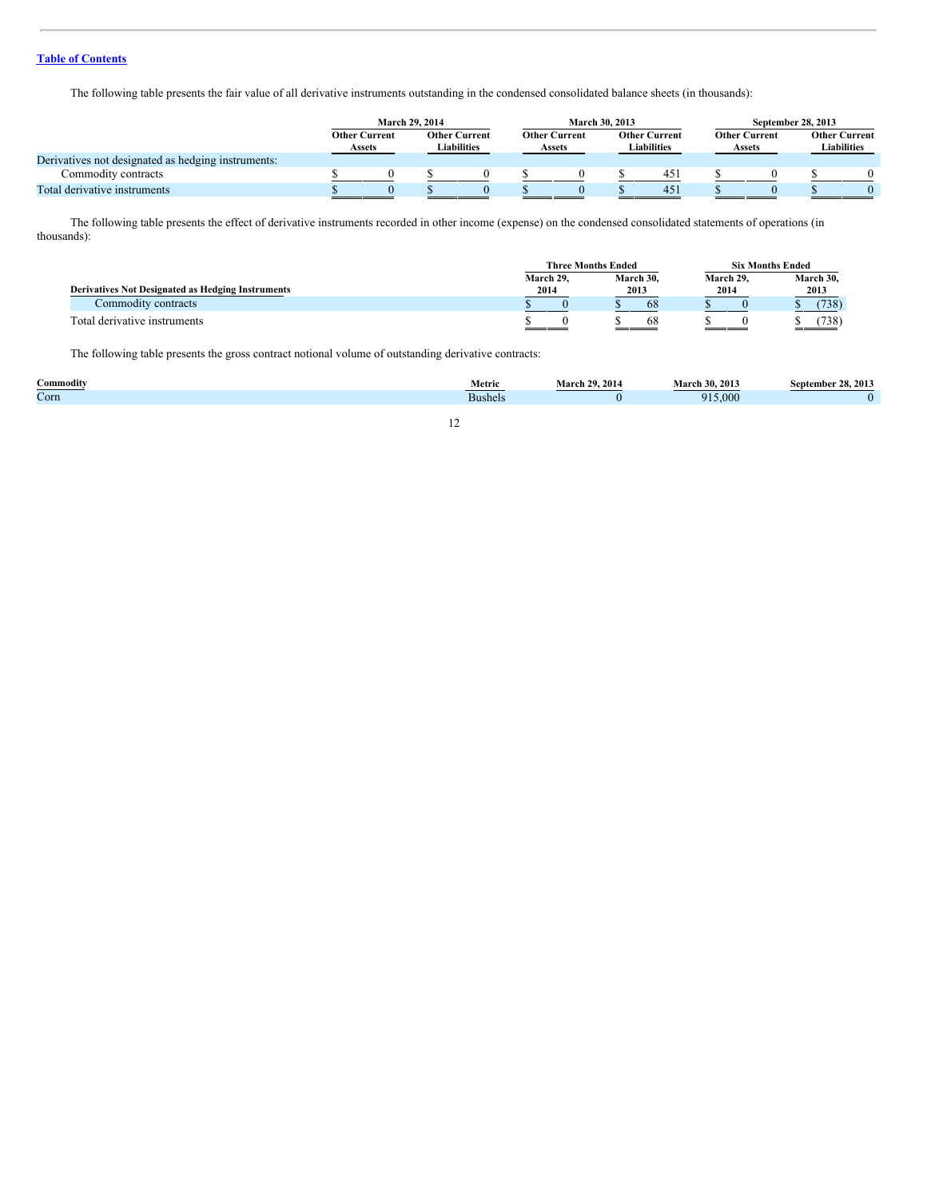[Table of Contents](#)

The following table presents the fair value of all derivative instruments outstanding in the condensed consolidated balance sheets (in thousands):

| | March 29, 2014 | | March 30, 2013 | | September 28, 2013 | |
|---|---|---|---|---|---|---|
| | Other Current Assets | Other Current Liabilities | Other Current Assets | Other Current Liabilities | Other Current Assets | Other Current Liabilities |
| Derivatives not designated as hedging instruments: | | | | | | |
| Commodity contracts | $ 0 | $ 0 | $ 0 | $ 451 | $ 0 | $ 0 |
| Total derivative instruments | $ 0 | $ 0 | $ 0 | $ 451 | $ 0 | $ 0 |

The following table presents the effect of derivative instruments recorded in other income (expense) on the condensed consolidated statements of operations (in thousands):

| | Three Months Ended | | Six Months Ended | |
|---|---|---|---|---|
| Derivatives Not Designated as Hedging Instruments | March 29, 2014 | March 30, 2013 | March 29, 2014 | March 30, 2013 |
| Commodity contracts | $ 0 | $ 68 | $ 0 | $ (738) |
| Total derivative instruments | $ 0 | $ 68 | $ 0 | $ (738) |

The following table presents the gross contract notional volume of outstanding derivative contracts:

| Commodity | Metric | March 29, 2014 | March 30, 2013 | September 28, 2013 |
|---|---|---|---|---|
| Corn | Bushels | 0 | 915,000 | 0 |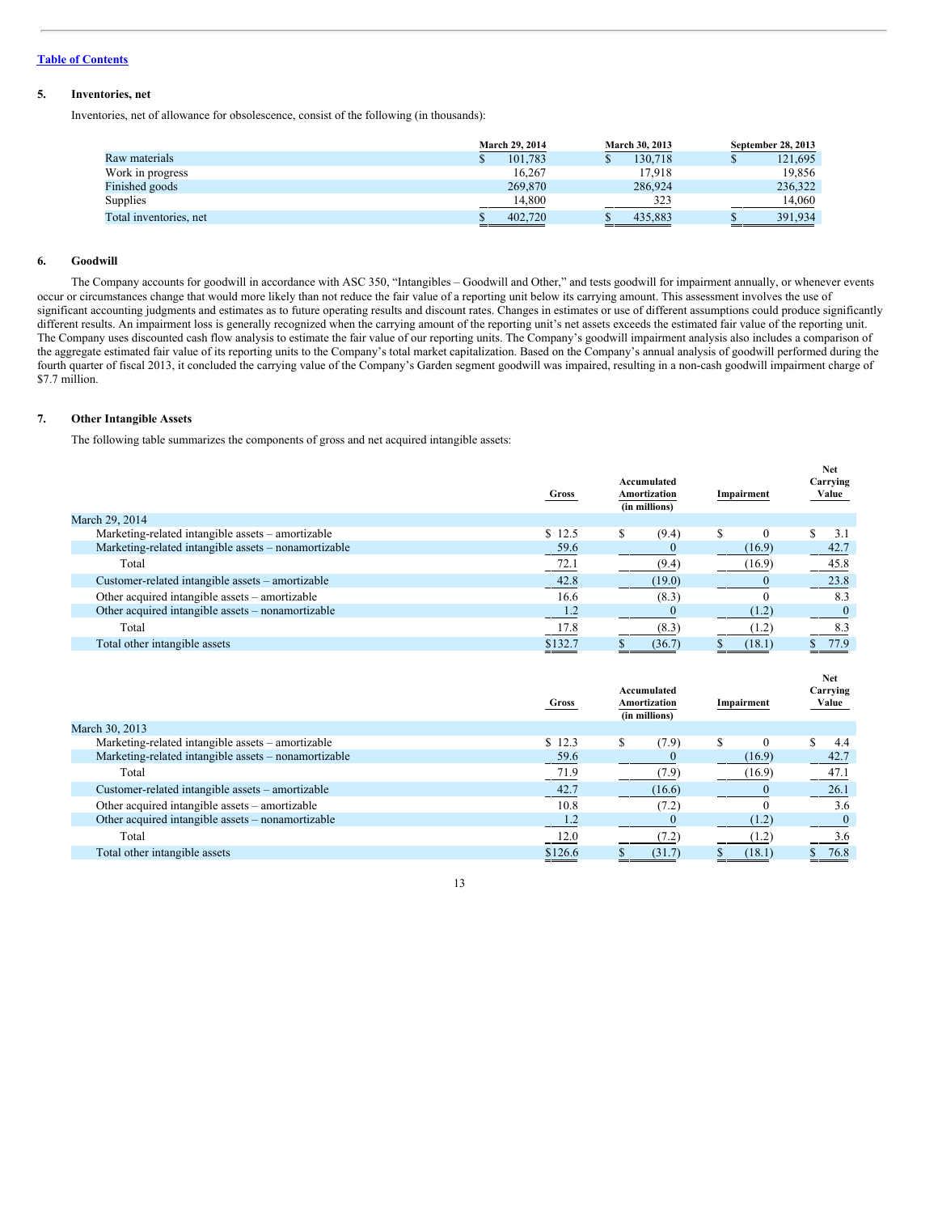[Table of Contents](#)

## 5. Inventories, net

Inventories, net of allowance for obsolescence, consist of the following (in thousands):

| | March 29, 2014 | March 30, 2013 | September 28, 2013 |
|---|---|---|---|
| Raw materials | $ 101,783 | $ 130,718 | $ 121,695 |
| Work in progress | 16,267 | 17,918 | 19,856 |
| Finished goods | 269,870 | 286,924 | 236,322 |
| Supplies | 14,800 | 323 | 14,060 |
| Total inventories, net | $ 402,720 | $ 435,883 | $ 391,934 |

## 6. Goodwill

The Company accounts for goodwill in accordance with ASC 350, "Intangibles – Goodwill and Other," and tests goodwill for impairment annually, or whenever events occur or circumstances change that would more likely than not reduce the fair value of a reporting unit below its carrying amount. This assessment involves the use of significant accounting judgments and estimates as to future operating results and discount rates. Changes in estimates or use of different assumptions could produce significantly different results. An impairment loss is generally recognized when the carrying amount of the reporting unit's net assets exceeds the estimated fair value of the reporting unit. The Company uses discounted cash flow analysis to estimate the fair value of our reporting units. The Company's goodwill impairment analysis also includes a comparison of the aggregate estimated fair value of its reporting units to the Company's total market capitalization. Based on the Company's annual analysis of goodwill performed during the fourth quarter of fiscal 2013, it concluded the carrying value of the Company's Garden segment goodwill was impaired, resulting in a non-cash goodwill impairment charge of $7.7 million.

## 7. Other Intangible Assets

The following table summarizes the components of gross and net acquired intangible assets:

| | Gross | Accumulated Amortization (in millions) | Impairment | Net Carrying Value |
|---|---|---|---|---|
| March 29, 2014 | | | | |
| Marketing-related intangible assets – amortizable | $ 12.5 | $ (9.4) | $ 0 | $ 3.1 |
| Marketing-related intangible assets – nonamortizable | 59.6 | 0 | (16.9) | 42.7 |
| Total | 72.1 | (9.4) | (16.9) | 45.8 |
| Customer-related intangible assets – amortizable | 42.8 | (19.0) | 0 | 23.8 |
| Other acquired intangible assets – amortizable | 16.6 | (8.3) | 0 | 8.3 |
| Other acquired intangible assets – nonamortizable | 1.2 | 0 | (1.2) | 0 |
| Total | 17.8 | (8.3) | (1.2) | 8.3 |
| Total other intangible assets | $132.7 | $ (36.7) | $ (18.1) | $ 77.9 |

| | Gross | Accumulated Amortization (in millions) | Impairment | Net Carrying Value |
|---|---|---|---|---|
| March 30, 2013 | | | | |
| Marketing-related intangible assets – amortizable | $ 12.3 | $ (7.9) | $ 0 | $ 4.4 |
| Marketing-related intangible assets – nonamortizable | 59.6 | 0 | (16.9) | 42.7 |
| Total | 71.9 | (7.9) | (16.9) | 47.1 |
| Customer-related intangible assets – amortizable | 42.7 | (16.6) | 0 | 26.1 |
| Other acquired intangible assets – amortizable | 10.8 | (7.2) | 0 | 3.6 |
| Other acquired intangible assets – nonamortizable | 1.2 | 0 | (1.2) | 0 |
| Total | 12.0 | (7.2) | (1.2) | 3.6 |
| Total other intangible assets | $126.6 | $ (31.7) | $ (18.1) | $ 76.8 |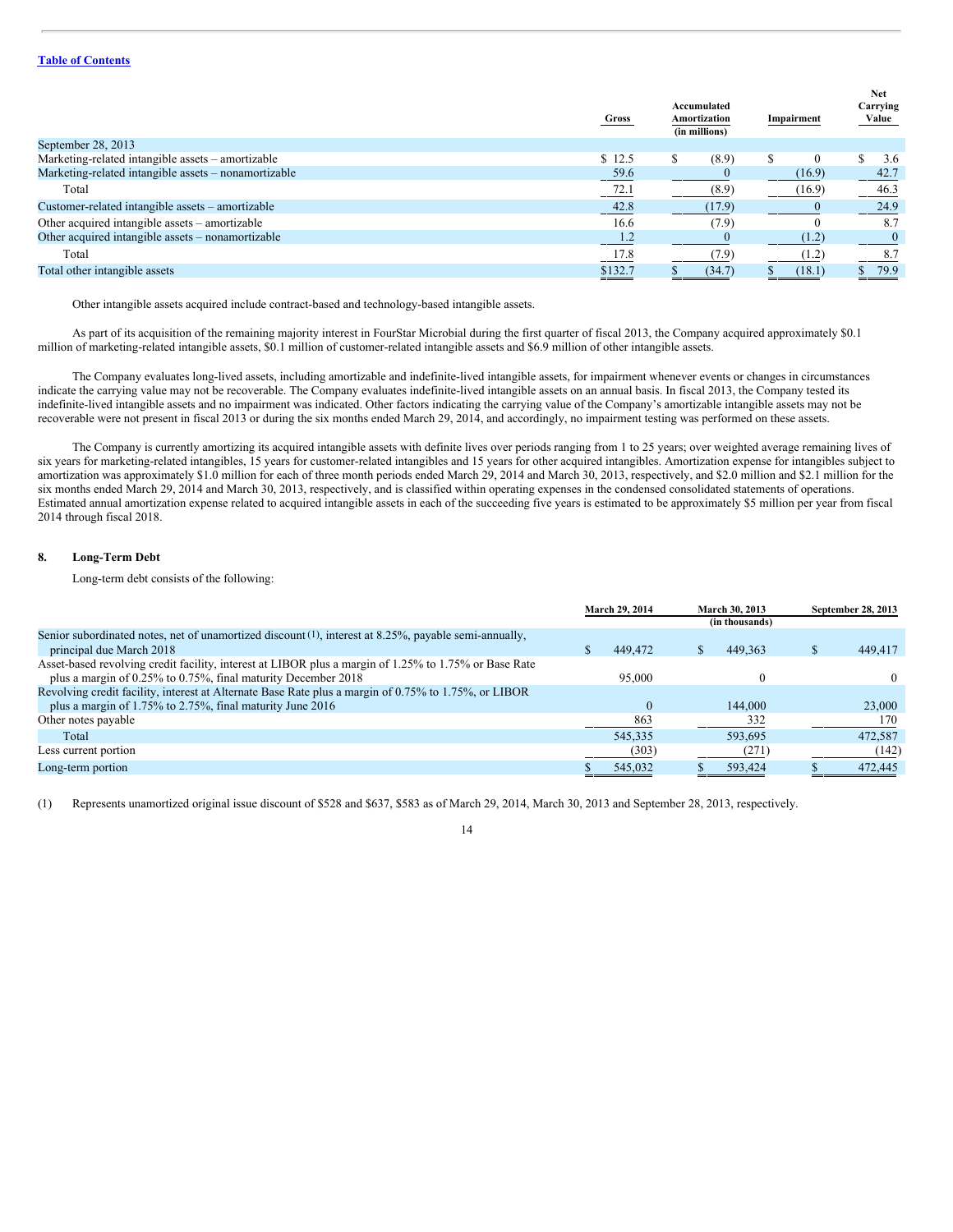| | Gross | Accumulated Amortization (in millions) | Impairment | Net Carrying Value |
|---|---|---|---|---|
| September 28, 2013 | | | | |
| Marketing-related intangible assets – amortizable | $ 12.5 | $ (8.9) | $ 0 | $ 3.6 |
| Marketing-related intangible assets – nonamortizable | 59.6 | 0 | (16.9) | 42.7 |
| Total | 72.1 | (8.9) | (16.9) | 46.3 |
| Customer-related intangible assets – amortizable | 42.8 | (17.9) | 0 | 24.9 |
| Other acquired intangible assets – amortizable | 16.6 | (7.9) | 0 | 8.7 |
| Other acquired intangible assets – nonamortizable | 1.2 | 0 | (1.2) | 0 |
| Total | 17.8 | (7.9) | (1.2) | 8.7 |
| Total other intangible assets | $132.7 | $ (34.7) | $ (18.1) | $ 79.9 |

Other intangible assets acquired include contract-based and technology-based intangible assets.

As part of its acquisition of the remaining majority interest in FourStar Microbial during the first quarter of fiscal 2013, the Company acquired approximately $0.1 million of marketing-related intangible assets, $0.1 million of customer-related intangible assets and $6.9 million of other intangible assets.

The Company evaluates long-lived assets, including amortizable and indefinite-lived intangible assets, for impairment whenever events or changes in circumstances indicate the carrying value may not be recoverable. The Company evaluates indefinite-lived intangible assets on an annual basis. In fiscal 2013, the Company tested its indefinite-lived intangible assets and no impairment was indicated. Other factors indicating the carrying value of the Company's amortizable intangible assets may not be recoverable were not present in fiscal 2013 or during the six months ended March 29, 2014, and accordingly, no impairment testing was performed on these assets.

The Company is currently amortizing its acquired intangible assets with definite lives over periods ranging from 1 to 25 years; over weighted average remaining lives of six years for marketing-related intangibles, 15 years for customer-related intangibles and 15 years for other acquired intangibles. Amortization expense for intangibles subject to amortization was approximately $1.0 million for each of three month periods ended March 29, 2014 and March 30, 2013, respectively, and $2.0 million and $2.1 million for the six months ended March 29, 2014 and March 30, 2013, respectively, and is classified within operating expenses in the condensed consolidated statements of operations. Estimated annual amortization expense related to acquired intangible assets in each of the succeeding five years is estimated to be approximately $5 million per year from fiscal 2014 through fiscal 2018.

## 8. Long-Term Debt

Long-term debt consists of the following:

| | March 29, 2014 | March 30, 2013 (in thousands) | September 28, 2013 |
|---|---|---|---|
| Senior subordinated notes, net of unamortized discount (1), interest at 8.25%, payable semi-annually, principal due March 2018 | $ 449,472 | $ 449,363 | $ 449,417 |
| Asset-based revolving credit facility, interest at LIBOR plus a margin of 1.25% to 1.75% or Base Rate plus a margin of 0.25% to 0.75%, final maturity December 2018 | 95,000 | 0 | 0 |
| Revolving credit facility, interest at Alternate Base Rate plus a margin of 0.75% to 1.75%, or LIBOR plus a margin of 1.75% to 2.75%, final maturity June 2016 | 0 | 144,000 | 23,000 |
| Other notes payable | 863 | 332 | 170 |
| Total | 545,335 | 593,695 | 472,587 |
| Less current portion | (303) | (271) | (142) |
| Long-term portion | $ 545,032 | $ 593,424 | $ 472,445 |

(1) Represents unamortized original issue discount of $528 and $637, $583 as of March 29, 2014, March 30, 2013 and September 28, 2013, respectively.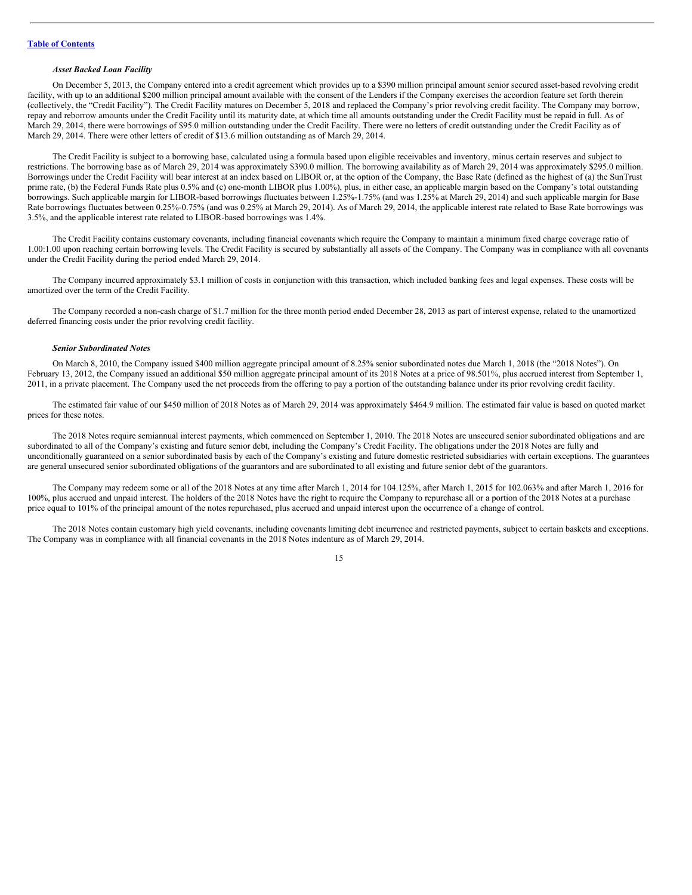### *Asset Backed Loan Facility*

On December 5, 2013, the Company entered into a credit agreement which provides up to a $390 million principal amount senior secured asset-based revolving credit facility, with up to an additional $200 million principal amount available with the consent of the Lenders if the Company exercises the accordion feature set forth therein (collectively, the "Credit Facility"). The Credit Facility matures on December 5, 2018 and replaced the Company's prior revolving credit facility. The Company may borrow, repay and reborrow amounts under the Credit Facility until its maturity date, at which time all amounts outstanding under the Credit Facility must be repaid in full. As of March 29, 2014, there were borrowings of $95.0 million outstanding under the Credit Facility. There were no letters of credit outstanding under the Credit Facility as of March 29, 2014. There were other letters of credit of $13.6 million outstanding as of March 29, 2014.

The Credit Facility is subject to a borrowing base, calculated using a formula based upon eligible receivables and inventory, minus certain reserves and subject to restrictions. The borrowing base as of March 29, 2014 was approximately $390.0 million. The borrowing availability as of March 29, 2014 was approximately $295.0 million. Borrowings under the Credit Facility will bear interest at an index based on LIBOR or, at the option of the Company, the Base Rate (defined as the highest of (a) the SunTrust prime rate, (b) the Federal Funds Rate plus 0.5% and (c) one-month LIBOR plus 1.00%), plus, in either case, an applicable margin based on the Company's total outstanding borrowings. Such applicable margin for LIBOR-based borrowings fluctuates between 1.25%-1.75% (and was 1.25% at March 29, 2014) and such applicable margin for Base Rate borrowings fluctuates between 0.25%-0.75% (and was 0.25% at March 29, 2014). As of March 29, 2014, the applicable interest rate related to Base Rate borrowings was 3.5%, and the applicable interest rate related to LIBOR-based borrowings was 1.4%.

The Credit Facility contains customary covenants, including financial covenants which require the Company to maintain a minimum fixed charge coverage ratio of 1.00:1.00 upon reaching certain borrowing levels. The Credit Facility is secured by substantially all assets of the Company. The Company was in compliance with all covenants under the Credit Facility during the period ended March 29, 2014.

The Company incurred approximately $3.1 million of costs in conjunction with this transaction, which included banking fees and legal expenses. These costs will be amortized over the term of the Credit Facility.

The Company recorded a non-cash charge of $1.7 million for the three month period ended December 28, 2013 as part of interest expense, related to the unamortized deferred financing costs under the prior revolving credit facility.

### *Senior Subordinated Notes*

On March 8, 2010, the Company issued $400 million aggregate principal amount of 8.25% senior subordinated notes due March 1, 2018 (the "2018 Notes"). On February 13, 2012, the Company issued an additional $50 million aggregate principal amount of its 2018 Notes at a price of 98.501%, plus accrued interest from September 1, 2011, in a private placement. The Company used the net proceeds from the offering to pay a portion of the outstanding balance under its prior revolving credit facility.

The estimated fair value of our $450 million of 2018 Notes as of March 29, 2014 was approximately $464.9 million. The estimated fair value is based on quoted market prices for these notes.

The 2018 Notes require semiannual interest payments, which commenced on September 1, 2010. The 2018 Notes are unsecured senior subordinated obligations and are subordinated to all of the Company's existing and future senior debt, including the Company's Credit Facility. The obligations under the 2018 Notes are fully and unconditionally guaranteed on a senior subordinated basis by each of the Company's existing and future domestic restricted subsidiaries with certain exceptions. The guarantees are general unsecured senior subordinated obligations of the guarantors and are subordinated to all existing and future senior debt of the guarantors.

The Company may redeem some or all of the 2018 Notes at any time after March 1, 2014 for 104.125%, after March 1, 2015 for 102.063% and after March 1, 2016 for 100%, plus accrued and unpaid interest. The holders of the 2018 Notes have the right to require the Company to repurchase all or a portion of the 2018 Notes at a purchase price equal to 101% of the principal amount of the notes repurchased, plus accrued and unpaid interest upon the occurrence of a change of control.

The 2018 Notes contain customary high yield covenants, including covenants limiting debt incurrence and restricted payments, subject to certain baskets and exceptions. The Company was in compliance with all financial covenants in the 2018 Notes indenture as of March 29, 2014.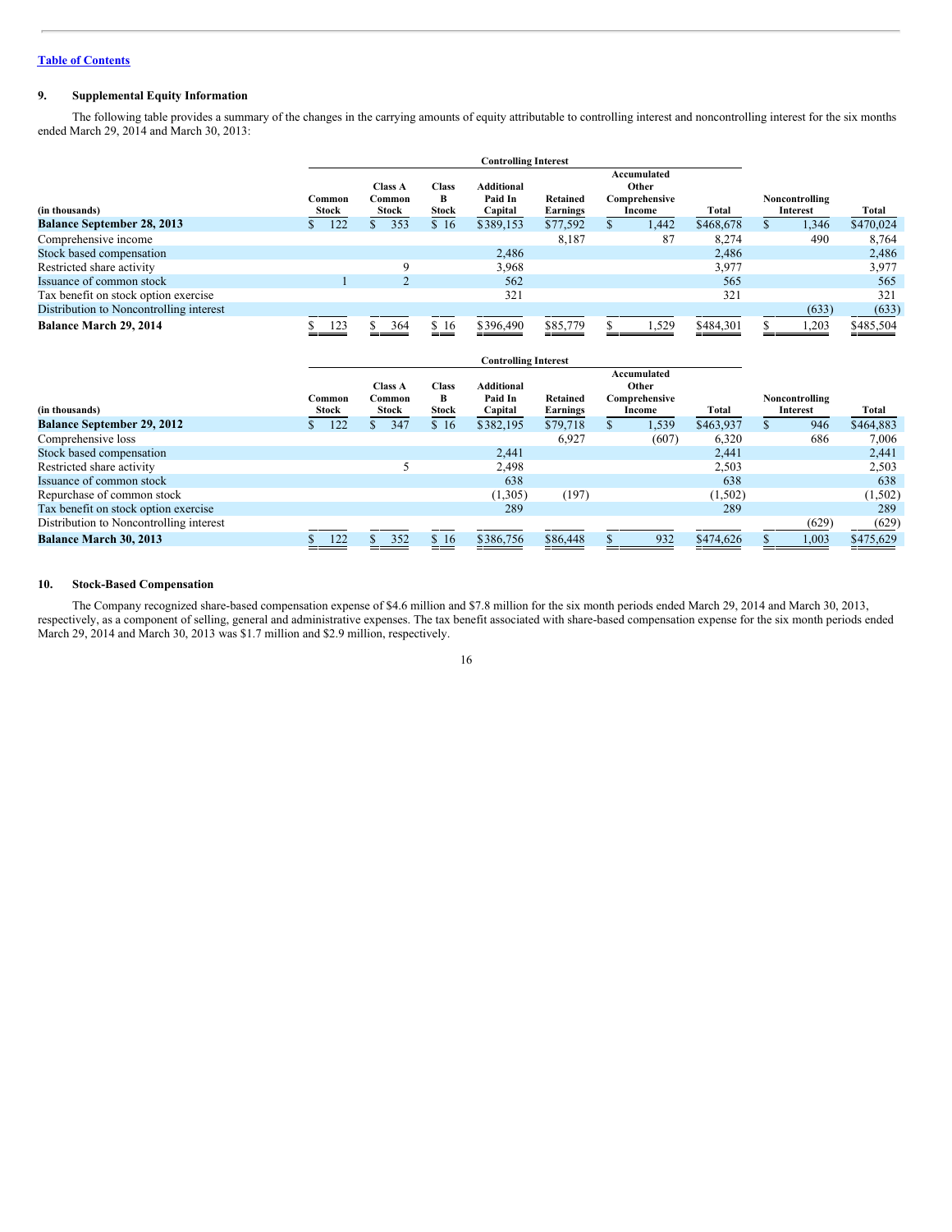## 9. Supplemental Equity Information

The following table provides a summary of the changes in the carrying amounts of equity attributable to controlling interest and noncontrolling interest for the six months ended March 29, 2014 and March 30, 2013:

| | Controlling Interest | | | | | | | | |
|---|---|---|---|---|---|---|---|---|---|
| (in thousands) | Common Stock | Class A Common Stock | Class B Stock | Additional Paid In Capital | Retained Earnings | Accumulated Other Comprehensive Income | Total | Noncontrolling Interest | Total |
| **Balance September 28, 2013** | $ 122 | $ 353 | $ 16 | $389,153 | $77,592 | $ 1,442 | $468,678 | $ 1,346 | $470,024 |
| Comprehensive income | | | | | 8,187 | 87 | 8,274 | 490 | 8,764 |
| Stock based compensation | | | | 2,486 | | | 2,486 | | 2,486 |
| Restricted share activity | | 9 | | 3,968 | | | 3,977 | | 3,977 |
| Issuance of common stock | 1 | 2 | | 562 | | | 565 | | 565 |
| Tax benefit on stock option exercise | | | | 321 | | | 321 | | 321 |
| Distribution to Noncontrolling interest | | | | | | | | (633) | (633) |
| **Balance March 29, 2014** | $ 123 | $ 364 | $ 16 | $396,490 | $85,779 | $ 1,529 | $484,301 | $ 1,203 | $485,504 |

| | Controlling Interest | | | | | | | | |
|---|---|---|---|---|---|---|---|---|---|
| (in thousands) | Common Stock | Class A Common Stock | Class B Stock | Additional Paid In Capital | Retained Earnings | Accumulated Other Comprehensive Income | Total | Noncontrolling Interest | Total |
| **Balance September 29, 2012** | $ 122 | $ 347 | $ 16 | $382,195 | $79,718 | $ 1,539 | $463,937 | $ 946 | $464,883 |
| Comprehensive loss | | | | | 6,927 | (607) | 6,320 | 686 | 7,006 |
| Stock based compensation | | | | 2,441 | | | 2,441 | | 2,441 |
| Restricted share activity | | 5 | | 2,498 | | | 2,503 | | 2,503 |
| Issuance of common stock | | | | 638 | | | 638 | | 638 |
| Repurchase of common stock | | | | (1,305) | (197) | | (1,502) | | (1,502) |
| Tax benefit on stock option exercise | | | | 289 | | | 289 | | 289 |
| Distribution to Noncontrolling interest | | | | | | | | (629) | (629) |
| **Balance March 30, 2013** | $ 122 | $ 352 | $ 16 | $386,756 | $86,448 | $ 932 | $474,626 | $ 1,003 | $475,629 |

## 10. Stock-Based Compensation

The Company recognized share-based compensation expense of $4.6 million and $7.8 million for the six month periods ended March 29, 2014 and March 30, 2013, respectively, as a component of selling, general and administrative expenses. The tax benefit associated with share-based compensation expense for the six month periods ended March 29, 2014 and March 30, 2013 was $1.7 million and $2.9 million, respectively.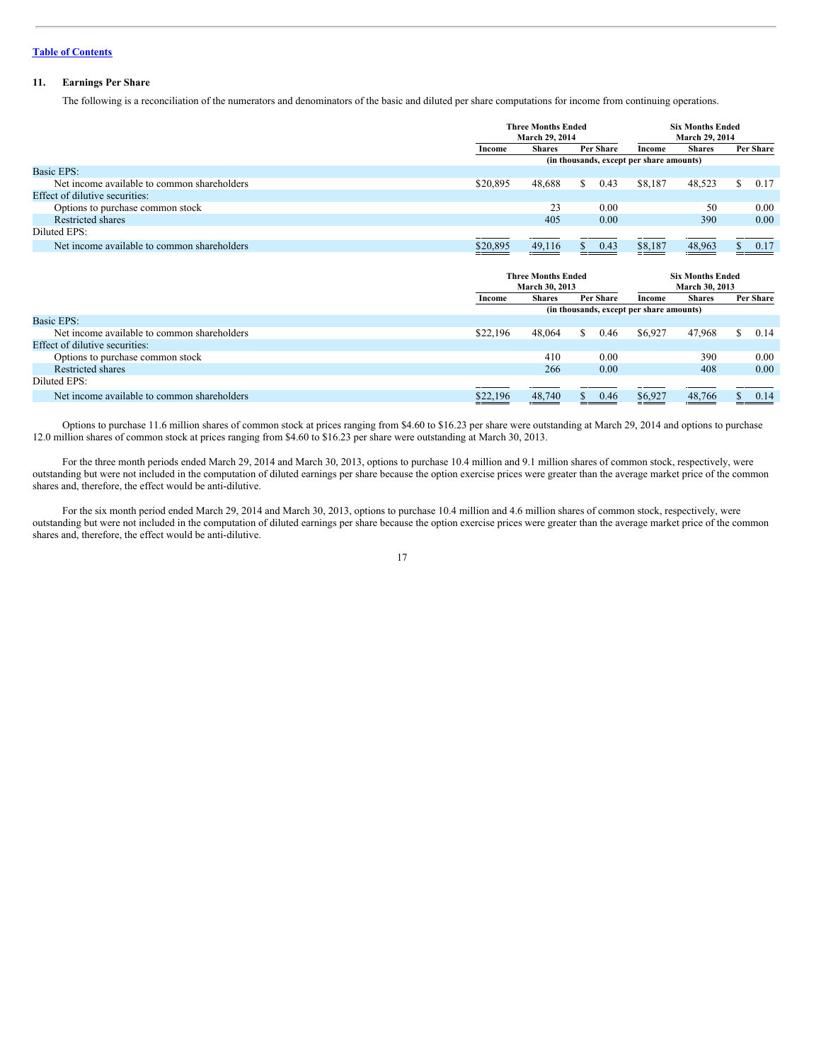[Table of Contents](#)

## 11. Earnings Per Share

The following is a reconciliation of the numerators and denominators of the basic and diluted per share computations for income from continuing operations.

| | Three Months Ended March 29, 2014 | | | Six Months Ended March 29, 2014 | | |
|---|---|---|---|---|---|---|
| | Income | Shares | Per Share | Income | Shares | Per Share |
| | (in thousands, except per share amounts) | | | | | |
| Basic EPS: | | | | | | |
| Net income available to common shareholders | $20,895 | 48,688 | $ 0.43 | $8,187 | 48,523 | $ 0.17 |
| Effect of dilutive securities: | | | | | | |
| Options to purchase common stock | | 23 | 0.00 | | 50 | 0.00 |
| Restricted shares | | 405 | 0.00 | | 390 | 0.00 |
| Diluted EPS: | | | | | | |
| Net income available to common shareholders | $20,895 | 49,116 | $ 0.43 | $8,187 | 48,963 | $ 0.17 |

| | Three Months Ended March 30, 2013 | | | Six Months Ended March 30, 2013 | | |
|---|---|---|---|---|---|---|
| | Income | Shares | Per Share | Income | Shares | Per Share |
| | (in thousands, except per share amounts) | | | | | |
| Basic EPS: | | | | | | |
| Net income available to common shareholders | $22,196 | 48,064 | $ 0.46 | $6,927 | 47,968 | $ 0.14 |
| Effect of dilutive securities: | | | | | | |
| Options to purchase common stock | | 410 | 0.00 | | 390 | 0.00 |
| Restricted shares | | 266 | 0.00 | | 408 | 0.00 |
| Diluted EPS: | | | | | | |
| Net income available to common shareholders | $22,196 | 48,740 | $ 0.46 | $6,927 | 48,766 | $ 0.14 |

Options to purchase 11.6 million shares of common stock at prices ranging from $4.60 to $16.23 per share were outstanding at March 29, 2014 and options to purchase 12.0 million shares of common stock at prices ranging from $4.60 to $16.23 per share were outstanding at March 30, 2013.

For the three month periods ended March 29, 2014 and March 30, 2013, options to purchase 10.4 million and 9.1 million shares of common stock, respectively, were outstanding but were not included in the computation of diluted earnings per share because the option exercise prices were greater than the average market price of the common shares and, therefore, the effect would be anti-dilutive.

For the six month period ended March 29, 2014 and March 30, 2013, options to purchase 10.4 million and 4.6 million shares of common stock, respectively, were outstanding but were not included in the computation of diluted earnings per share because the option exercise prices were greater than the average market price of the common shares and, therefore, the effect would be anti-dilutive.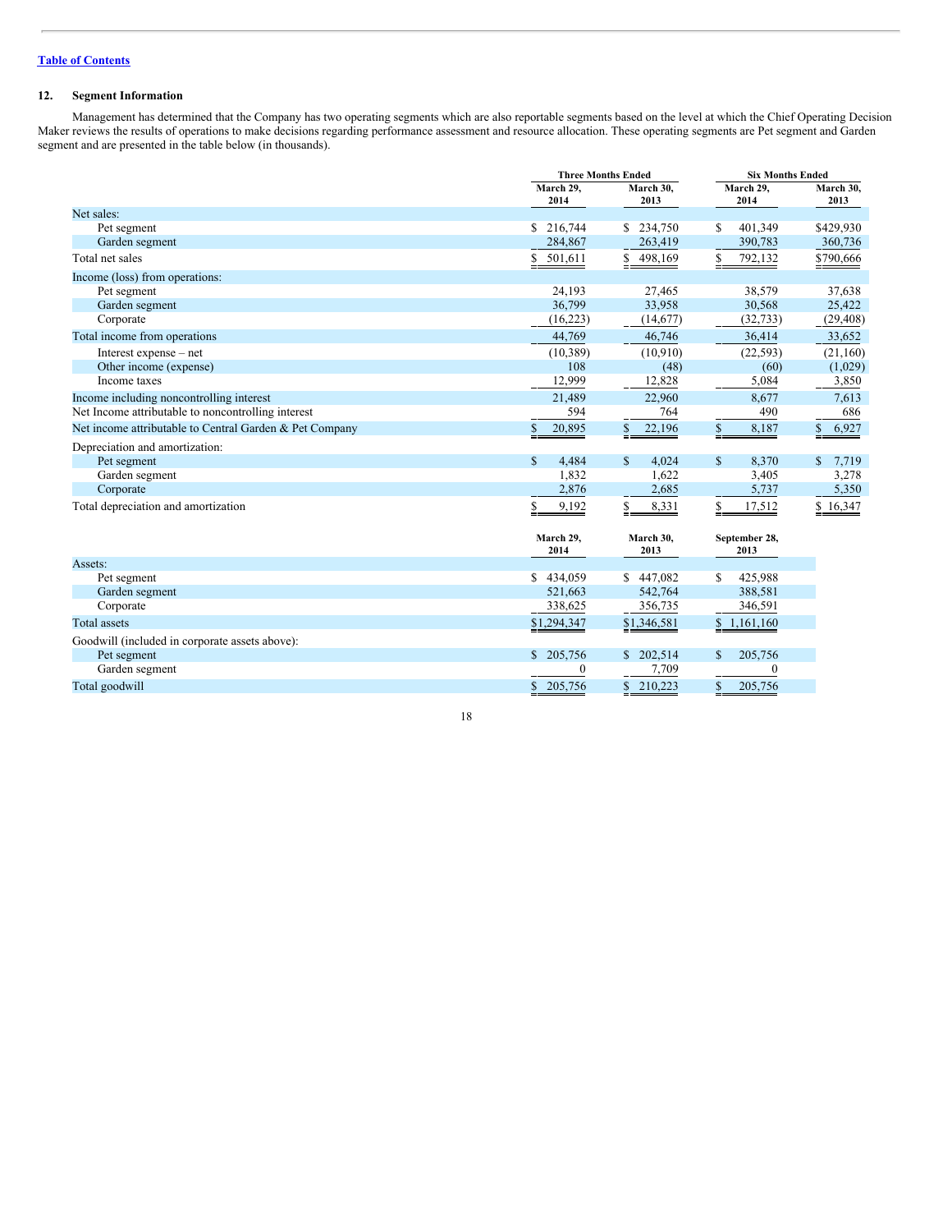[Table of Contents](#)

## 12. Segment Information

Management has determined that the Company has two operating segments which are also reportable segments based on the level at which the Chief Operating Decision Maker reviews the results of operations to make decisions regarding performance assessment and resource allocation. These operating segments are Pet segment and Garden segment and are presented in the table below (in thousands).

| | Three Months Ended | | Six Months Ended | |
|---|---|---|---|---|
| | March 29, 2014 | March 30, 2013 | March 29, 2014 | March 30, 2013 |
| Net sales: | | | | |
| Pet segment | $ 216,744 | $ 234,750 | $ 401,349 | $429,930 |
| Garden segment | 284,867 | 263,419 | 390,783 | 360,736 |
| Total net sales | $ 501,611 | $ 498,169 | $ 792,132 | $790,666 |
| Income (loss) from operations: | | | | |
| Pet segment | 24,193 | 27,465 | 38,579 | 37,638 |
| Garden segment | 36,799 | 33,958 | 30,568 | 25,422 |
| Corporate | (16,223) | (14,677) | (32,733) | (29,408) |
| Total income from operations | 44,769 | 46,746 | 36,414 | 33,652 |
| Interest expense – net | (10,389) | (10,910) | (22,593) | (21,160) |
| Other income (expense) | 108 | (48) | (60) | (1,029) |
| Income taxes | 12,999 | 12,828 | 5,084 | 3,850 |
| Income including noncontrolling interest | 21,489 | 22,960 | 8,677 | 7,613 |
| Net Income attributable to noncontrolling interest | 594 | 764 | 490 | 686 |
| Net income attributable to Central Garden & Pet Company | $ 20,895 | $ 22,196 | $ 8,187 | $ 6,927 |
| Depreciation and amortization: | | | | |
| Pet segment | $ 4,484 | $ 4,024 | $ 8,370 | $ 7,719 |
| Garden segment | 1,832 | 1,622 | 3,405 | 3,278 |
| Corporate | 2,876 | 2,685 | 5,737 | 5,350 |
| Total depreciation and amortization | $ 9,192 | $ 8,331 | $ 17,512 | $ 16,347 |

| | March 29, 2014 | March 30, 2013 | September 28, 2013 |
|---|---|---|---|
| Assets: | | | |
| Pet segment | $ 434,059 | $ 447,082 | $ 425,988 |
| Garden segment | 521,663 | 542,764 | 388,581 |
| Corporate | 338,625 | 356,735 | 346,591 |
| Total assets | $1,294,347 | $1,346,581 | $ 1,161,160 |
| Goodwill (included in corporate assets above): | | | |
| Pet segment | $ 205,756 | $ 202,514 | $ 205,756 |
| Garden segment | 0 | 7,709 | 0 |
| Total goodwill | $ 205,756 | $ 210,223 | $ 205,756 |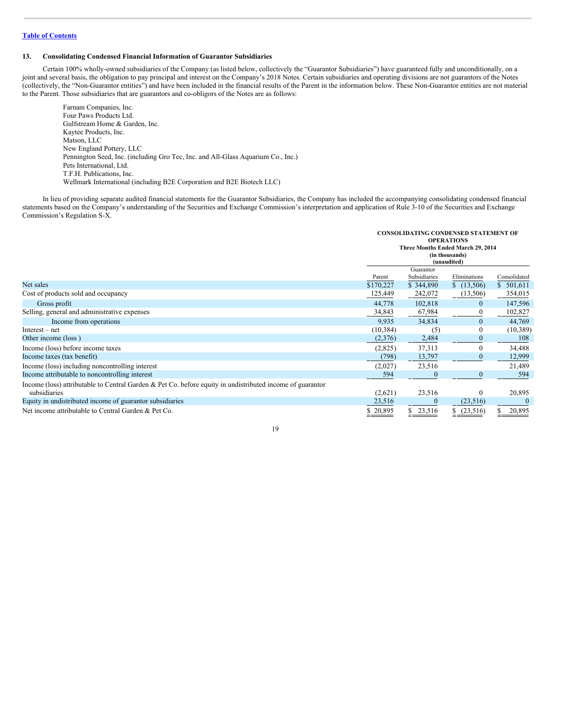[Table of Contents](#)

### 13. Consolidating Condensed Financial Information of Guarantor Subsidiaries

Certain 100% wholly-owned subsidiaries of the Company (as listed below, collectively the "Guarantor Subsidiaries") have guaranteed fully and unconditionally, on a joint and several basis, the obligation to pay principal and interest on the Company's 2018 Notes. Certain subsidiaries and operating divisions are not guarantors of the Notes (collectively, the "Non-Guarantor entities") and have been included in the financial results of the Parent in the information below. These Non-Guarantor entities are not material to the Parent. Those subsidiaries that are guarantors and co-obligors of the Notes are as follows:

Farnam Companies, Inc.
Four Paws Products Ltd.
Gulfstream Home & Garden, Inc.
Kaytee Products, Inc.
Matson, LLC
New England Pottery, LLC
Pennington Seed, Inc. (including Gro Tec, Inc. and All-Glass Aquarium Co., Inc.)
Pets International, Ltd.
T.F.H. Publications, Inc.
Wellmark International (including B2E Corporation and B2E Biotech LLC)

In lieu of providing separate audited financial statements for the Guarantor Subsidiaries, the Company has included the accompanying consolidating condensed financial statements based on the Company's understanding of the Securities and Exchange Commission's interpretation and application of Rule 3-10 of the Securities and Exchange Commission's Regulation S-X.

**CONSOLIDATING CONDENSED STATEMENT OF OPERATIONS**
**Three Months Ended March 29, 2014**
**(in thousands)**
**(unaudited)**

| | Parent | Guarantor Subsidiaries | Eliminations | Consolidated |
|---|---|---|---|---|
| Net sales | $170,227 | $ 344,890 | $ (13,506) | $ 501,611 |
| Cost of products sold and occupancy | 125,449 | 242,072 | (13,506) | 354,015 |
| Gross profit | 44,778 | 102,818 | 0 | 147,596 |
| Selling, general and administrative expenses | 34,843 | 67,984 | 0 | 102,827 |
| Income from operations | 9,935 | 34,834 | 0 | 44,769 |
| Interest – net | (10,384) | (5) | 0 | (10,389) |
| Other income (loss ) | (2,376) | 2,484 | 0 | 108 |
| Income (loss) before income taxes | (2,825) | 37,313 | 0 | 34,488 |
| Income taxes (tax benefit) | (798) | 13,797 | 0 | 12,999 |
| Income (loss) including noncontrolling interest | (2,027) | 23,516 | | 21,489 |
| Income attributable to noncontrolling interest | 594 | 0 | 0 | 594 |
| Income (loss) attributable to Central Garden & Pet Co. before equity in undistributed income of guarantor subsidiaries | (2,621) | 23,516 | 0 | 20,895 |
| Equity in undistributed income of guarantor subsidiaries | 23,516 | 0 | (23,516) | 0 |
| Net income attributable to Central Garden & Pet Co. | $ 20,895 | $ 23,516 | $ (23,516) | $ 20,895 |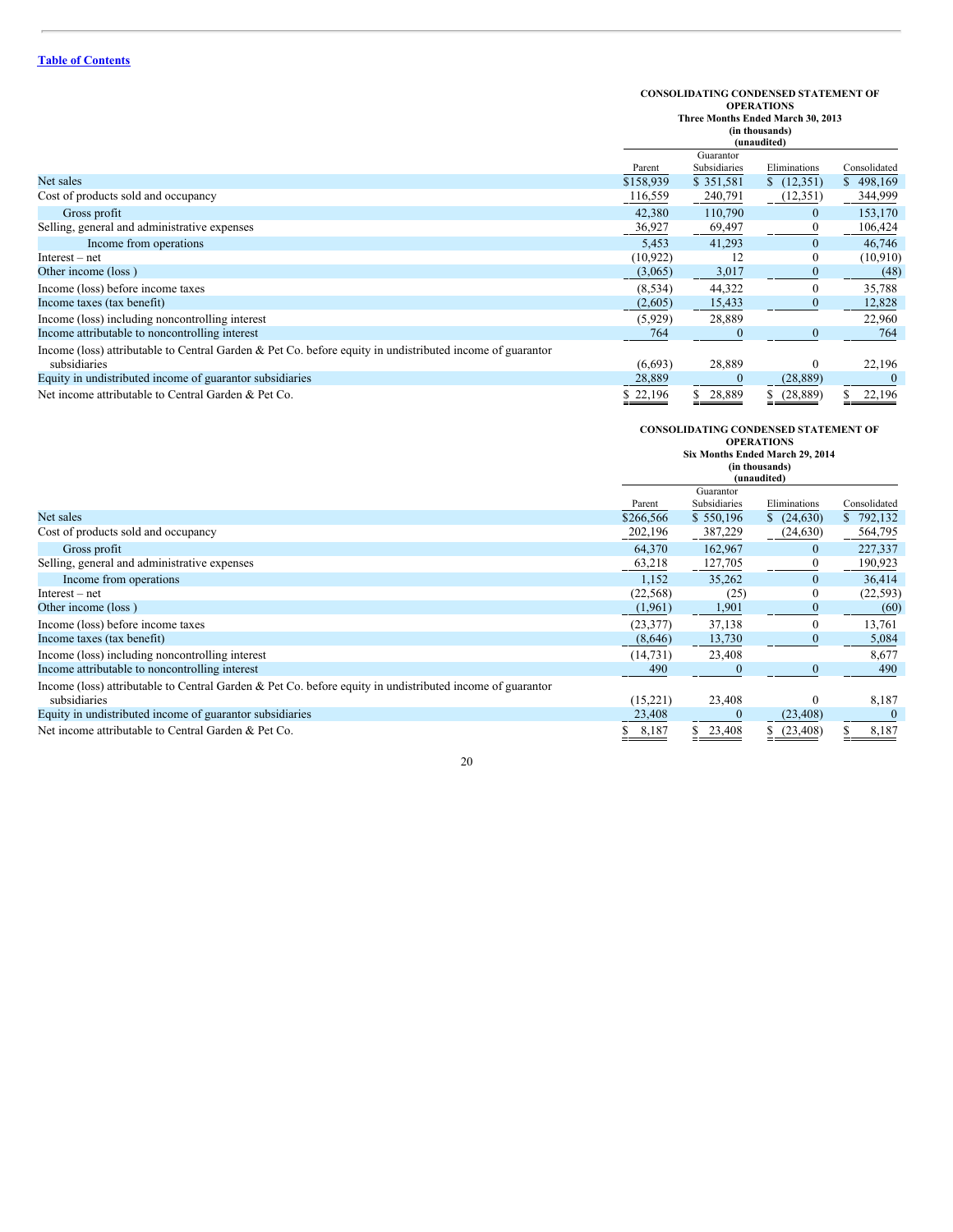[Table of Contents](#)

**CONSOLIDATING CONDENSED STATEMENT OF OPERATIONS**
**Three Months Ended March 30, 2013**
**(in thousands)**
**(unaudited)**

| | Parent | Guarantor Subsidiaries | Eliminations | Consolidated |
|---|---|---|---|---|
| Net sales | $158,939 | $ 351,581 | $ (12,351) | $ 498,169 |
| Cost of products sold and occupancy | 116,559 | 240,791 | (12,351) | 344,999 |
| Gross profit | 42,380 | 110,790 | 0 | 153,170 |
| Selling, general and administrative expenses | 36,927 | 69,497 | 0 | 106,424 |
| Income from operations | 5,453 | 41,293 | 0 | 46,746 |
| Interest – net | (10,922) | 12 | 0 | (10,910) |
| Other income (loss ) | (3,065) | 3,017 | 0 | (48) |
| Income (loss) before income taxes | (8,534) | 44,322 | 0 | 35,788 |
| Income taxes (tax benefit) | (2,605) | 15,433 | 0 | 12,828 |
| Income (loss) including noncontrolling interest | (5,929) | 28,889 | | 22,960 |
| Income attributable to noncontrolling interest | 764 | 0 | 0 | 764 |
| Income (loss) attributable to Central Garden & Pet Co. before equity in undistributed income of guarantor subsidiaries | (6,693) | 28,889 | 0 | 22,196 |
| Equity in undistributed income of guarantor subsidiaries | 28,889 | 0 | (28,889) | 0 |
| Net income attributable to Central Garden & Pet Co. | $ 22,196 | $ 28,889 | $ (28,889) | $ 22,196 |

**CONSOLIDATING CONDENSED STATEMENT OF OPERATIONS**
**Six Months Ended March 29, 2014**
**(in thousands)**
**(unaudited)**

| | Parent | Guarantor Subsidiaries | Eliminations | Consolidated |
|---|---|---|---|---|
| Net sales | $266,566 | $ 550,196 | $ (24,630) | $ 792,132 |
| Cost of products sold and occupancy | 202,196 | 387,229 | (24,630) | 564,795 |
| Gross profit | 64,370 | 162,967 | 0 | 227,337 |
| Selling, general and administrative expenses | 63,218 | 127,705 | 0 | 190,923 |
| Income from operations | 1,152 | 35,262 | 0 | 36,414 |
| Interest – net | (22,568) | (25) | 0 | (22,593) |
| Other income (loss ) | (1,961) | 1,901 | 0 | (60) |
| Income (loss) before income taxes | (23,377) | 37,138 | 0 | 13,761 |
| Income taxes (tax benefit) | (8,646) | 13,730 | 0 | 5,084 |
| Income (loss) including noncontrolling interest | (14,731) | 23,408 | | 8,677 |
| Income attributable to noncontrolling interest | 490 | 0 | 0 | 490 |
| Income (loss) attributable to Central Garden & Pet Co. before equity in undistributed income of guarantor subsidiaries | (15,221) | 23,408 | 0 | 8,187 |
| Equity in undistributed income of guarantor subsidiaries | 23,408 | 0 | (23,408) | 0 |
| Net income attributable to Central Garden & Pet Co. | $ 8,187 | $ 23,408 | $ (23,408) | $ 8,187 |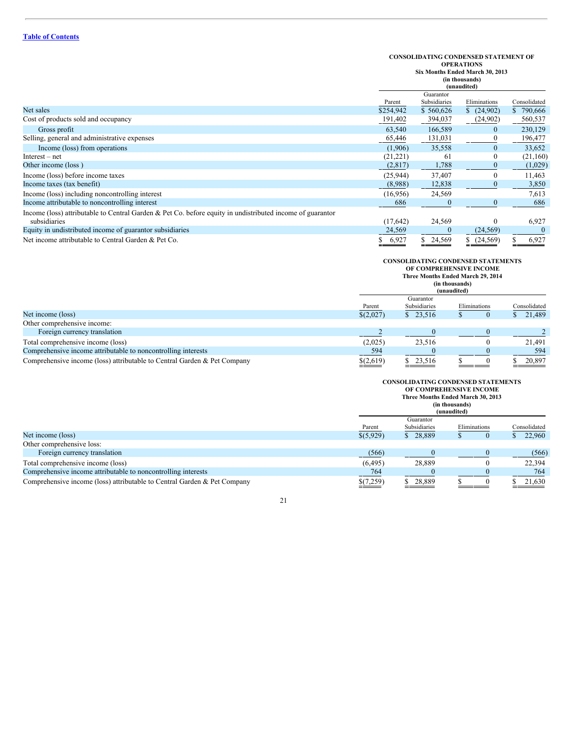**CONSOLIDATING CONDENSED STATEMENT OF OPERATIONS**
**Six Months Ended March 30, 2013**
**(in thousands)**
**(unaudited)**

| | Parent | Guarantor Subsidiaries | Eliminations | Consolidated |
|---|---|---|---|---|
| Net sales | $254,942 | $ 560,626 | $ (24,902) | $ 790,666 |
| Cost of products sold and occupancy | 191,402 | 394,037 | (24,902) | 560,537 |
| Gross profit | 63,540 | 166,589 | 0 | 230,129 |
| Selling, general and administrative expenses | 65,446 | 131,031 | 0 | 196,477 |
| Income (loss) from operations | (1,906) | 35,558 | 0 | 33,652 |
| Interest – net | (21,221) | 61 | 0 | (21,160) |
| Other income (loss ) | (2,817) | 1,788 | 0 | (1,029) |
| Income (loss) before income taxes | (25,944) | 37,407 | 0 | 11,463 |
| Income taxes (tax benefit) | (8,988) | 12,838 | 0 | 3,850 |
| Income (loss) including noncontrolling interest | (16,956) | 24,569 | | 7,613 |
| Income attributable to noncontrolling interest | 686 | 0 | 0 | 686 |
| Income (loss) attributable to Central Garden & Pet Co. before equity in undistributed income of guarantor subsidiaries | (17,642) | 24,569 | 0 | 6,927 |
| Equity in undistributed income of guarantor subsidiaries | 24,569 | 0 | (24,569) | 0 |
| Net income attributable to Central Garden & Pet Co. | $ 6,927 | $ 24,569 | $ (24,569) | $ 6,927 |

**CONSOLIDATING CONDENSED STATEMENTS OF COMPREHENSIVE INCOME**
**Three Months Ended March 29, 2014**
**(in thousands)**
**(unaudited)**

| | Parent | Guarantor Subsidiaries | Eliminations | Consolidated |
|---|---|---|---|---|
| Net income (loss) | $(2,027) | $ 23,516 | $ 0 | $ 21,489 |
| Other comprehensive income: | | | | |
| Foreign currency translation | 2 | 0 | 0 | 2 |
| Total comprehensive income (loss) | (2,025) | 23,516 | 0 | 21,491 |
| Comprehensive income attributable to noncontrolling interests | 594 | 0 | 0 | 594 |
| Comprehensive income (loss) attributable to Central Garden & Pet Company | $(2,619) | $ 23,516 | $ 0 | $ 20,897 |

**CONSOLIDATING CONDENSED STATEMENTS OF COMPREHENSIVE INCOME**
**Three Months Ended March 30, 2013**
**(in thousands)**
**(unaudited)**

| | Parent | Guarantor Subsidiaries | Eliminations | Consolidated |
|---|---|---|---|---|
| Net income (loss) | $(5,929) | $ 28,889 | $ 0 | $ 22,960 |
| Other comprehensive loss: | | | | |
| Foreign currency translation | (566) | 0 | 0 | (566) |
| Total comprehensive income (loss) | (6,495) | 28,889 | 0 | 22,394 |
| Comprehensive income attributable to noncontrolling interests | 764 | 0 | 0 | 764 |
| Comprehensive income (loss) attributable to Central Garden & Pet Company | $(7,259) | $ 28,889 | $ 0 | $ 21,630 |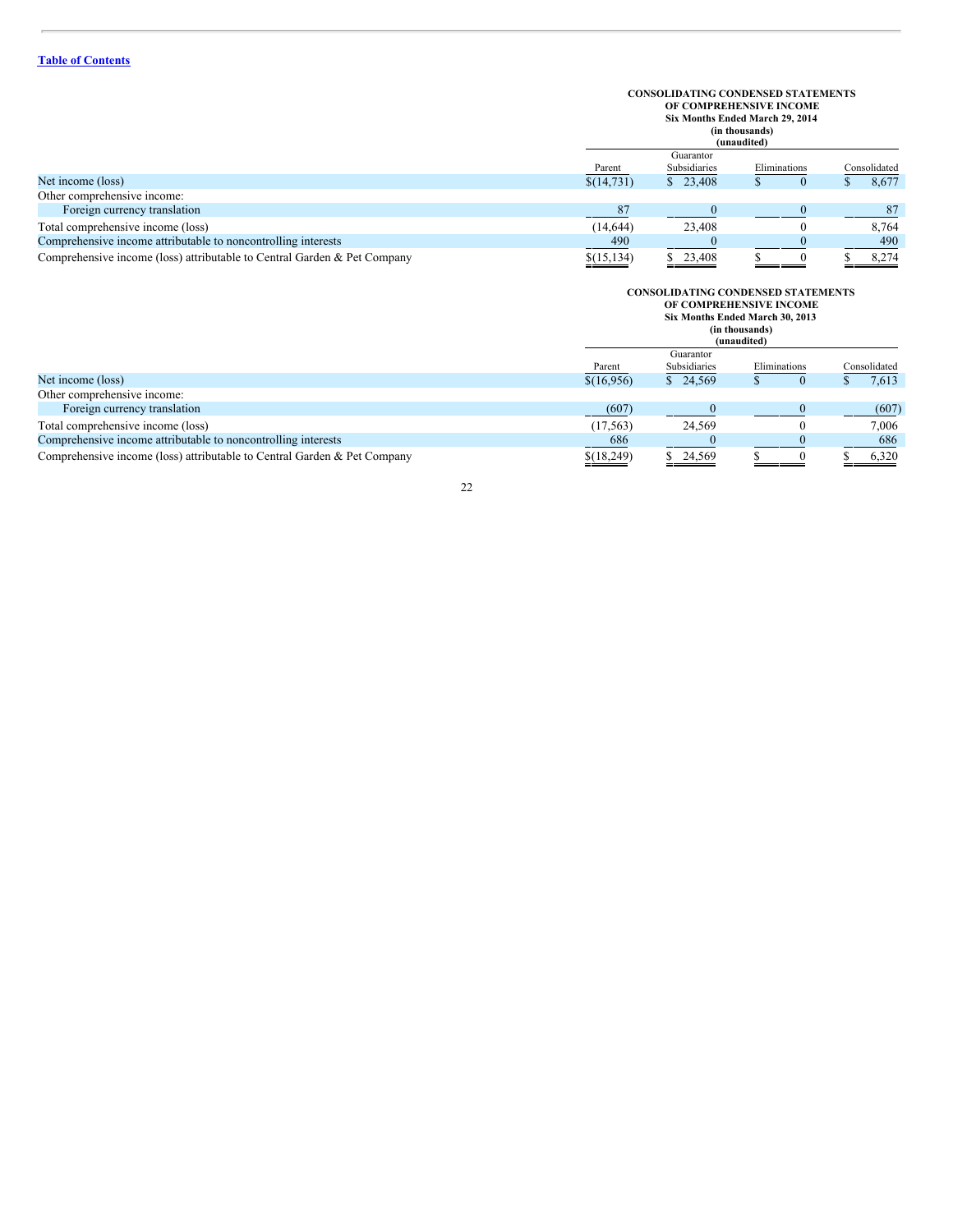[Table of Contents](#)

**CONSOLIDATING CONDENSED STATEMENTS OF COMPREHENSIVE INCOME**
**Six Months Ended March 29, 2014**
**(in thousands)**
**(unaudited)**

| | Parent | Guarantor Subsidiaries | Eliminations | Consolidated |
|---|---|---|---|---|
| Net income (loss) | $(14,731) | $ 23,408 | $ 0 | $ 8,677 |
| Other comprehensive income: | | | | |
| Foreign currency translation | 87 | 0 | 0 | 87 |
| Total comprehensive income (loss) | (14,644) | 23,408 | 0 | 8,764 |
| Comprehensive income attributable to noncontrolling interests | 490 | 0 | 0 | 490 |
| Comprehensive income (loss) attributable to Central Garden & Pet Company | $(15,134) | $ 23,408 | $ 0 | $ 8,274 |

**CONSOLIDATING CONDENSED STATEMENTS OF COMPREHENSIVE INCOME**
**Six Months Ended March 30, 2013**
**(in thousands)**
**(unaudited)**

| | Parent | Guarantor Subsidiaries | Eliminations | Consolidated |
|---|---|---|---|---|
| Net income (loss) | $(16,956) | $ 24,569 | $ 0 | $ 7,613 |
| Other comprehensive income: | | | | |
| Foreign currency translation | (607) | 0 | 0 | (607) |
| Total comprehensive income (loss) | (17,563) | 24,569 | 0 | 7,006 |
| Comprehensive income attributable to noncontrolling interests | 686 | 0 | 0 | 686 |
| Comprehensive income (loss) attributable to Central Garden & Pet Company | $(18,249) | $ 24,569 | $ 0 | $ 6,320 |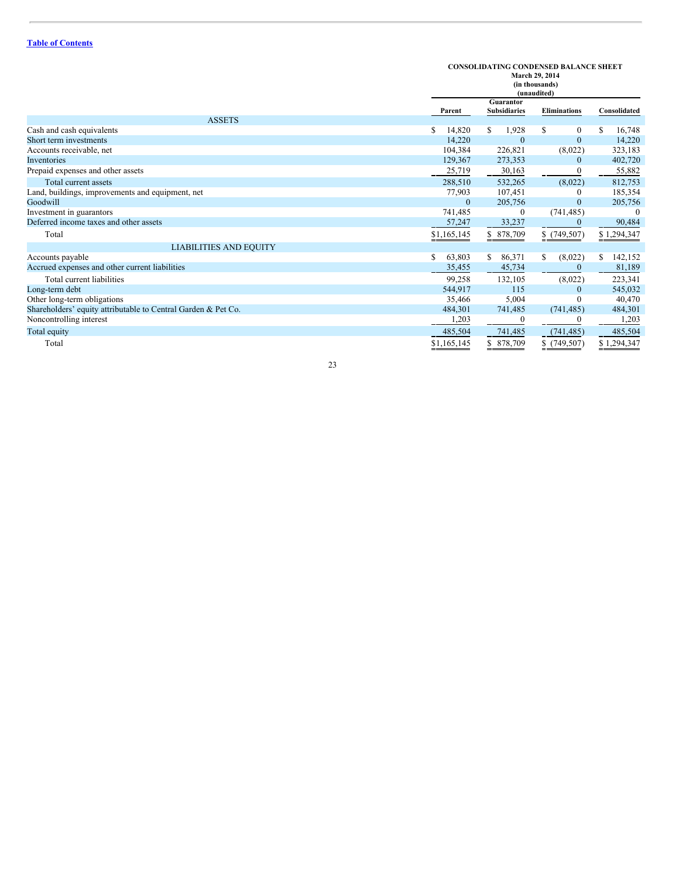[Table of Contents](#)

**CONSOLIDATING CONDENSED BALANCE SHEET**
**March 29, 2014**
**(in thousands)**
**(unaudited)**

| | Parent | Guarantor Subsidiaries | Eliminations | Consolidated |
|---|---|---|---|---|
| ASSETS | | | | |
| Cash and cash equivalents | $ 14,820 | $ 1,928 | $ 0 | $ 16,748 |
| Short term investments | 14,220 | 0 | 0 | 14,220 |
| Accounts receivable, net | 104,384 | 226,821 | (8,022) | 323,183 |
| Inventories | 129,367 | 273,353 | 0 | 402,720 |
| Prepaid expenses and other assets | 25,719 | 30,163 | 0 | 55,882 |
| Total current assets | 288,510 | 532,265 | (8,022) | 812,753 |
| Land, buildings, improvements and equipment, net | 77,903 | 107,451 | 0 | 185,354 |
| Goodwill | 0 | 205,756 | 0 | 205,756 |
| Investment in guarantors | 741,485 | 0 | (741,485) | 0 |
| Deferred income taxes and other assets | 57,247 | 33,237 | 0 | 90,484 |
| Total | $1,165,145 | $ 878,709 | $ (749,507) | $ 1,294,347 |
| LIABILITIES AND EQUITY | | | | |
| Accounts payable | $ 63,803 | $ 86,371 | $ (8,022) | $ 142,152 |
| Accrued expenses and other current liabilities | 35,455 | 45,734 | 0 | 81,189 |
| Total current liabilities | 99,258 | 132,105 | (8,022) | 223,341 |
| Long-term debt | 544,917 | 115 | 0 | 545,032 |
| Other long-term obligations | 35,466 | 5,004 | 0 | 40,470 |
| Shareholders' equity attributable to Central Garden & Pet Co. | 484,301 | 741,485 | (741,485) | 484,301 |
| Noncontrolling interest | 1,203 | 0 | 0 | 1,203 |
| Total equity | 485,504 | 741,485 | (741,485) | 485,504 |
| Total | $1,165,145 | $ 878,709 | $ (749,507) | $ 1,294,347 |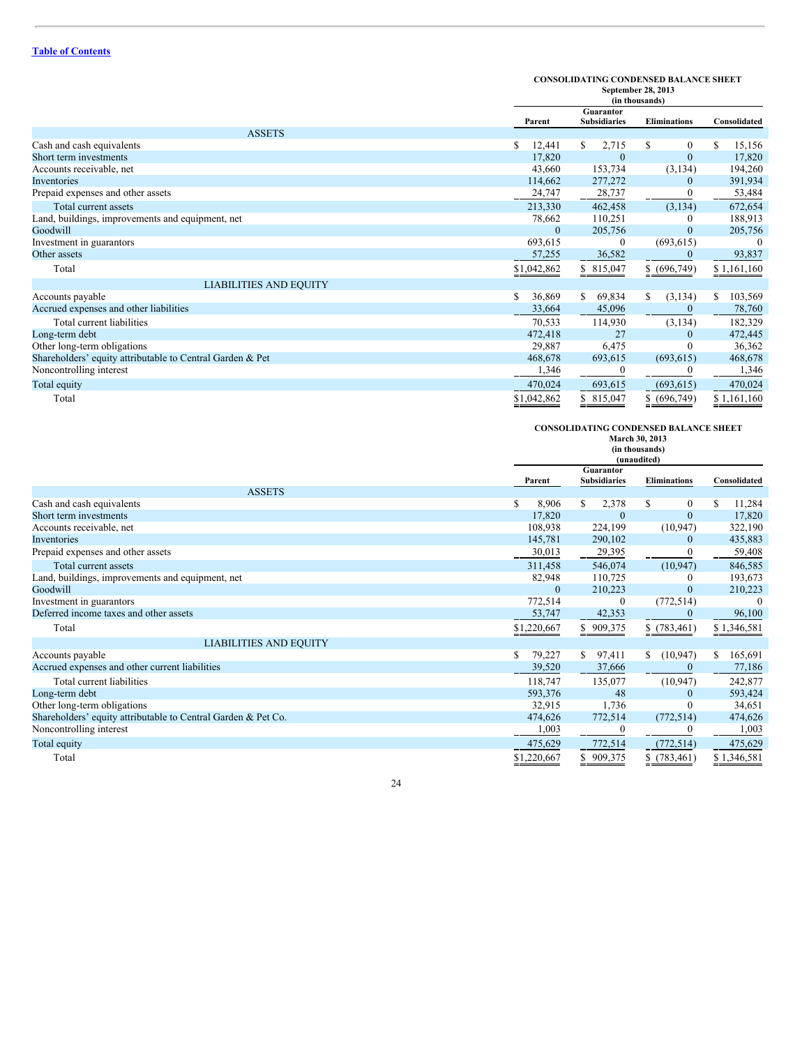[Table of Contents](#)

**CONSOLIDATING CONDENSED BALANCE SHEET**
**September 28, 2013**
**(in thousands)**

| | Parent | Guarantor Subsidiaries | Eliminations | Consolidated |
|---|---|---|---|---|
| **ASSETS** | | | | |
| Cash and cash equivalents | $ 12,441 | $ 2,715 | $ 0 | $ 15,156 |
| Short term investments | 17,820 | 0 | 0 | 17,820 |
| Accounts receivable, net | 43,660 | 153,734 | (3,134) | 194,260 |
| Inventories | 114,662 | 277,272 | 0 | 391,934 |
| Prepaid expenses and other assets | 24,747 | 28,737 | 0 | 53,484 |
| Total current assets | 213,330 | 462,458 | (3,134) | 672,654 |
| Land, buildings, improvements and equipment, net | 78,662 | 110,251 | 0 | 188,913 |
| Goodwill | 0 | 205,756 | 0 | 205,756 |
| Investment in guarantors | 693,615 | 0 | (693,615) | 0 |
| Other assets | 57,255 | 36,582 | 0 | 93,837 |
| Total | $1,042,862 | $ 815,047 | $ (696,749) | $ 1,161,160 |
| **LIABILITIES AND EQUITY** | | | | |
| Accounts payable | $ 36,869 | $ 69,834 | $ (3,134) | $ 103,569 |
| Accrued expenses and other liabilities | 33,664 | 45,096 | 0 | 78,760 |
| Total current liabilities | 70,533 | 114,930 | (3,134) | 182,329 |
| Long-term debt | 472,418 | 27 | 0 | 472,445 |
| Other long-term obligations | 29,887 | 6,475 | 0 | 36,362 |
| Shareholders' equity attributable to Central Garden & Pet | 468,678 | 693,615 | (693,615) | 468,678 |
| Noncontrolling interest | 1,346 | 0 | 0 | 1,346 |
| Total equity | 470,024 | 693,615 | (693,615) | 470,024 |
| Total | $1,042,862 | $ 815,047 | $ (696,749) | $ 1,161,160 |

**CONSOLIDATING CONDENSED BALANCE SHEET**
**March 30, 2013**
**(in thousands)**
**(unaudited)**

| | Parent | Guarantor Subsidiaries | Eliminations | Consolidated |
|---|---|---|---|---|
| **ASSETS** | | | | |
| Cash and cash equivalents | $ 8,906 | $ 2,378 | $ 0 | $ 11,284 |
| Short term investments | 17,820 | 0 | 0 | 17,820 |
| Accounts receivable, net | 108,938 | 224,199 | (10,947) | 322,190 |
| Inventories | 145,781 | 290,102 | 0 | 435,883 |
| Prepaid expenses and other assets | 30,013 | 29,395 | 0 | 59,408 |
| Total current assets | 311,458 | 546,074 | (10,947) | 846,585 |
| Land, buildings, improvements and equipment, net | 82,948 | 110,725 | 0 | 193,673 |
| Goodwill | 0 | 210,223 | 0 | 210,223 |
| Investment in guarantors | 772,514 | 0 | (772,514) | 0 |
| Deferred income taxes and other assets | 53,747 | 42,353 | 0 | 96,100 |
| Total | $1,220,667 | $ 909,375 | $ (783,461) | $ 1,346,581 |
| **LIABILITIES AND EQUITY** | | | | |
| Accounts payable | $ 79,227 | $ 97,411 | $ (10,947) | $ 165,691 |
| Accrued expenses and other current liabilities | 39,520 | 37,666 | 0 | 77,186 |
| Total current liabilities | 118,747 | 135,077 | (10,947) | 242,877 |
| Long-term debt | 593,376 | 48 | 0 | 593,424 |
| Other long-term obligations | 32,915 | 1,736 | 0 | 34,651 |
| Shareholders' equity attributable to Central Garden & Pet Co. | 474,626 | 772,514 | (772,514) | 474,626 |
| Noncontrolling interest | 1,003 | 0 | 0 | 1,003 |
| Total equity | 475,629 | 772,514 | (772,514) | 475,629 |
| Total | $1,220,667 | $ 909,375 | $ (783,461) | $ 1,346,581 |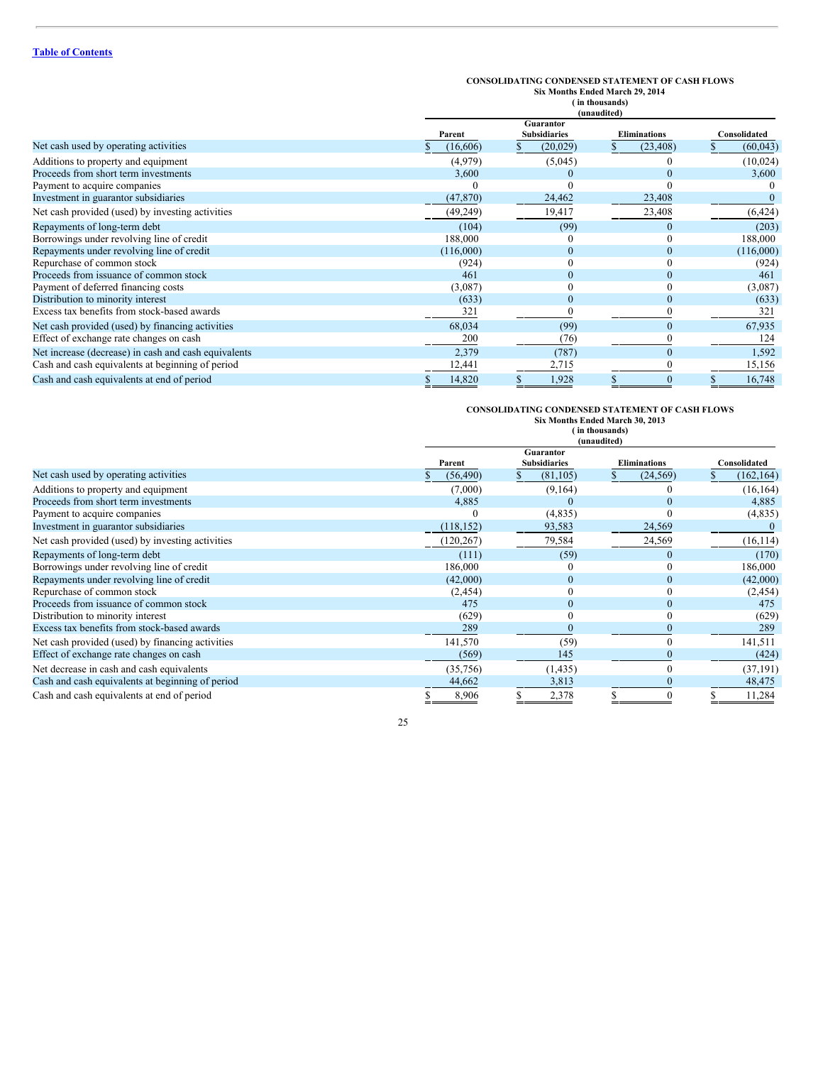[Table of Contents](#)

**CONSOLIDATING CONDENSED STATEMENT OF CASH FLOWS**
**Six Months Ended March 29, 2014**
**( in thousands)**
**(unaudited)**

| | Parent | Guarantor Subsidiaries | Eliminations | Consolidated |
|---|---|---|---|---|
| Net cash used by operating activities | $ (16,606) | $ (20,029) | $ (23,408) | $ (60,043) |
| Additions to property and equipment | (4,979) | (5,045) | 0 | (10,024) |
| Proceeds from short term investments | 3,600 | 0 | 0 | 3,600 |
| Payment to acquire companies | 0 | 0 | 0 | 0 |
| Investment in guarantor subsidiaries | (47,870) | 24,462 | 23,408 | 0 |
| Net cash provided (used) by investing activities | (49,249) | 19,417 | 23,408 | (6,424) |
| Repayments of long-term debt | (104) | (99) | 0 | (203) |
| Borrowings under revolving line of credit | 188,000 | 0 | 0 | 188,000 |
| Repayments under revolving line of credit | (116,000) | 0 | 0 | (116,000) |
| Repurchase of common stock | (924) | 0 | 0 | (924) |
| Proceeds from issuance of common stock | 461 | 0 | 0 | 461 |
| Payment of deferred financing costs | (3,087) | 0 | 0 | (3,087) |
| Distribution to minority interest | (633) | 0 | 0 | (633) |
| Excess tax benefits from stock-based awards | 321 | 0 | 0 | 321 |
| Net cash provided (used) by financing activities | 68,034 | (99) | 0 | 67,935 |
| Effect of exchange rate changes on cash | 200 | (76) | 0 | 124 |
| Net increase (decrease) in cash and cash equivalents | 2,379 | (787) | 0 | 1,592 |
| Cash and cash equivalents at beginning of period | 12,441 | 2,715 | 0 | 15,156 |
| Cash and cash equivalents at end of period | $ 14,820 | $ 1,928 | $ 0 | $ 16,748 |

**CONSOLIDATING CONDENSED STATEMENT OF CASH FLOWS**
**Six Months Ended March 30, 2013**
**( in thousands)**
**(unaudited)**

| | Parent | Guarantor Subsidiaries | Eliminations | Consolidated |
|---|---|---|---|---|
| Net cash used by operating activities | $ (56,490) | $ (81,105) | $ (24,569) | $ (162,164) |
| Additions to property and equipment | (7,000) | (9,164) | 0 | (16,164) |
| Proceeds from short term investments | 4,885 | 0 | 0 | 4,885 |
| Payment to acquire companies | 0 | (4,835) | 0 | (4,835) |
| Investment in guarantor subsidiaries | (118,152) | 93,583 | 24,569 | 0 |
| Net cash provided (used) by investing activities | (120,267) | 79,584 | 24,569 | (16,114) |
| Repayments of long-term debt | (111) | (59) | 0 | (170) |
| Borrowings under revolving line of credit | 186,000 | 0 | 0 | 186,000 |
| Repayments under revolving line of credit | (42,000) | 0 | 0 | (42,000) |
| Repurchase of common stock | (2,454) | 0 | 0 | (2,454) |
| Proceeds from issuance of common stock | 475 | 0 | 0 | 475 |
| Distribution to minority interest | (629) | 0 | 0 | (629) |
| Excess tax benefits from stock-based awards | 289 | 0 | 0 | 289 |
| Net cash provided (used) by financing activities | 141,570 | (59) | 0 | 141,511 |
| Effect of exchange rate changes on cash | (569) | 145 | 0 | (424) |
| Net decrease in cash and cash equivalents | (35,756) | (1,435) | 0 | (37,191) |
| Cash and cash equivalents at beginning of period | 44,662 | 3,813 | 0 | 48,475 |
| Cash and cash equivalents at end of period | $ 8,906 | $ 2,378 | $ 0 | $ 11,284 |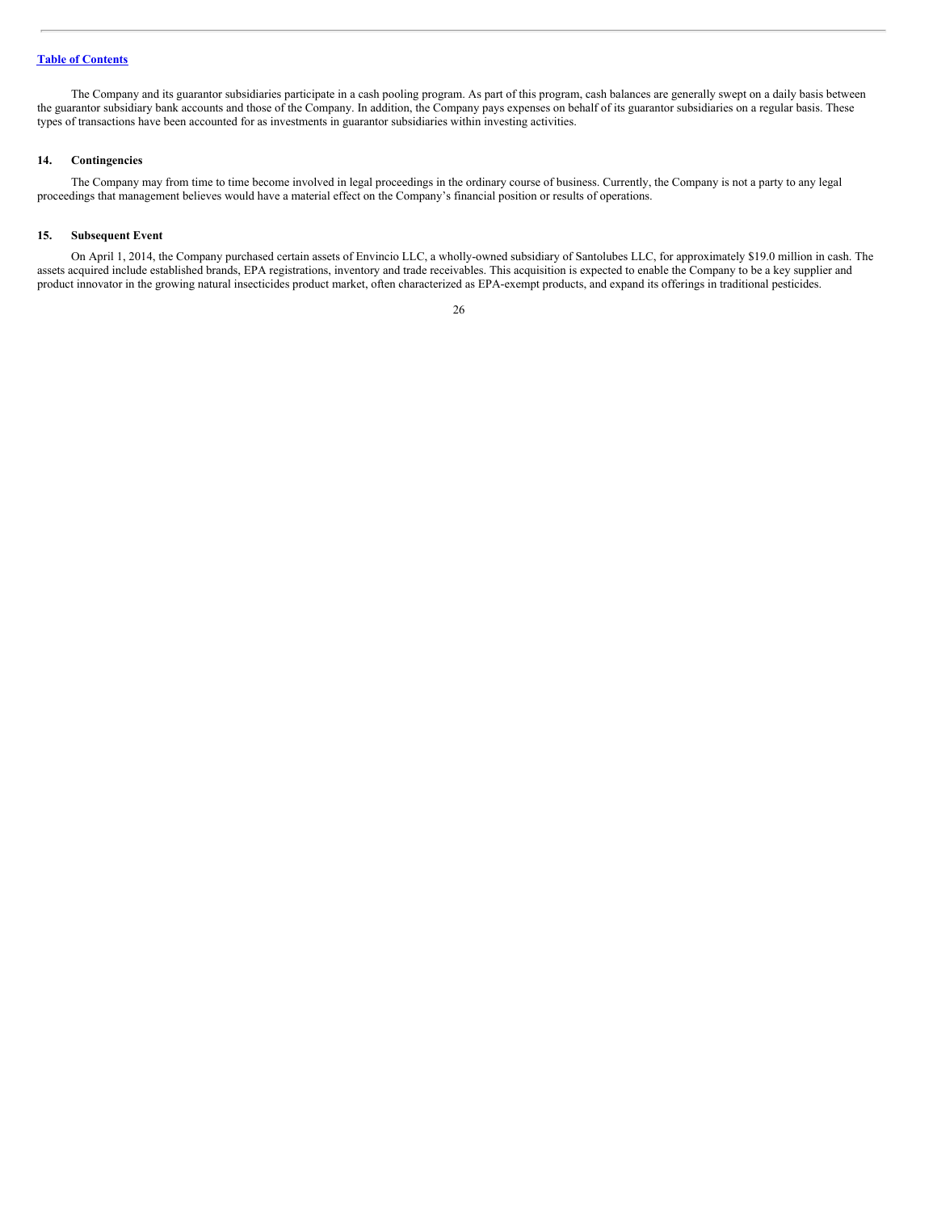The Company and its guarantor subsidiaries participate in a cash pooling program. As part of this program, cash balances are generally swept on a daily basis between the guarantor subsidiary bank accounts and those of the Company. In addition, the Company pays expenses on behalf of its guarantor subsidiaries on a regular basis. These types of transactions have been accounted for as investments in guarantor subsidiaries within investing activities.

## 14. Contingencies

The Company may from time to time become involved in legal proceedings in the ordinary course of business. Currently, the Company is not a party to any legal proceedings that management believes would have a material effect on the Company's financial position or results of operations.

## 15. Subsequent Event

On April 1, 2014, the Company purchased certain assets of Envincio LLC, a wholly-owned subsidiary of Santolubes LLC, for approximately $19.0 million in cash. The assets acquired include established brands, EPA registrations, inventory and trade receivables. This acquisition is expected to enable the Company to be a key supplier and product innovator in the growing natural insecticides product market, often characterized as EPA-exempt products, and expand its offerings in traditional pesticides.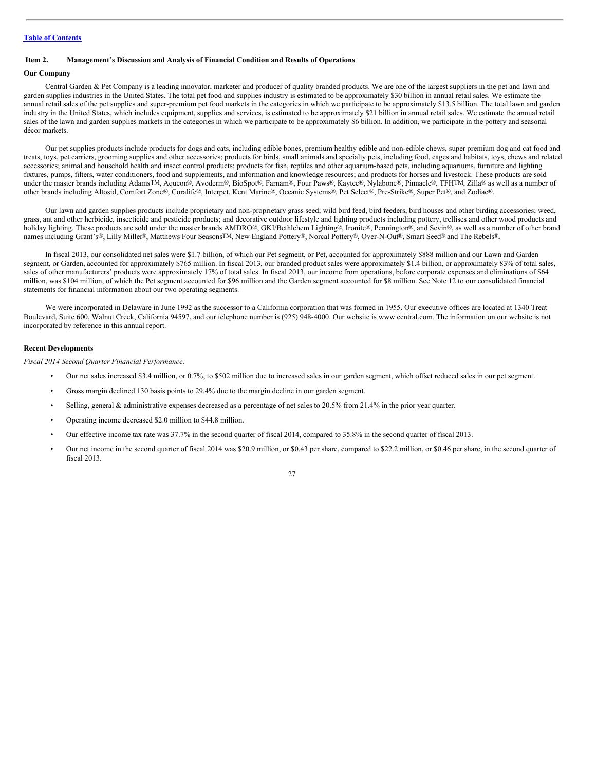[Table of Contents](#)

## Item 2. Management's Discussion and Analysis of Financial Condition and Results of Operations

### Our Company

Central Garden & Pet Company is a leading innovator, marketer and producer of quality branded products. We are one of the largest suppliers in the pet and lawn and garden supplies industries in the United States. The total pet food and supplies industry is estimated to be approximately $30 billion in annual retail sales. We estimate the annual retail sales of the pet supplies and super-premium pet food markets in the categories in which we participate to be approximately $13.5 billion. The total lawn and garden industry in the United States, which includes equipment, supplies and services, is estimated to be approximately $21 billion in annual retail sales. We estimate the annual retail sales of the lawn and garden supplies markets in the categories in which we participate to be approximately $6 billion. In addition, we participate in the pottery and seasonal décor markets.

Our pet supplies products include products for dogs and cats, including edible bones, premium healthy edible and non-edible chews, super premium dog and cat food and treats, toys, pet carriers, grooming supplies and other accessories; products for birds, small animals and specialty pets, including food, cages and habitats, toys, chews and related accessories; animal and household health and insect control products; products for fish, reptiles and other aquarium-based pets, including aquariums, furniture and lighting fixtures, pumps, filters, water conditioners, food and supplements, and information and knowledge resources; and products for horses and livestock. These products are sold under the master brands including Adams™, Aqueon®, Avoderm®, BioSpot®, Farnam®, Four Paws®, Kaytee®, Nylabone®, Pinnacle®, TFH™, Zilla® as well as a number of other brands including Altosid, Comfort Zone®, Coralife®, Interpet, Kent Marine®, Oceanic Systems®, Pet Select®, Pre-Strike®, Super Pet®, and Zodiac®.

Our lawn and garden supplies products include proprietary and non-proprietary grass seed; wild bird feed, bird feeders, bird houses and other birding accessories; weed, grass, ant and other herbicide, insecticide and pesticide products; and decorative outdoor lifestyle and lighting products including pottery, trellises and other wood products and holiday lighting. These products are sold under the master brands AMDRO®, GKI/Bethlehem Lighting®, Ironite®, Pennington®, and Sevin®, as well as a number of other brand names including Grant's®, Lilly Miller®, Matthews Four Seasons™, New England Pottery®, Norcal Pottery®, Over-N-Out®, Smart Seed® and The Rebels®.

In fiscal 2013, our consolidated net sales were $1.7 billion, of which our Pet segment, or Pet, accounted for approximately $888 million and our Lawn and Garden segment, or Garden, accounted for approximately $765 million. In fiscal 2013, our branded product sales were approximately $1.4 billion, or approximately 83% of total sales, sales of other manufacturers' products were approximately 17% of total sales. In fiscal 2013, our income from operations, before corporate expenses and eliminations of $64 million, was $104 million, of which the Pet segment accounted for $96 million and the Garden segment accounted for $8 million. See Note 12 to our consolidated financial statements for financial information about our two operating segments.

We were incorporated in Delaware in June 1992 as the successor to a California corporation that was formed in 1955. Our executive offices are located at 1340 Treat Boulevard, Suite 600, Walnut Creek, California 94597, and our telephone number is (925) 948-4000. Our website is www.central.com. The information on our website is not incorporated by reference in this annual report.

### Recent Developments

*Fiscal 2014 Second Quarter Financial Performance:*

- Our net sales increased $3.4 million, or 0.7%, to $502 million due to increased sales in our garden segment, which offset reduced sales in our pet segment.
- Gross margin declined 130 basis points to 29.4% due to the margin decline in our garden segment.
- Selling, general & administrative expenses decreased as a percentage of net sales to 20.5% from 21.4% in the prior year quarter.
- Operating income decreased $2.0 million to $44.8 million.
- Our effective income tax rate was 37.7% in the second quarter of fiscal 2014, compared to 35.8% in the second quarter of fiscal 2013.
- Our net income in the second quarter of fiscal 2014 was $20.9 million, or $0.43 per share, compared to $22.2 million, or $0.46 per share, in the second quarter of fiscal 2013.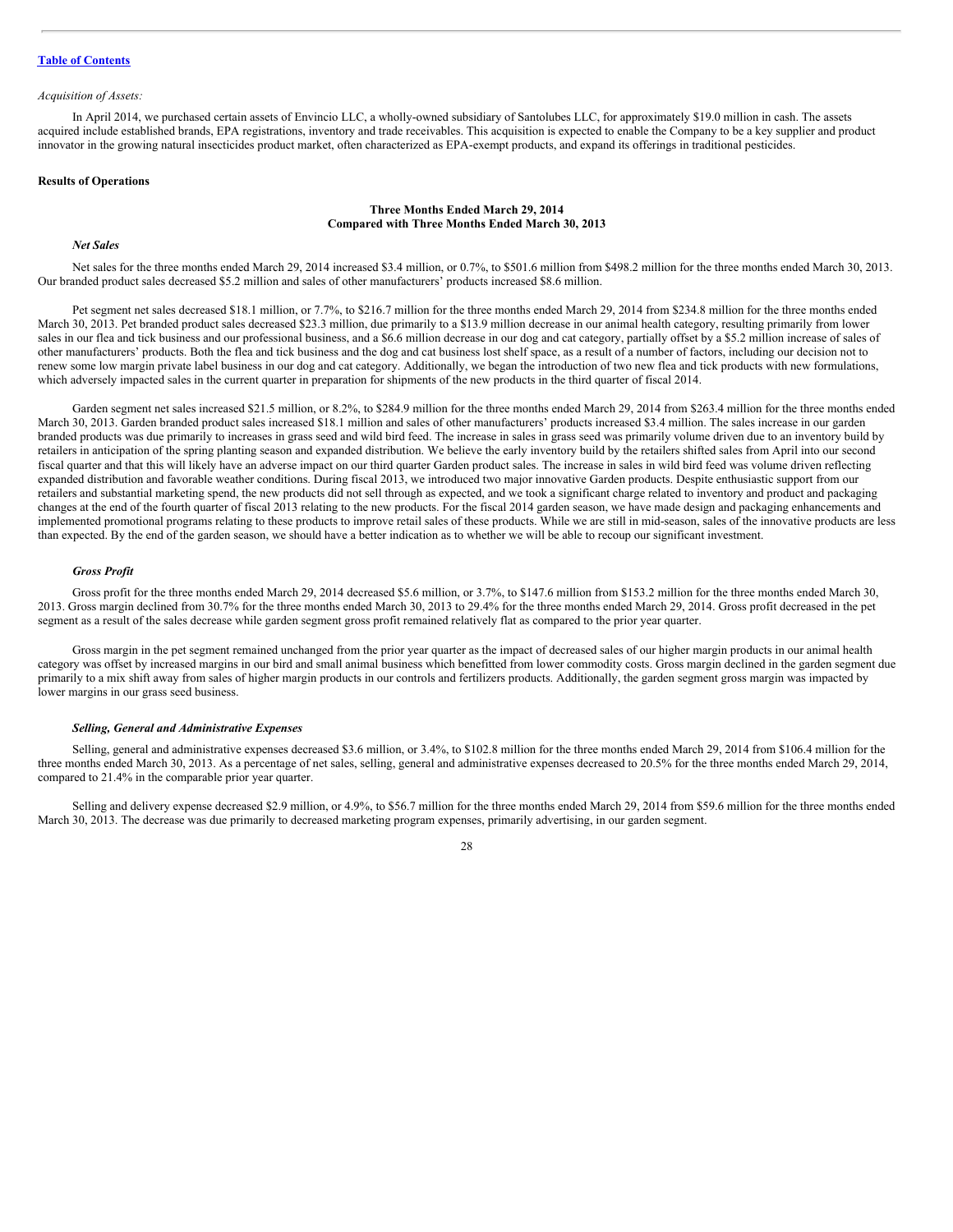[Table of Contents](#)

*Acquisition of Assets:*

In April 2014, we purchased certain assets of Envincio LLC, a wholly-owned subsidiary of Santolubes LLC, for approximately $19.0 million in cash. The assets acquired include established brands, EPA registrations, inventory and trade receivables. This acquisition is expected to enable the Company to be a key supplier and product innovator in the growing natural insecticides product market, often characterized as EPA-exempt products, and expand its offerings in traditional pesticides.

**Results of Operations**

**Three Months Ended March 29, 2014**
**Compared with Three Months Ended March 30, 2013**

***Net Sales***

Net sales for the three months ended March 29, 2014 increased $3.4 million, or 0.7%, to $501.6 million from $498.2 million for the three months ended March 30, 2013. Our branded product sales decreased $5.2 million and sales of other manufacturers' products increased $8.6 million.

Pet segment net sales decreased $18.1 million, or 7.7%, to $216.7 million for the three months ended March 29, 2014 from $234.8 million for the three months ended March 30, 2013. Pet branded product sales decreased $23.3 million, due primarily to a $13.9 million decrease in our animal health category, resulting primarily from lower sales in our flea and tick business and our professional business, and a $6.6 million decrease in our dog and cat category, partially offset by a $5.2 million increase of sales of other manufacturers' products. Both the flea and tick business and the dog and cat business lost shelf space, as a result of a number of factors, including our decision not to renew some low margin private label business in our dog and cat category. Additionally, we began the introduction of two new flea and tick products with new formulations, which adversely impacted sales in the current quarter in preparation for shipments of the new products in the third quarter of fiscal 2014.

Garden segment net sales increased $21.5 million, or 8.2%, to $284.9 million for the three months ended March 29, 2014 from $263.4 million for the three months ended March 30, 2013. Garden branded product sales increased $18.1 million and sales of other manufacturers' products increased $3.4 million. The sales increase in our garden branded products was due primarily to increases in grass seed and wild bird feed. The increase in sales in grass seed was primarily volume driven due to an inventory build by retailers in anticipation of the spring planting season and expanded distribution. We believe the early inventory build by the retailers shifted sales from April into our second fiscal quarter and that this will likely have an adverse impact on our third quarter Garden product sales. The increase in sales in wild bird feed was volume driven reflecting expanded distribution and favorable weather conditions. During fiscal 2013, we introduced two major innovative Garden products. Despite enthusiastic support from our retailers and substantial marketing spend, the new products did not sell through as expected, and we took a significant charge related to inventory and product and packaging changes at the end of the fourth quarter of fiscal 2013 relating to the new products. For the fiscal 2014 garden season, we have made design and packaging enhancements and implemented promotional programs relating to these products to improve retail sales of these products. While we are still in mid-season, sales of the innovative products are less than expected. By the end of the garden season, we should have a better indication as to whether we will be able to recoup our significant investment.

***Gross Profit***

Gross profit for the three months ended March 29, 2014 decreased $5.6 million, or 3.7%, to $147.6 million from $153.2 million for the three months ended March 30, 2013. Gross margin declined from 30.7% for the three months ended March 30, 2013 to 29.4% for the three months ended March 29, 2014. Gross profit decreased in the pet segment as a result of the sales decrease while garden segment gross profit remained relatively flat as compared to the prior year quarter.

Gross margin in the pet segment remained unchanged from the prior year quarter as the impact of decreased sales of our higher margin products in our animal health category was offset by increased margins in our bird and small animal business which benefitted from lower commodity costs. Gross margin declined in the garden segment due primarily to a mix shift away from sales of higher margin products in our controls and fertilizers products. Additionally, the garden segment gross margin was impacted by lower margins in our grass seed business.

***Selling, General and Administrative Expenses***

Selling, general and administrative expenses decreased $3.6 million, or 3.4%, to $102.8 million for the three months ended March 29, 2014 from $106.4 million for the three months ended March 30, 2013. As a percentage of net sales, selling, general and administrative expenses decreased to 20.5% for the three months ended March 29, 2014, compared to 21.4% in the comparable prior year quarter.

Selling and delivery expense decreased $2.9 million, or 4.9%, to $56.7 million for the three months ended March 29, 2014 from $59.6 million for the three months ended March 30, 2013. The decrease was due primarily to decreased marketing program expenses, primarily advertising, in our garden segment.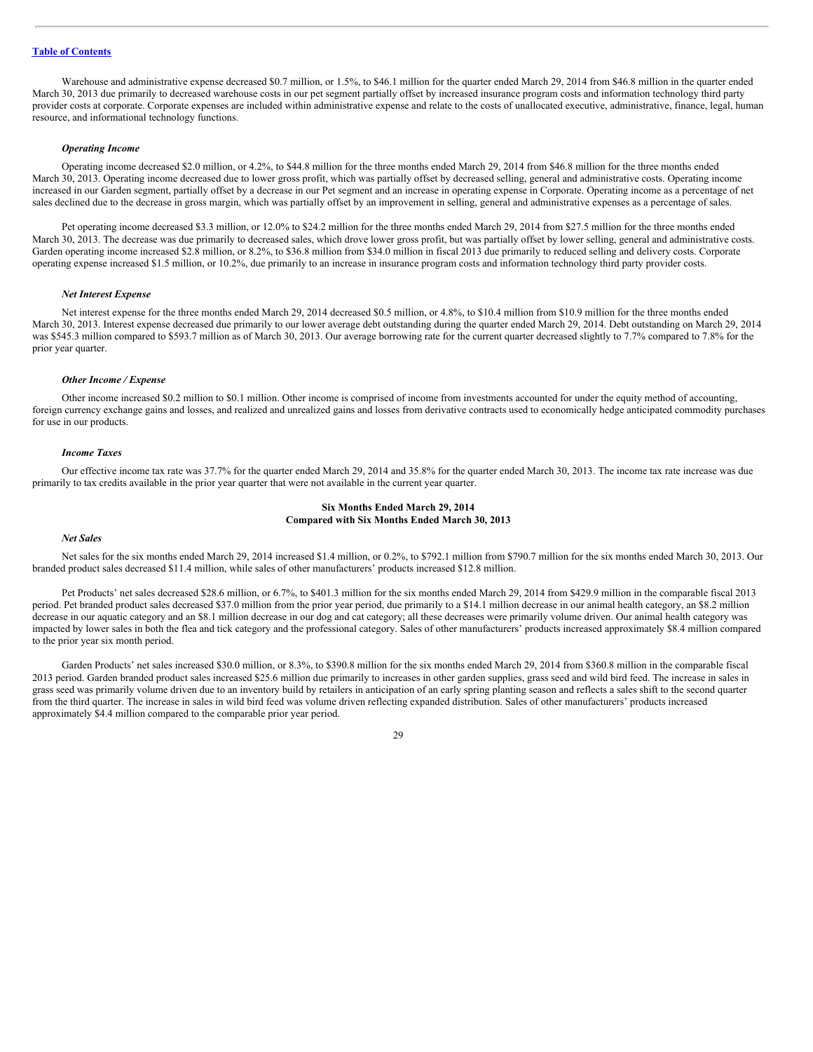Warehouse and administrative expense decreased $0.7 million, or 1.5%, to $46.1 million for the quarter ended March 29, 2014 from $46.8 million in the quarter ended March 30, 2013 due primarily to decreased warehouse costs in our pet segment partially offset by increased insurance program costs and information technology third party provider costs at corporate. Corporate expenses are included within administrative expense and relate to the costs of unallocated executive, administrative, finance, legal, human resource, and informational technology functions.

### *Operating Income*

Operating income decreased $2.0 million, or 4.2%, to $44.8 million for the three months ended March 29, 2014 from $46.8 million for the three months ended March 30, 2013. Operating income decreased due to lower gross profit, which was partially offset by decreased selling, general and administrative costs. Operating income increased in our Garden segment, partially offset by a decrease in our Pet segment and an increase in operating expense in Corporate. Operating income as a percentage of net sales declined due to the decrease in gross margin, which was partially offset by an improvement in selling, general and administrative expenses as a percentage of sales.

Pet operating income decreased $3.3 million, or 12.0% to $24.2 million for the three months ended March 29, 2014 from $27.5 million for the three months ended March 30, 2013. The decrease was due primarily to decreased sales, which drove lower gross profit, but was partially offset by lower selling, general and administrative costs. Garden operating income increased $2.8 million, or 8.2%, to $36.8 million from $34.0 million in fiscal 2013 due primarily to reduced selling and delivery costs. Corporate operating expense increased $1.5 million, or 10.2%, due primarily to an increase in insurance program costs and information technology third party provider costs.

### *Net Interest Expense*

Net interest expense for the three months ended March 29, 2014 decreased $0.5 million, or 4.8%, to $10.4 million from $10.9 million for the three months ended March 30, 2013. Interest expense decreased due primarily to our lower average debt outstanding during the quarter ended March 29, 2014. Debt outstanding on March 29, 2014 was $545.3 million compared to $593.7 million as of March 30, 2013. Our average borrowing rate for the current quarter decreased slightly to 7.7% compared to 7.8% for the prior year quarter.

### *Other Income / Expense*

Other income increased $0.2 million to $0.1 million. Other income is comprised of income from investments accounted for under the equity method of accounting, foreign currency exchange gains and losses, and realized and unrealized gains and losses from derivative contracts used to economically hedge anticipated commodity purchases for use in our products.

### *Income Taxes*

Our effective income tax rate was 37.7% for the quarter ended March 29, 2014 and 35.8% for the quarter ended March 30, 2013. The income tax rate increase was due primarily to tax credits available in the prior year quarter that were not available in the current year quarter.

## Six Months Ended March 29, 2014
## Compared with Six Months Ended March 30, 2013

### *Net Sales*

Net sales for the six months ended March 29, 2014 increased $1.4 million, or 0.2%, to $792.1 million from $790.7 million for the six months ended March 30, 2013. Our branded product sales decreased $11.4 million, while sales of other manufacturers' products increased $12.8 million.

Pet Products' net sales decreased $28.6 million, or 6.7%, to $401.3 million for the six months ended March 29, 2014 from $429.9 million in the comparable fiscal 2013 period. Pet branded product sales decreased $37.0 million from the prior year period, due primarily to a $14.1 million decrease in our animal health category, an $8.2 million decrease in our aquatic category and an $8.1 million decrease in our dog and cat category; all these decreases were primarily volume driven. Our animal health category was impacted by lower sales in both the flea and tick category and the professional category. Sales of other manufacturers' products increased approximately $8.4 million compared to the prior year six month period.

Garden Products' net sales increased $30.0 million, or 8.3%, to $390.8 million for the six months ended March 29, 2014 from $360.8 million in the comparable fiscal 2013 period. Garden branded product sales increased $25.6 million due primarily to increases in other garden supplies, grass seed and wild bird feed. The increase in sales in grass seed was primarily volume driven due to an inventory build by retailers in anticipation of an early spring planting season and reflects a sales shift to the second quarter from the third quarter. The increase in sales in wild bird feed was volume driven reflecting expanded distribution. Sales of other manufacturers' products increased approximately $4.4 million compared to the comparable prior year period.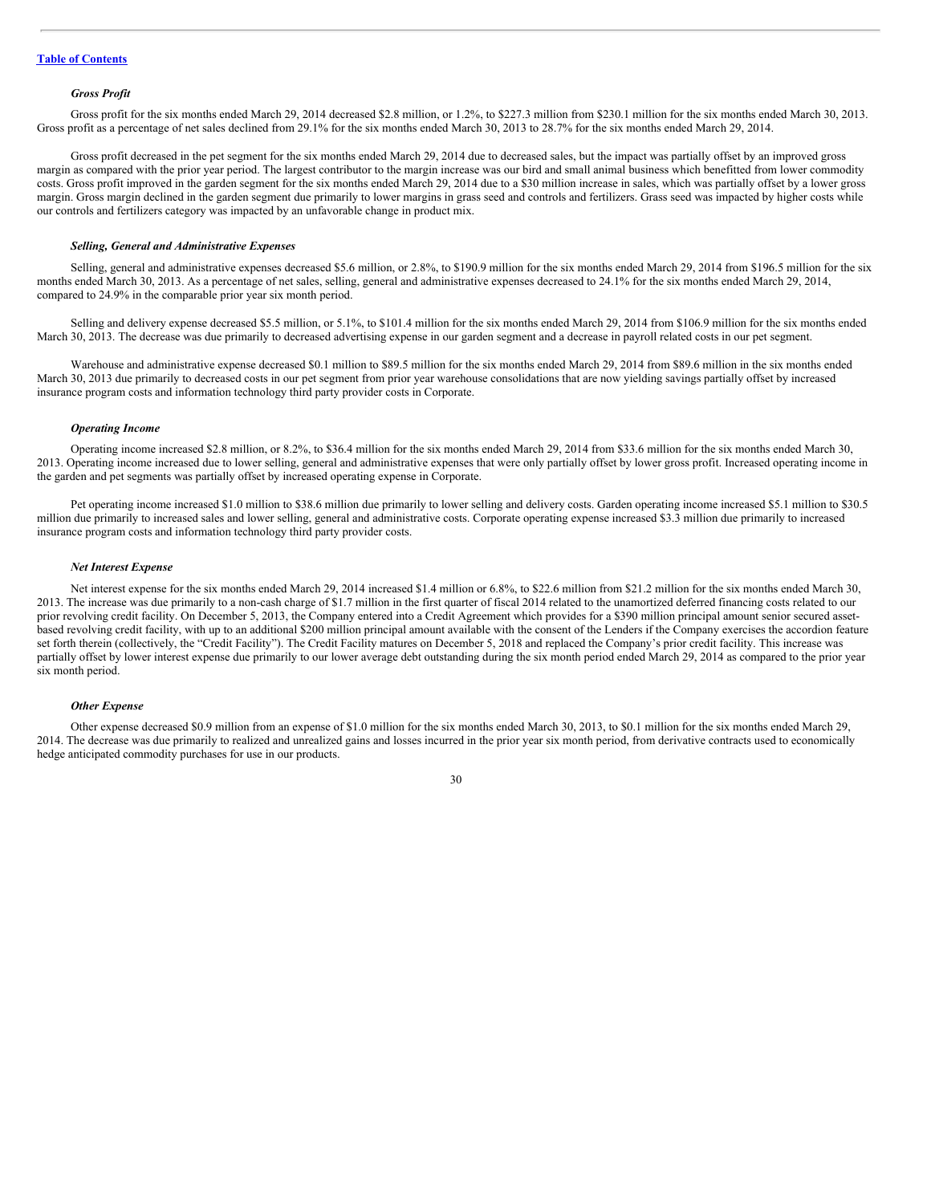*Gross Profit*

Gross profit for the six months ended March 29, 2014 decreased $2.8 million, or 1.2%, to $227.3 million from $230.1 million for the six months ended March 30, 2013. Gross profit as a percentage of net sales declined from 29.1% for the six months ended March 30, 2013 to 28.7% for the six months ended March 29, 2014.

Gross profit decreased in the pet segment for the six months ended March 29, 2014 due to decreased sales, but the impact was partially offset by an improved gross margin as compared with the prior year period. The largest contributor to the margin increase was our bird and small animal business which benefitted from lower commodity costs. Gross profit improved in the garden segment for the six months ended March 29, 2014 due to a $30 million increase in sales, which was partially offset by a lower gross margin. Gross margin declined in the garden segment due primarily to lower margins in grass seed and controls and fertilizers. Grass seed was impacted by higher costs while our controls and fertilizers category was impacted by an unfavorable change in product mix.

*Selling, General and Administrative Expenses*

Selling, general and administrative expenses decreased $5.6 million, or 2.8%, to $190.9 million for the six months ended March 29, 2014 from $196.5 million for the six months ended March 30, 2013. As a percentage of net sales, selling, general and administrative expenses decreased to 24.1% for the six months ended March 29, 2014, compared to 24.9% in the comparable prior year six month period.

Selling and delivery expense decreased $5.5 million, or 5.1%, to $101.4 million for the six months ended March 29, 2014 from $106.9 million for the six months ended March 30, 2013. The decrease was due primarily to decreased advertising expense in our garden segment and a decrease in payroll related costs in our pet segment.

Warehouse and administrative expense decreased $0.1 million to $89.5 million for the six months ended March 29, 2014 from $89.6 million in the six months ended March 30, 2013 due primarily to decreased costs in our pet segment from prior year warehouse consolidations that are now yielding savings partially offset by increased insurance program costs and information technology third party provider costs in Corporate.

*Operating Income*

Operating income increased $2.8 million, or 8.2%, to $36.4 million for the six months ended March 29, 2014 from $33.6 million for the six months ended March 30, 2013. Operating income increased due to lower selling, general and administrative expenses that were only partially offset by lower gross profit. Increased operating income in the garden and pet segments was partially offset by increased operating expense in Corporate.

Pet operating income increased $1.0 million to $38.6 million due primarily to lower selling and delivery costs. Garden operating income increased $5.1 million to $30.5 million due primarily to increased sales and lower selling, general and administrative costs. Corporate operating expense increased $3.3 million due primarily to increased insurance program costs and information technology third party provider costs.

*Net Interest Expense*

Net interest expense for the six months ended March 29, 2014 increased $1.4 million or 6.8%, to $22.6 million from $21.2 million for the six months ended March 30, 2013. The increase was due primarily to a non-cash charge of $1.7 million in the first quarter of fiscal 2014 related to the unamortized deferred financing costs related to our prior revolving credit facility. On December 5, 2013, the Company entered into a Credit Agreement which provides for a $390 million principal amount senior secured asset-based revolving credit facility, with up to an additional $200 million principal amount available with the consent of the Lenders if the Company exercises the accordion feature set forth therein (collectively, the "Credit Facility"). The Credit Facility matures on December 5, 2018 and replaced the Company's prior credit facility. This increase was partially offset by lower interest expense due primarily to our lower average debt outstanding during the six month period ended March 29, 2014 as compared to the prior year six month period.

*Other Expense*

Other expense decreased $0.9 million from an expense of $1.0 million for the six months ended March 30, 2013, to $0.1 million for the six months ended March 29, 2014. The decrease was due primarily to realized and unrealized gains and losses incurred in the prior year six month period, from derivative contracts used to economically hedge anticipated commodity purchases for use in our products.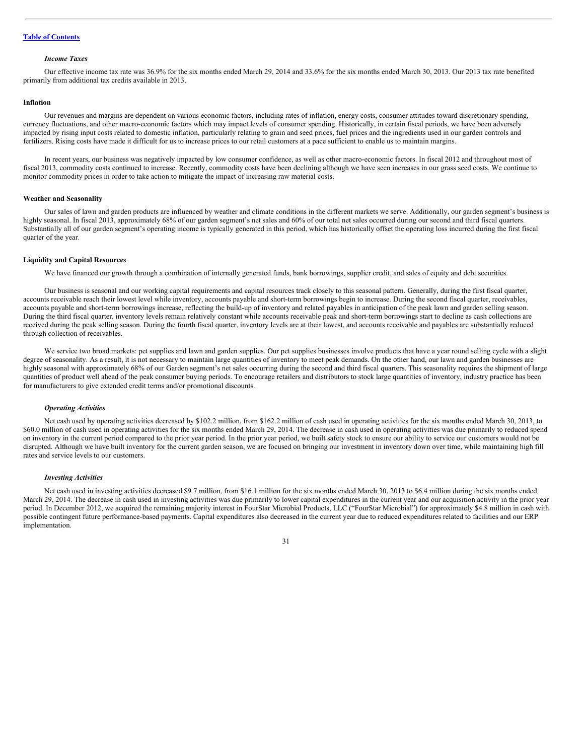[Table of Contents](#)

### *Income Taxes*

Our effective income tax rate was 36.9% for the six months ended March 29, 2014 and 33.6% for the six months ended March 30, 2013. Our 2013 tax rate benefited primarily from additional tax credits available in 2013.

## Inflation

Our revenues and margins are dependent on various economic factors, including rates of inflation, energy costs, consumer attitudes toward discretionary spending, currency fluctuations, and other macro-economic factors which may impact levels of consumer spending. Historically, in certain fiscal periods, we have been adversely impacted by rising input costs related to domestic inflation, particularly relating to grain and seed prices, fuel prices and the ingredients used in our garden controls and fertilizers. Rising costs have made it difficult for us to increase prices to our retail customers at a pace sufficient to enable us to maintain margins.

In recent years, our business was negatively impacted by low consumer confidence, as well as other macro-economic factors. In fiscal 2012 and throughout most of fiscal 2013, commodity costs continued to increase. Recently, commodity costs have been declining although we have seen increases in our grass seed costs. We continue to monitor commodity prices in order to take action to mitigate the impact of increasing raw material costs.

## Weather and Seasonality

Our sales of lawn and garden products are influenced by weather and climate conditions in the different markets we serve. Additionally, our garden segment's business is highly seasonal. In fiscal 2013, approximately 68% of our garden segment's net sales and 60% of our total net sales occurred during our second and third fiscal quarters. Substantially all of our garden segment's operating income is typically generated in this period, which has historically offset the operating loss incurred during the first fiscal quarter of the year.

## Liquidity and Capital Resources

We have financed our growth through a combination of internally generated funds, bank borrowings, supplier credit, and sales of equity and debt securities.

Our business is seasonal and our working capital requirements and capital resources track closely to this seasonal pattern. Generally, during the first fiscal quarter, accounts receivable reach their lowest level while inventory, accounts payable and short-term borrowings begin to increase. During the second fiscal quarter, receivables, accounts payable and short-term borrowings increase, reflecting the build-up of inventory and related payables in anticipation of the peak lawn and garden selling season. During the third fiscal quarter, inventory levels remain relatively constant while accounts receivable peak and short-term borrowings start to decline as cash collections are received during the peak selling season. During the fourth fiscal quarter, inventory levels are at their lowest, and accounts receivable and payables are substantially reduced through collection of receivables.

We service two broad markets: pet supplies and lawn and garden supplies. Our pet supplies businesses involve products that have a year round selling cycle with a slight degree of seasonality. As a result, it is not necessary to maintain large quantities of inventory to meet peak demands. On the other hand, our lawn and garden businesses are highly seasonal with approximately 68% of our Garden segment's net sales occurring during the second and third fiscal quarters. This seasonality requires the shipment of large quantities of product well ahead of the peak consumer buying periods. To encourage retailers and distributors to stock large quantities of inventory, industry practice has been for manufacturers to give extended credit terms and/or promotional discounts.

### *Operating Activities*

Net cash used by operating activities decreased by $102.2 million, from $162.2 million of cash used in operating activities for the six months ended March 30, 2013, to $60.0 million of cash used in operating activities for the six months ended March 29, 2014. The decrease in cash used in operating activities was due primarily to reduced spend on inventory in the current period compared to the prior year period. In the prior year period, we built safety stock to ensure our ability to service our customers would not be disrupted. Although we have built inventory for the current garden season, we are focused on bringing our investment in inventory down over time, while maintaining high fill rates and service levels to our customers.

### *Investing Activities*

Net cash used in investing activities decreased $9.7 million, from $16.1 million for the six months ended March 30, 2013 to $6.4 million during the six months ended March 29, 2014. The decrease in cash used in investing activities was due primarily to lower capital expenditures in the current year and our acquisition activity in the prior year period. In December 2012, we acquired the remaining majority interest in FourStar Microbial Products, LLC ("FourStar Microbial") for approximately $4.8 million in cash with possible contingent future performance-based payments. Capital expenditures also decreased in the current year due to reduced expenditures related to facilities and our ERP implementation.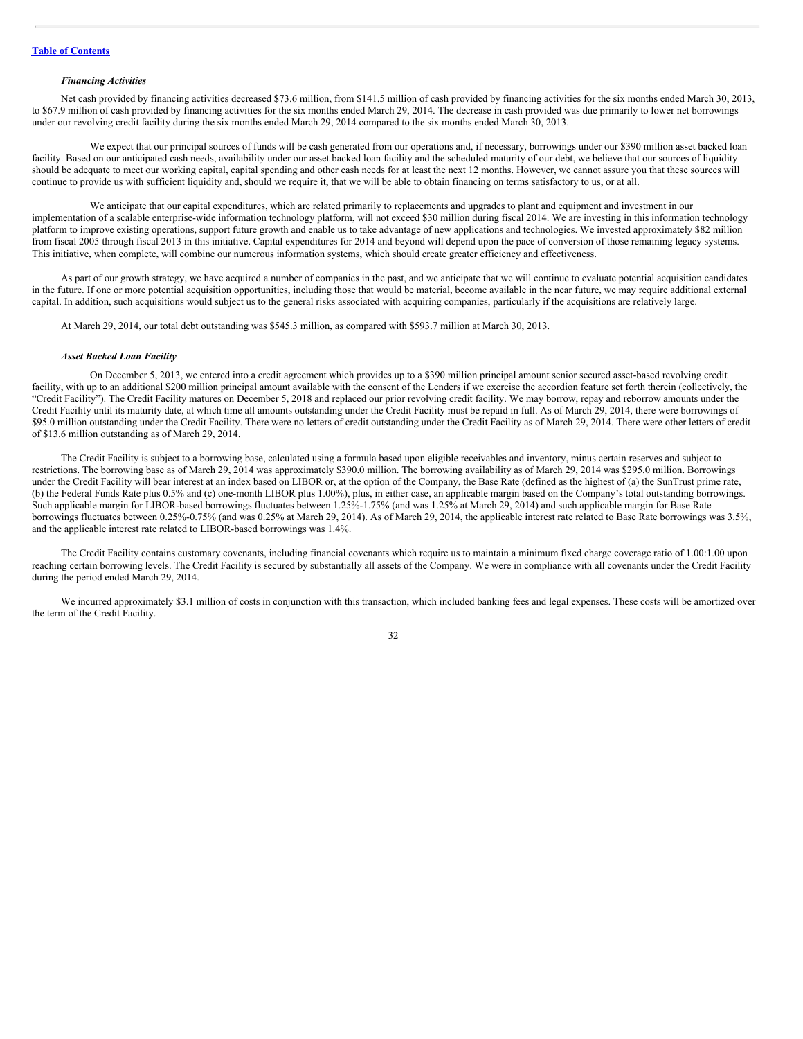*Financing Activities*

Net cash provided by financing activities decreased $73.6 million, from $141.5 million of cash provided by financing activities for the six months ended March 30, 2013, to $67.9 million of cash provided by financing activities for the six months ended March 29, 2014. The decrease in cash provided was due primarily to lower net borrowings under our revolving credit facility during the six months ended March 29, 2014 compared to the six months ended March 30, 2013.

We expect that our principal sources of funds will be cash generated from our operations and, if necessary, borrowings under our $390 million asset backed loan facility. Based on our anticipated cash needs, availability under our asset backed loan facility and the scheduled maturity of our debt, we believe that our sources of liquidity should be adequate to meet our working capital, capital spending and other cash needs for at least the next 12 months. However, we cannot assure you that these sources will continue to provide us with sufficient liquidity and, should we require it, that we will be able to obtain financing on terms satisfactory to us, or at all.

We anticipate that our capital expenditures, which are related primarily to replacements and upgrades to plant and equipment and investment in our implementation of a scalable enterprise-wide information technology platform, will not exceed $30 million during fiscal 2014. We are investing in this information technology platform to improve existing operations, support future growth and enable us to take advantage of new applications and technologies. We invested approximately $82 million from fiscal 2005 through fiscal 2013 in this initiative. Capital expenditures for 2014 and beyond will depend upon the pace of conversion of those remaining legacy systems. This initiative, when complete, will combine our numerous information systems, which should create greater efficiency and effectiveness.

As part of our growth strategy, we have acquired a number of companies in the past, and we anticipate that we will continue to evaluate potential acquisition candidates in the future. If one or more potential acquisition opportunities, including those that would be material, become available in the near future, we may require additional external capital. In addition, such acquisitions would subject us to the general risks associated with acquiring companies, particularly if the acquisitions are relatively large.

At March 29, 2014, our total debt outstanding was $545.3 million, as compared with $593.7 million at March 30, 2013.

*Asset Backed Loan Facility*

On December 5, 2013, we entered into a credit agreement which provides up to a $390 million principal amount senior secured asset-based revolving credit facility, with up to an additional $200 million principal amount available with the consent of the Lenders if we exercise the accordion feature set forth therein (collectively, the "Credit Facility"). The Credit Facility matures on December 5, 2018 and replaced our prior revolving credit facility. We may borrow, repay and reborrow amounts under the Credit Facility until its maturity date, at which time all amounts outstanding under the Credit Facility must be repaid in full. As of March 29, 2014, there were borrowings of $95.0 million outstanding under the Credit Facility. There were no letters of credit outstanding under the Credit Facility as of March 29, 2014. There were other letters of credit of $13.6 million outstanding as of March 29, 2014.

The Credit Facility is subject to a borrowing base, calculated using a formula based upon eligible receivables and inventory, minus certain reserves and subject to restrictions. The borrowing base as of March 29, 2014 was approximately $390.0 million. The borrowing availability as of March 29, 2014 was $295.0 million. Borrowings under the Credit Facility will bear interest at an index based on LIBOR or, at the option of the Company, the Base Rate (defined as the highest of (a) the SunTrust prime rate, (b) the Federal Funds Rate plus 0.5% and (c) one-month LIBOR plus 1.00%), plus, in either case, an applicable margin based on the Company's total outstanding borrowings. Such applicable margin for LIBOR-based borrowings fluctuates between 1.25%-1.75% (and was 1.25% at March 29, 2014) and such applicable margin for Base Rate borrowings fluctuates between 0.25%-0.75% (and was 0.25% at March 29, 2014). As of March 29, 2014, the applicable interest rate related to Base Rate borrowings was 3.5%, and the applicable interest rate related to LIBOR-based borrowings was 1.4%.

The Credit Facility contains customary covenants, including financial covenants which require us to maintain a minimum fixed charge coverage ratio of 1.00:1.00 upon reaching certain borrowing levels. The Credit Facility is secured by substantially all assets of the Company. We were in compliance with all covenants under the Credit Facility during the period ended March 29, 2014.

We incurred approximately $3.1 million of costs in conjunction with this transaction, which included banking fees and legal expenses. These costs will be amortized over the term of the Credit Facility.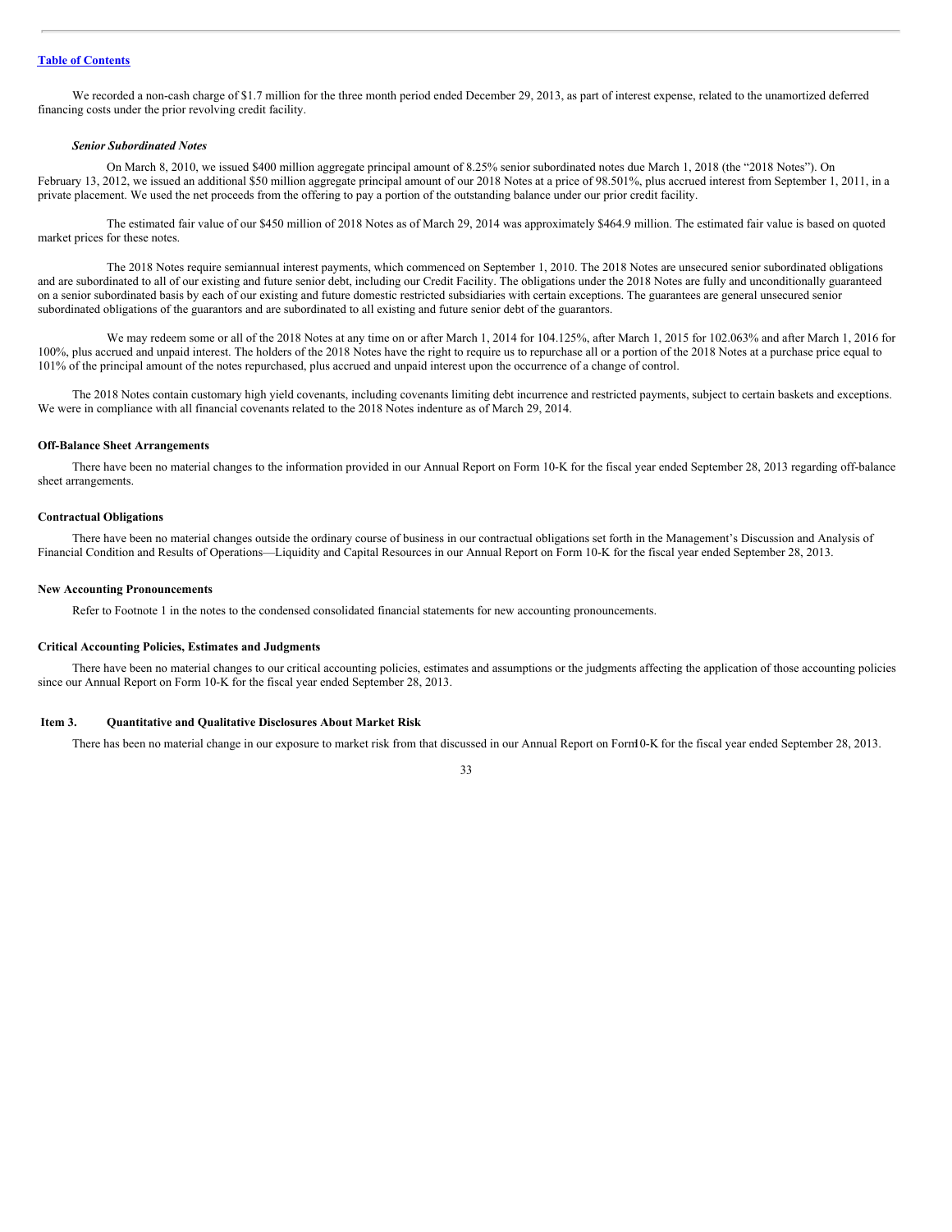We recorded a non-cash charge of $1.7 million for the three month period ended December 29, 2013, as part of interest expense, related to the unamortized deferred financing costs under the prior revolving credit facility.

### *Senior Subordinated Notes*

On March 8, 2010, we issued $400 million aggregate principal amount of 8.25% senior subordinated notes due March 1, 2018 (the "2018 Notes"). On February 13, 2012, we issued an additional $50 million aggregate principal amount of our 2018 Notes at a price of 98.501%, plus accrued interest from September 1, 2011, in a private placement. We used the net proceeds from the offering to pay a portion of the outstanding balance under our prior credit facility.

The estimated fair value of our $450 million of 2018 Notes as of March 29, 2014 was approximately $464.9 million. The estimated fair value is based on quoted market prices for these notes.

The 2018 Notes require semiannual interest payments, which commenced on September 1, 2010. The 2018 Notes are unsecured senior subordinated obligations and are subordinated to all of our existing and future senior debt, including our Credit Facility. The obligations under the 2018 Notes are fully and unconditionally guaranteed on a senior subordinated basis by each of our existing and future domestic restricted subsidiaries with certain exceptions. The guarantees are general unsecured senior subordinated obligations of the guarantors and are subordinated to all existing and future senior debt of the guarantors.

We may redeem some or all of the 2018 Notes at any time on or after March 1, 2014 for 104.125%, after March 1, 2015 for 102.063% and after March 1, 2016 for 100%, plus accrued and unpaid interest. The holders of the 2018 Notes have the right to require us to repurchase all or a portion of the 2018 Notes at a purchase price equal to 101% of the principal amount of the notes repurchased, plus accrued and unpaid interest upon the occurrence of a change of control.

The 2018 Notes contain customary high yield covenants, including covenants limiting debt incurrence and restricted payments, subject to certain baskets and exceptions. We were in compliance with all financial covenants related to the 2018 Notes indenture as of March 29, 2014.

### Off-Balance Sheet Arrangements

There have been no material changes to the information provided in our Annual Report on Form 10-K for the fiscal year ended September 28, 2013 regarding off-balance sheet arrangements.

### Contractual Obligations

There have been no material changes outside the ordinary course of business in our contractual obligations set forth in the Management's Discussion and Analysis of Financial Condition and Results of Operations—Liquidity and Capital Resources in our Annual Report on Form 10-K for the fiscal year ended September 28, 2013.

### New Accounting Pronouncements

Refer to Footnote 1 in the notes to the condensed consolidated financial statements for new accounting pronouncements.

### Critical Accounting Policies, Estimates and Judgments

There have been no material changes to our critical accounting policies, estimates and assumptions or the judgments affecting the application of those accounting policies since our Annual Report on Form 10-K for the fiscal year ended September 28, 2013.

## Item 3. Quantitative and Qualitative Disclosures About Market Risk

There has been no material change in our exposure to market risk from that discussed in our Annual Report on Form 10-K for the fiscal year ended September 28, 2013.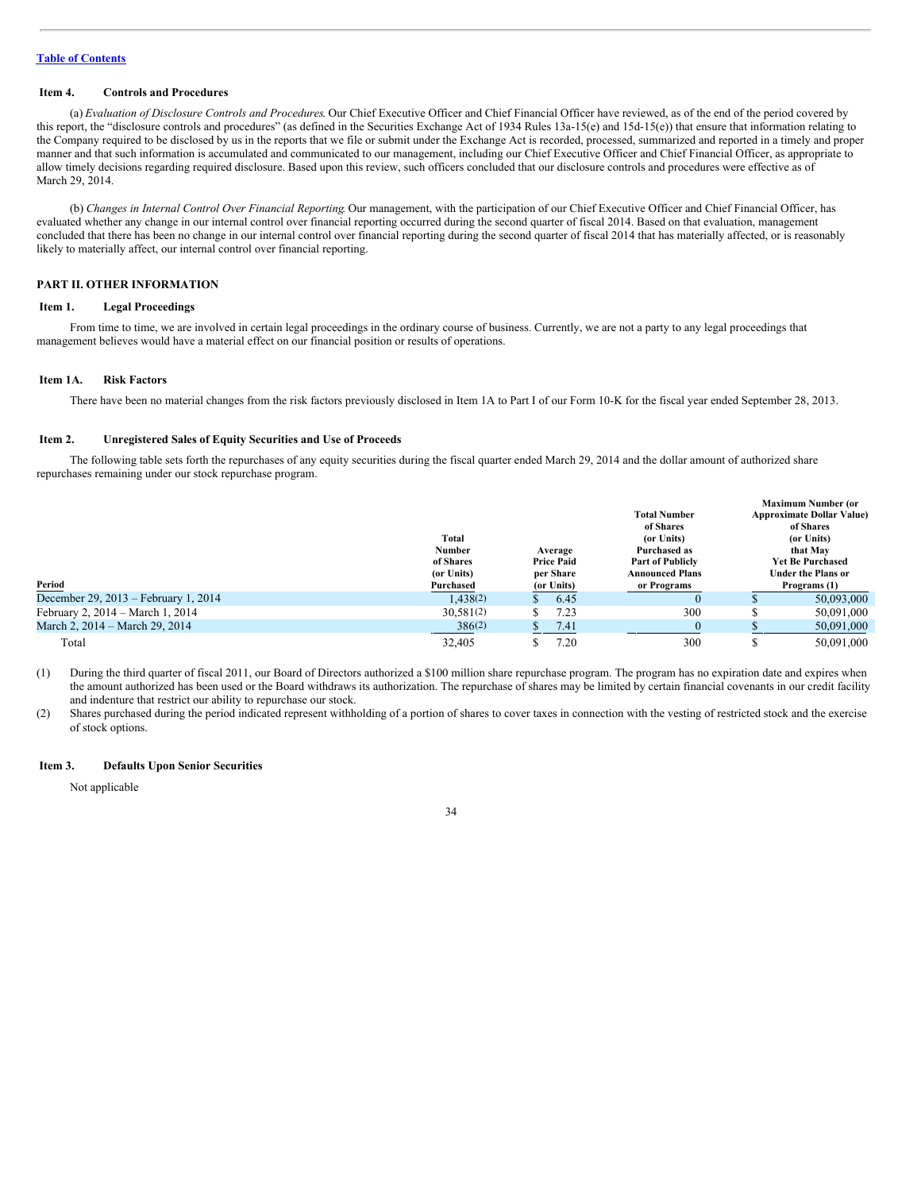[Table of Contents](#)

### Item 4. Controls and Procedures

(a) *Evaluation of Disclosure Controls and Procedures*. Our Chief Executive Officer and Chief Financial Officer have reviewed, as of the end of the period covered by this report, the "disclosure controls and procedures" (as defined in the Securities Exchange Act of 1934 Rules 13a-15(e) and 15d-15(e)) that ensure that information relating to the Company required to be disclosed by us in the reports that we file or submit under the Exchange Act is recorded, processed, summarized and reported in a timely and proper manner and that such information is accumulated and communicated to our management, including our Chief Executive Officer and Chief Financial Officer, as appropriate to allow timely decisions regarding required disclosure. Based upon this review, such officers concluded that our disclosure controls and procedures were effective as of March 29, 2014.

(b) *Changes in Internal Control Over Financial Reporting*. Our management, with the participation of our Chief Executive Officer and Chief Financial Officer, has evaluated whether any change in our internal control over financial reporting occurred during the second quarter of fiscal 2014. Based on that evaluation, management concluded that there has been no change in our internal control over financial reporting during the second quarter of fiscal 2014 that has materially affected, or is reasonably likely to materially affect, our internal control over financial reporting.

## PART II. OTHER INFORMATION

### Item 1. Legal Proceedings

From time to time, we are involved in certain legal proceedings in the ordinary course of business. Currently, we are not a party to any legal proceedings that management believes would have a material effect on our financial position or results of operations.

### Item 1A. Risk Factors

There have been no material changes from the risk factors previously disclosed in Item 1A to Part I of our Form 10-K for the fiscal year ended September 28, 2013.

### Item 2. Unregistered Sales of Equity Securities and Use of Proceeds

The following table sets forth the repurchases of any equity securities during the fiscal quarter ended March 29, 2014 and the dollar amount of authorized share repurchases remaining under our stock repurchase program.

| Period | Total Number of Shares (or Units) Purchased | Average Price Paid per Share (or Units) | Total Number of Shares (or Units) Purchased as Part of Publicly Announced Plans or Programs | Maximum Number (or Approximate Dollar Value) of Shares (or Units) that May Yet Be Purchased Under the Plans or Programs (1) |
|---|---|---|---|---|
| December 29, 2013 – February 1, 2014 | 1,438(2) | $ 6.45 | 0 | $ 50,093,000 |
| February 2, 2014 – March 1, 2014 | 30,581(2) | $ 7.23 | 300 | $ 50,091,000 |
| March 2, 2014 – March 29, 2014 | 386(2) | $ 7.41 | 0 | $ 50,091,000 |
| Total | 32,405 | $ 7.20 | 300 | $ 50,091,000 |

(1) During the third quarter of fiscal 2011, our Board of Directors authorized a $100 million share repurchase program. The program has no expiration date and expires when the amount authorized has been used or the Board withdraws its authorization. The repurchase of shares may be limited by certain financial covenants in our credit facility and indenture that restrict our ability to repurchase our stock.

(2) Shares purchased during the period indicated represent withholding of a portion of shares to cover taxes in connection with the vesting of restricted stock and the exercise of stock options.

### Item 3. Defaults Upon Senior Securities

Not applicable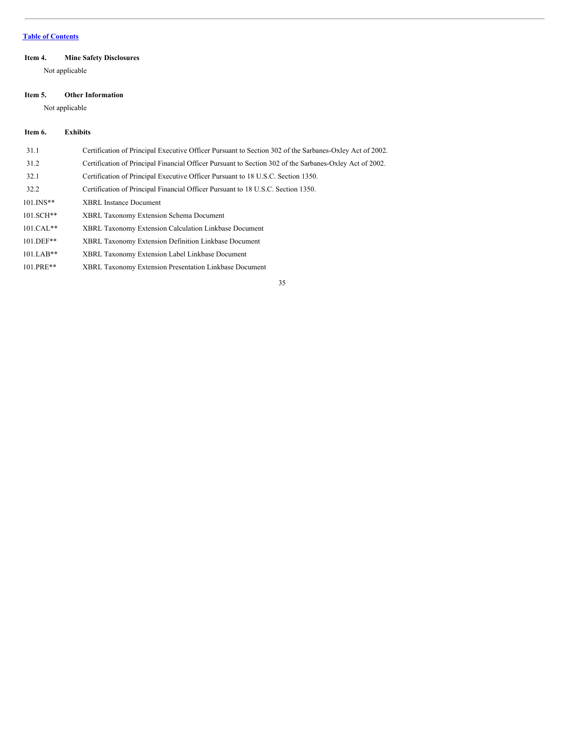[Table of Contents](#)

## Item 4. Mine Safety Disclosures

Not applicable

## Item 5. Other Information

Not applicable

## Item 6. Exhibits

| | |
|---|---|
| 31.1 | Certification of Principal Executive Officer Pursuant to Section 302 of the Sarbanes-Oxley Act of 2002. |
| 31.2 | Certification of Principal Financial Officer Pursuant to Section 302 of the Sarbanes-Oxley Act of 2002. |
| 32.1 | Certification of Principal Executive Officer Pursuant to 18 U.S.C. Section 1350. |
| 32.2 | Certification of Principal Financial Officer Pursuant to 18 U.S.C. Section 1350. |
| 101.INS** | XBRL Instance Document |
| 101.SCH** | XBRL Taxonomy Extension Schema Document |
| 101.CAL** | XBRL Taxonomy Extension Calculation Linkbase Document |
| 101.DEF** | XBRL Taxonomy Extension Definition Linkbase Document |
| 101.LAB** | XBRL Taxonomy Extension Label Linkbase Document |
| 101.PRE** | XBRL Taxonomy Extension Presentation Linkbase Document |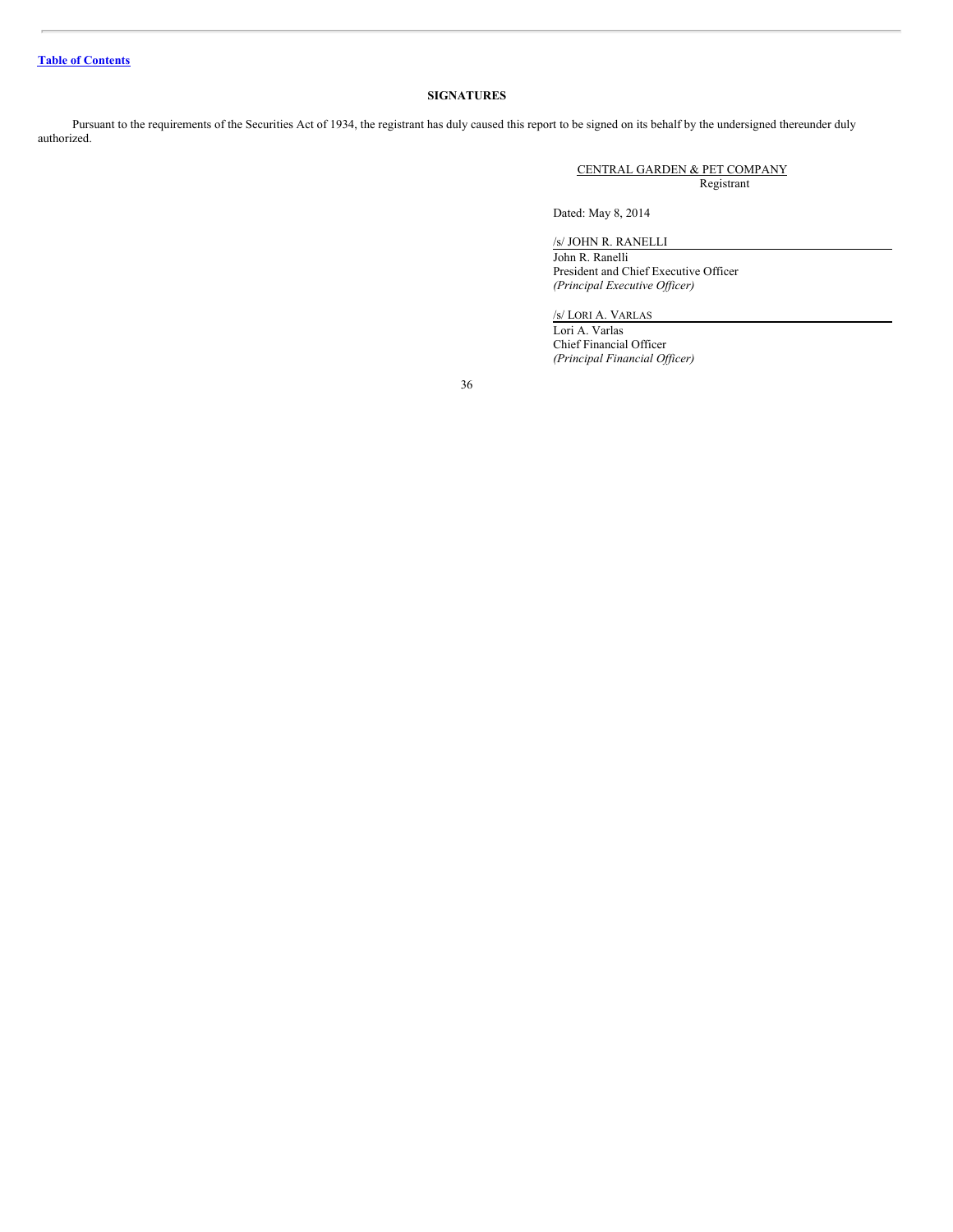[Table of Contents]

## SIGNATURES

Pursuant to the requirements of the Securities Act of 1934, the registrant has duly caused this report to be signed on its behalf by the undersigned thereunder duly authorized.

CENTRAL GARDEN & PET COMPANY
Registrant

Dated: May 8, 2014

/s/ JOHN R. RANELLI
John R. Ranelli
President and Chief Executive Officer
*(Principal Executive Officer)*

/s/ LORI A. VARLAS
Lori A. Varlas
Chief Financial Officer
*(Principal Financial Officer)*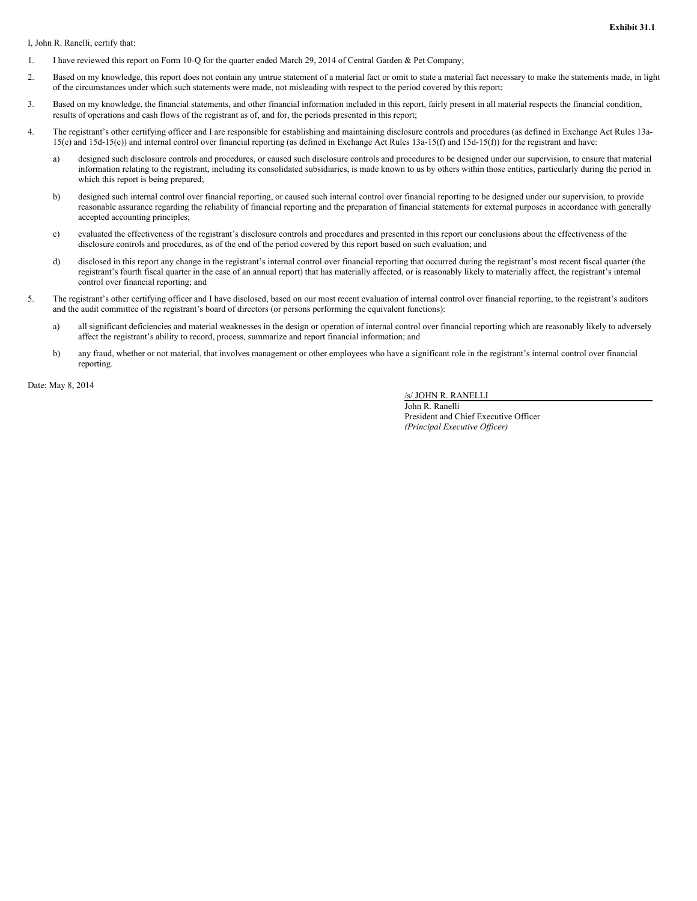**Exhibit 31.1**

I, John R. Ranelli, certify that:

1. I have reviewed this report on Form 10-Q for the quarter ended March 29, 2014 of Central Garden & Pet Company;

2. Based on my knowledge, this report does not contain any untrue statement of a material fact or omit to state a material fact necessary to make the statements made, in light of the circumstances under which such statements were made, not misleading with respect to the period covered by this report;

3. Based on my knowledge, the financial statements, and other financial information included in this report, fairly present in all material respects the financial condition, results of operations and cash flows of the registrant as of, and for, the periods presented in this report;

4. The registrant's other certifying officer and I are responsible for establishing and maintaining disclosure controls and procedures (as defined in Exchange Act Rules 13a-15(e) and 15d-15(e)) and internal control over financial reporting (as defined in Exchange Act Rules 13a-15(f) and 15d-15(f)) for the registrant and have:

   a) designed such disclosure controls and procedures, or caused such disclosure controls and procedures to be designed under our supervision, to ensure that material information relating to the registrant, including its consolidated subsidiaries, is made known to us by others within those entities, particularly during the period in which this report is being prepared;

   b) designed such internal control over financial reporting, or caused such internal control over financial reporting to be designed under our supervision, to provide reasonable assurance regarding the reliability of financial reporting and the preparation of financial statements for external purposes in accordance with generally accepted accounting principles;

   c) evaluated the effectiveness of the registrant's disclosure controls and procedures and presented in this report our conclusions about the effectiveness of the disclosure controls and procedures, as of the end of the period covered by this report based on such evaluation; and

   d) disclosed in this report any change in the registrant's internal control over financial reporting that occurred during the registrant's most recent fiscal quarter (the registrant's fourth fiscal quarter in the case of an annual report) that has materially affected, or is reasonably likely to materially affect, the registrant's internal control over financial reporting; and

5. The registrant's other certifying officer and I have disclosed, based on our most recent evaluation of internal control over financial reporting, to the registrant's auditors and the audit committee of the registrant's board of directors (or persons performing the equivalent functions):

   a) all significant deficiencies and material weaknesses in the design or operation of internal control over financial reporting which are reasonably likely to adversely affect the registrant's ability to record, process, summarize and report financial information; and

   b) any fraud, whether or not material, that involves management or other employees who have a significant role in the registrant's internal control over financial reporting.

Date: May 8, 2014

/s/ JOHN R. RANELLI
John R. Ranelli
President and Chief Executive Officer
*(Principal Executive Officer)*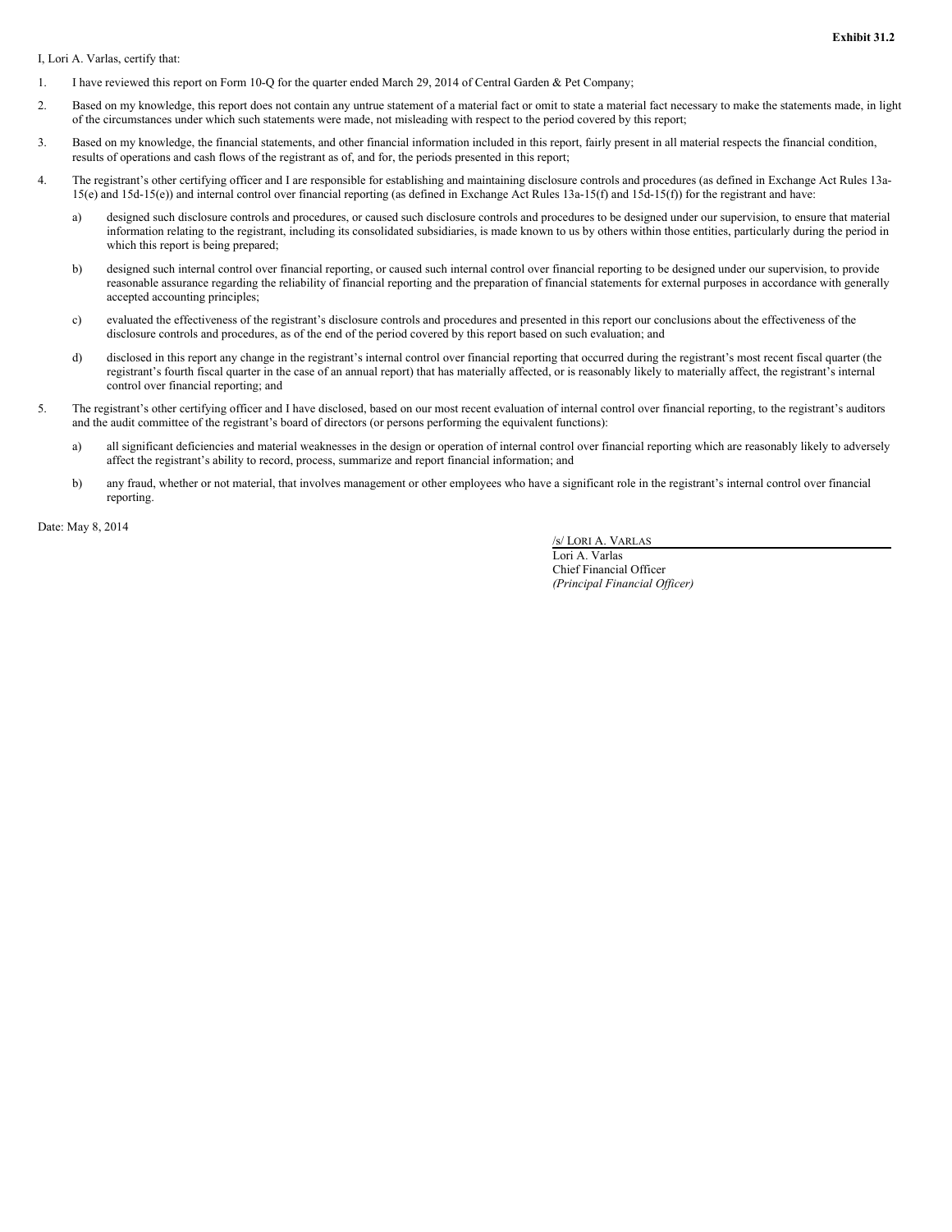**Exhibit 31.2**

I, Lori A. Varlas, certify that:

1. I have reviewed this report on Form 10-Q for the quarter ended March 29, 2014 of Central Garden & Pet Company;

2. Based on my knowledge, this report does not contain any untrue statement of a material fact or omit to state a material fact necessary to make the statements made, in light of the circumstances under which such statements were made, not misleading with respect to the period covered by this report;

3. Based on my knowledge, the financial statements, and other financial information included in this report, fairly present in all material respects the financial condition, results of operations and cash flows of the registrant as of, and for, the periods presented in this report;

4. The registrant's other certifying officer and I are responsible for establishing and maintaining disclosure controls and procedures (as defined in Exchange Act Rules 13a-15(e) and 15d-15(e)) and internal control over financial reporting (as defined in Exchange Act Rules 13a-15(f) and 15d-15(f)) for the registrant and have:

   a) designed such disclosure controls and procedures, or caused such disclosure controls and procedures to be designed under our supervision, to ensure that material information relating to the registrant, including its consolidated subsidiaries, is made known to us by others within those entities, particularly during the period in which this report is being prepared;

   b) designed such internal control over financial reporting, or caused such internal control over financial reporting to be designed under our supervision, to provide reasonable assurance regarding the reliability of financial reporting and the preparation of financial statements for external purposes in accordance with generally accepted accounting principles;

   c) evaluated the effectiveness of the registrant's disclosure controls and procedures and presented in this report our conclusions about the effectiveness of the disclosure controls and procedures, as of the end of the period covered by this report based on such evaluation; and

   d) disclosed in this report any change in the registrant's internal control over financial reporting that occurred during the registrant's most recent fiscal quarter (the registrant's fourth fiscal quarter in the case of an annual report) that has materially affected, or is reasonably likely to materially affect, the registrant's internal control over financial reporting; and

5. The registrant's other certifying officer and I have disclosed, based on our most recent evaluation of internal control over financial reporting, to the registrant's auditors and the audit committee of the registrant's board of directors (or persons performing the equivalent functions):

   a) all significant deficiencies and material weaknesses in the design or operation of internal control over financial reporting which are reasonably likely to adversely affect the registrant's ability to record, process, summarize and report financial information; and

   b) any fraud, whether or not material, that involves management or other employees who have a significant role in the registrant's internal control over financial reporting.

Date: May 8, 2014

/s/ LORI A. VARLAS
Lori A. Varlas
Chief Financial Officer
*(Principal Financial Officer)*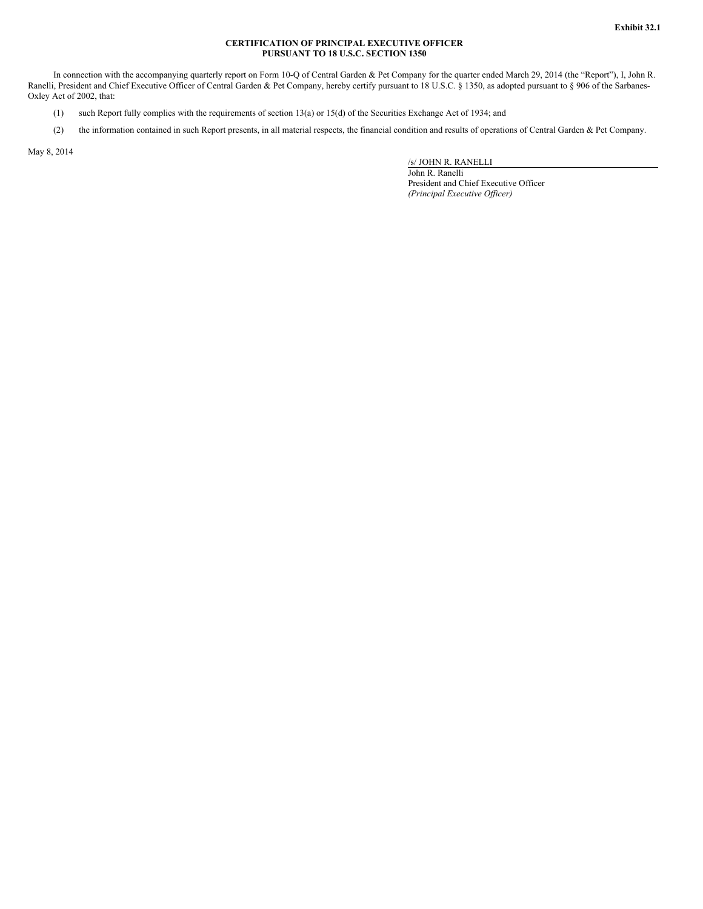**Exhibit 32.1**

**CERTIFICATION OF PRINCIPAL EXECUTIVE OFFICER**
**PURSUANT TO 18 U.S.C. SECTION 1350**

In connection with the accompanying quarterly report on Form 10-Q of Central Garden & Pet Company for the quarter ended March 29, 2014 (the "Report"), I, John R. Ranelli, President and Chief Executive Officer of Central Garden & Pet Company, hereby certify pursuant to 18 U.S.C. § 1350, as adopted pursuant to § 906 of the Sarbanes-Oxley Act of 2002, that:

(1) such Report fully complies with the requirements of section 13(a) or 15(d) of the Securities Exchange Act of 1934; and

(2) the information contained in such Report presents, in all material respects, the financial condition and results of operations of Central Garden & Pet Company.

May 8, 2014

/s/ JOHN R. RANELLI
John R. Ranelli
President and Chief Executive Officer
*(Principal Executive Officer)*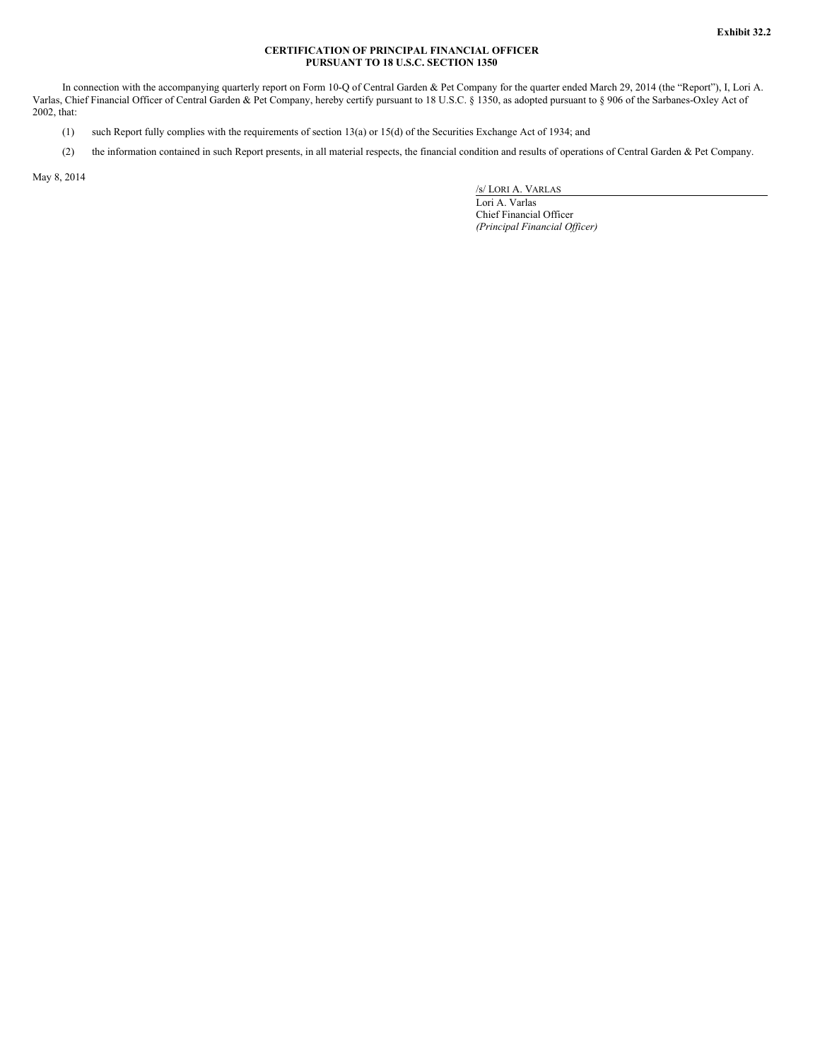Exhibit 32.2

**CERTIFICATION OF PRINCIPAL FINANCIAL OFFICER**
**PURSUANT TO 18 U.S.C. SECTION 1350**

In connection with the accompanying quarterly report on Form 10-Q of Central Garden & Pet Company for the quarter ended March 29, 2014 (the "Report"), I, Lori A. Varlas, Chief Financial Officer of Central Garden & Pet Company, hereby certify pursuant to 18 U.S.C. § 1350, as adopted pursuant to § 906 of the Sarbanes-Oxley Act of 2002, that:

(1) such Report fully complies with the requirements of section 13(a) or 15(d) of the Securities Exchange Act of 1934; and

(2) the information contained in such Report presents, in all material respects, the financial condition and results of operations of Central Garden & Pet Company.

May 8, 2014

/s/ LORI A. VARLAS

Lori A. Varlas
Chief Financial Officer
*(Principal Financial Officer)*